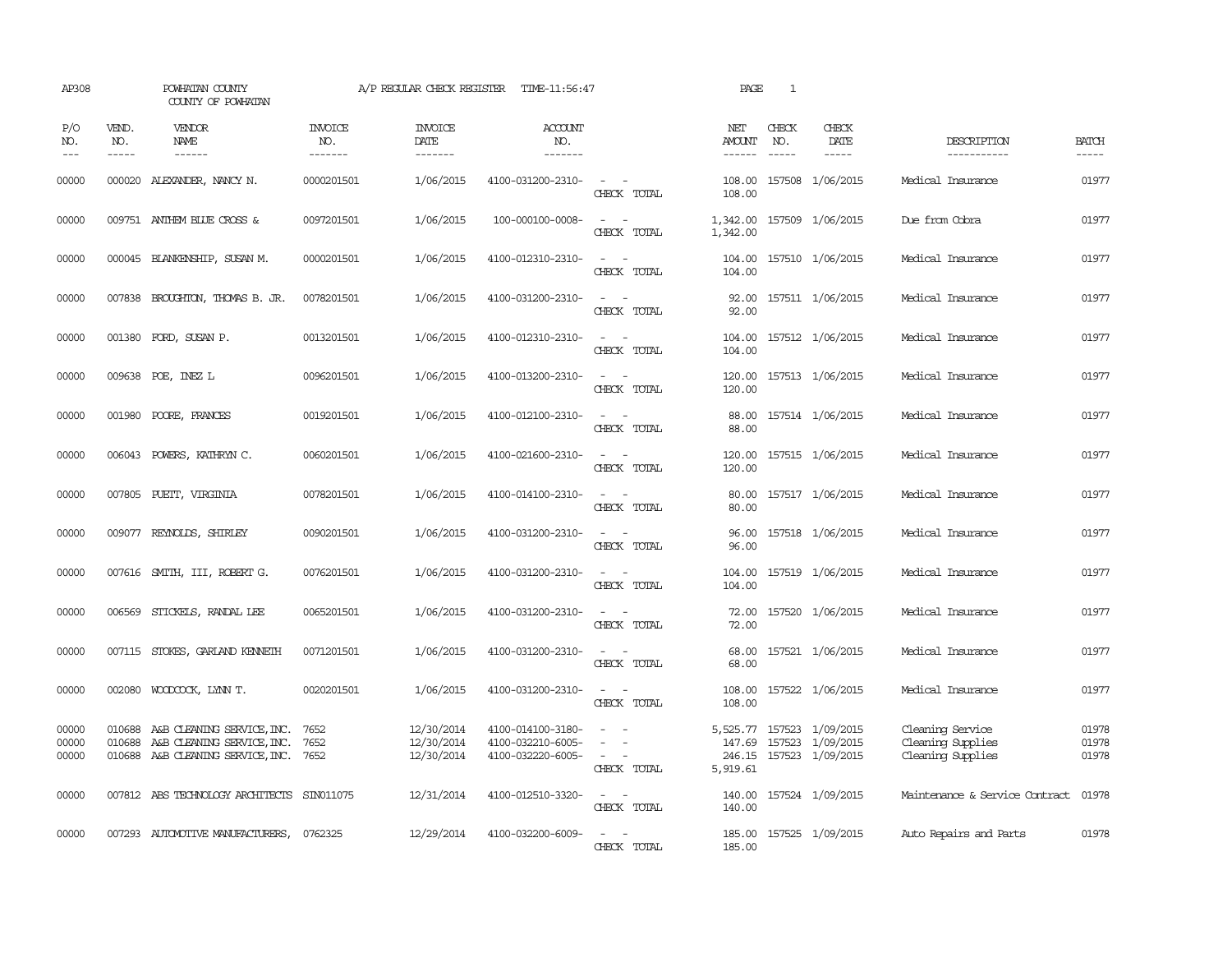AP308 POWHATAN COUNTY A/P REGULAR CHECK REGISTER TIME-11:56:47 PAGE 1

COUNTY OF POWHATAN

| P/O NO. | VEND. NO. | VENDOR NAME | INVOICE NO. | INVOICE DATE | ACCOUNT NO. | | NET AMOUNT | CHECK NO. | CHECK DATE | DESCRIPTION | BATCH |
|---|---|---|---|---|---|---|---|---|---|---|---|
| 00000 | 000020 | ALEXANDER, NANCY N. | 0000201501 | 1/06/2015 | 4100-031200-2310- | - - | 108.00 | 157508 | 1/06/2015 | Medical Insurance | 01977 |
| | | | | | | CHECK TOTAL | 108.00 | | | | |
| 00000 | 009751 | ANTHEM BLUE CROSS & | 0097201501 | 1/06/2015 | 100-000100-0008- | - - | 1,342.00 | 157509 | 1/06/2015 | Due from Cobra | 01977 |
| | | | | | | CHECK TOTAL | 1,342.00 | | | | |
| 00000 | 000045 | BLANKENSHIP, SUSAN M. | 0000201501 | 1/06/2015 | 4100-012310-2310- | - - | 104.00 | 157510 | 1/06/2015 | Medical Insurance | 01977 |
| | | | | | | CHECK TOTAL | 104.00 | | | | |
| 00000 | 007838 | BROUGHTON, THOMAS B. JR. | 0078201501 | 1/06/2015 | 4100-031200-2310- | - - | 92.00 | 157511 | 1/06/2015 | Medical Insurance | 01977 |
| | | | | | | CHECK TOTAL | 92.00 | | | | |
| 00000 | 001380 | FORD, SUSAN P. | 0013201501 | 1/06/2015 | 4100-012310-2310- | - - | 104.00 | 157512 | 1/06/2015 | Medical Insurance | 01977 |
| | | | | | | CHECK TOTAL | 104.00 | | | | |
| 00000 | 009638 | POE, INEZ L | 0096201501 | 1/06/2015 | 4100-013200-2310- | - - | 120.00 | 157513 | 1/06/2015 | Medical Insurance | 01977 |
| | | | | | | CHECK TOTAL | 120.00 | | | | |
| 00000 | 001980 | POORE, FRANCES | 0019201501 | 1/06/2015 | 4100-012100-2310- | - - | 88.00 | 157514 | 1/06/2015 | Medical Insurance | 01977 |
| | | | | | | CHECK TOTAL | 88.00 | | | | |
| 00000 | 006043 | POWERS, KATHRYN C. | 0060201501 | 1/06/2015 | 4100-021600-2310- | - - | 120.00 | 157515 | 1/06/2015 | Medical Insurance | 01977 |
| | | | | | | CHECK TOTAL | 120.00 | | | | |
| 00000 | 007805 | PUETT, VIRGINIA | 0078201501 | 1/06/2015 | 4100-014100-2310- | - - | 80.00 | 157517 | 1/06/2015 | Medical Insurance | 01977 |
| | | | | | | CHECK TOTAL | 80.00 | | | | |
| 00000 | 009077 | REYNOLDS, SHIRLEY | 0090201501 | 1/06/2015 | 4100-031200-2310- | - - | 96.00 | 157518 | 1/06/2015 | Medical Insurance | 01977 |
| | | | | | | CHECK TOTAL | 96.00 | | | | |
| 00000 | 007616 | SMITH, III, ROBERT G. | 0076201501 | 1/06/2015 | 4100-031200-2310- | - - | 104.00 | 157519 | 1/06/2015 | Medical Insurance | 01977 |
| | | | | | | CHECK TOTAL | 104.00 | | | | |
| 00000 | 006569 | STICKELS, RANDAL LEE | 0065201501 | 1/06/2015 | 4100-031200-2310- | - - | 72.00 | 157520 | 1/06/2015 | Medical Insurance | 01977 |
| | | | | | | CHECK TOTAL | 72.00 | | | | |
| 00000 | 007115 | STOKES, GARLAND KENNETH | 0071201501 | 1/06/2015 | 4100-031200-2310- | - - | 68.00 | 157521 | 1/06/2015 | Medical Insurance | 01977 |
| | | | | | | CHECK TOTAL | 68.00 | | | | |
| 00000 | 002080 | WOODCOCK, LYNN T. | 0020201501 | 1/06/2015 | 4100-031200-2310- | - - | 108.00 | 157522 | 1/06/2015 | Medical Insurance | 01977 |
| | | | | | | CHECK TOTAL | 108.00 | | | | |
| 00000 | 010688 | A&B CLEANING SERVICE, INC. | 7652 | 12/30/2014 | 4100-014100-3180- | - - | 5,525.77 | 157523 | 1/09/2015 | Cleaning Service | 01978 |
| 00000 | 010688 | A&B CLEANING SERVICE, INC. | 7652 | 12/30/2014 | 4100-032210-6005- | - - | 147.69 | 157523 | 1/09/2015 | Cleaning Supplies | 01978 |
| 00000 | 010688 | A&B CLEANING SERVICE, INC. | 7652 | 12/30/2014 | 4100-032220-6005- | - - | 246.15 | 157523 | 1/09/2015 | Cleaning Supplies | 01978 |
| | | | | | | CHECK TOTAL | 5,919.61 | | | | |
| 00000 | 007812 | ABS TECHNOLOGY ARCHITECTS | SIN011075 | 12/31/2014 | 4100-012510-3320- | - - | 140.00 | 157524 | 1/09/2015 | Maintenance & Service Contract | 01978 |
| | | | | | | CHECK TOTAL | 140.00 | | | | |
| 00000 | 007293 | AUTOMOTIVE MANUFACTURERS, | 0762325 | 12/29/2014 | 4100-032200-6009- | - - | 185.00 | 157525 | 1/09/2015 | Auto Repairs and Parts | 01978 |
| | | | | | | CHECK TOTAL | 185.00 | | | | |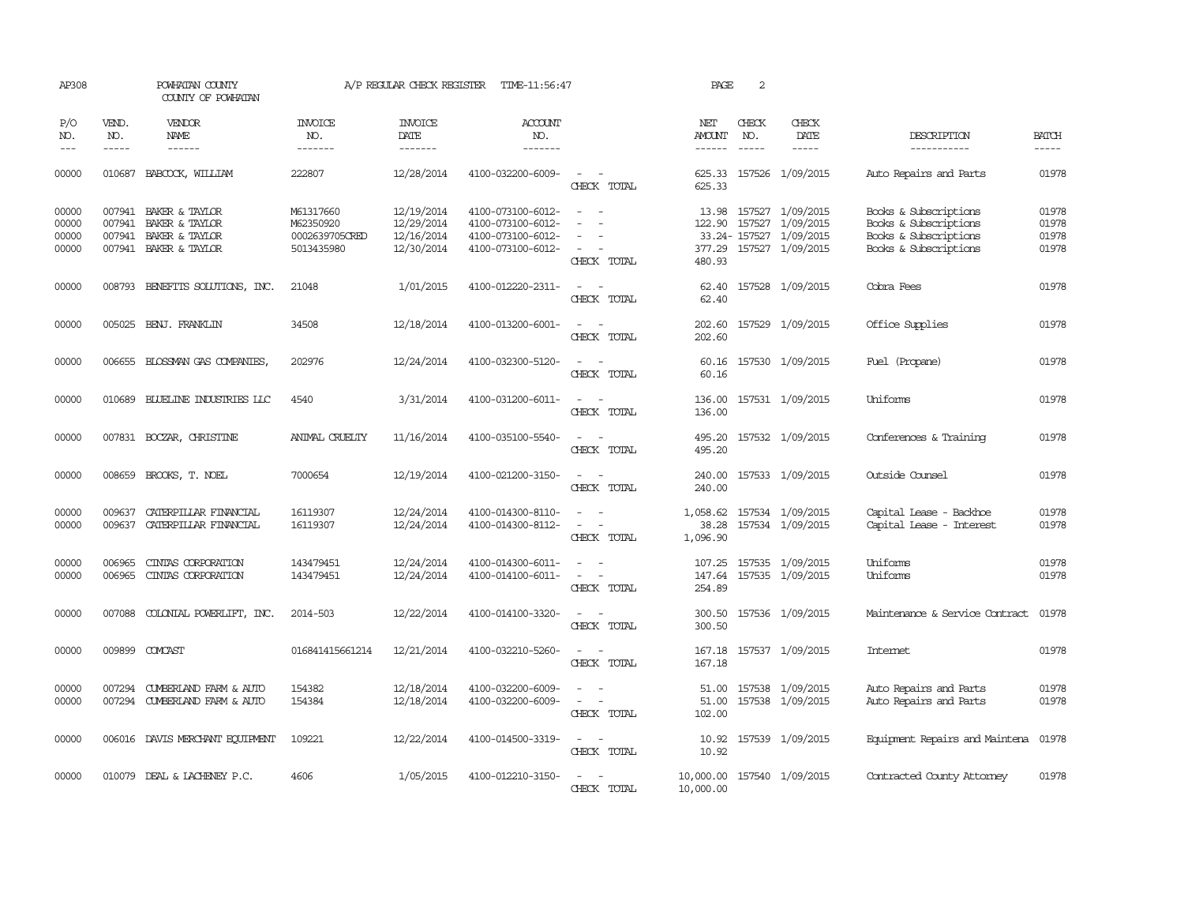AP308 POWHATAN COUNTY A/P REGULAR CHECK REGISTER TIME-11:56:47 PAGE 2

COUNTY OF POWHATAN

| P/O NO. | VEND. NO. | VENDOR NAME | INVOICE NO. | INVOICE DATE | ACCOUNT NO. | | NET AMOUNT | CHECK NO. | CHECK DATE | DESCRIPTION | BATCH |
|---|---|---|---|---|---|---|---|---|---|---|---|
| 00000 | 010687 | BABCOCK, WILLIAM | 222807 | 12/28/2014 | 4100-032200-6009- | - - | 625.33 | 157526 | 1/09/2015 | Auto Repairs and Parts | 01978 |
| | | | | | | CHECK TOTAL | 625.33 | | | | |
| 00000 | 007941 | BAKER & TAYLOR | M61317660 | 12/19/2014 | 4100-073100-6012- | - - | 13.98 | 157527 | 1/09/2015 | Books & Subscriptions | 01978 |
| 00000 | 007941 | BAKER & TAYLOR | M62350920 | 12/29/2014 | 4100-073100-6012- | - - | 122.90 | 157527 | 1/09/2015 | Books & Subscriptions | 01978 |
| 00000 | 007941 | BAKER & TAYLOR | 0002639705CRED | 12/16/2014 | 4100-073100-6012- | - - | 33.24- | 157527 | 1/09/2015 | Books & Subscriptions | 01978 |
| 00000 | 007941 | BAKER & TAYLOR | 5013435980 | 12/30/2014 | 4100-073100-6012- | - - | 377.29 | 157527 | 1/09/2015 | Books & Subscriptions | 01978 |
| | | | | | | CHECK TOTAL | 480.93 | | | | |
| 00000 | 008793 | BENEFITS SOLUTIONS, INC. | 21048 | 1/01/2015 | 4100-012220-2311- | - - | 62.40 | 157528 | 1/09/2015 | Cobra Fees | 01978 |
| | | | | | | CHECK TOTAL | 62.40 | | | | |
| 00000 | 005025 | BENJ. FRANKLIN | 34508 | 12/18/2014 | 4100-013200-6001- | - - | 202.60 | 157529 | 1/09/2015 | Office Supplies | 01978 |
| | | | | | | CHECK TOTAL | 202.60 | | | | |
| 00000 | 006655 | BLOSSMAN GAS COMPANIES, | 202976 | 12/24/2014 | 4100-032300-5120- | - - | 60.16 | 157530 | 1/09/2015 | Fuel (Propane) | 01978 |
| | | | | | | CHECK TOTAL | 60.16 | | | | |
| 00000 | 010689 | BLUELINE INDUSTRIES LLC | 4540 | 3/31/2014 | 4100-031200-6011- | - - | 136.00 | 157531 | 1/09/2015 | Uniforms | 01978 |
| | | | | | | CHECK TOTAL | 136.00 | | | | |
| 00000 | 007831 | BOCZAR, CHRISTINE | ANIMAL CRUELTY | 11/16/2014 | 4100-035100-5540- | - - | 495.20 | 157532 | 1/09/2015 | Conferences & Training | 01978 |
| | | | | | | CHECK TOTAL | 495.20 | | | | |
| 00000 | 008659 | BROOKS, T. NOEL | 7000654 | 12/19/2014 | 4100-021200-3150- | - - | 240.00 | 157533 | 1/09/2015 | Outside Counsel | 01978 |
| | | | | | | CHECK TOTAL | 240.00 | | | | |
| 00000 | 009637 | CATERPILLAR FINANCIAL | 16119307 | 12/24/2014 | 4100-014300-8110- | - - | 1,058.62 | 157534 | 1/09/2015 | Capital Lease - Backhoe | 01978 |
| 00000 | 009637 | CATERPILLAR FINANCIAL | 16119307 | 12/24/2014 | 4100-014300-8112- | - - | 38.28 | 157534 | 1/09/2015 | Capital Lease - Interest | 01978 |
| | | | | | | CHECK TOTAL | 1,096.90 | | | | |
| 00000 | 006965 | CINTAS CORPORATION | 143479451 | 12/24/2014 | 4100-014300-6011- | - - | 107.25 | 157535 | 1/09/2015 | Uniforms | 01978 |
| 00000 | 006965 | CINTAS CORPORATION | 143479451 | 12/24/2014 | 4100-014100-6011- | - - | 147.64 | 157535 | 1/09/2015 | Uniforms | 01978 |
| | | | | | | CHECK TOTAL | 254.89 | | | | |
| 00000 | 007088 | COLONIAL POWERLIFT, INC. | 2014-503 | 12/22/2014 | 4100-014100-3320- | - - | 300.50 | 157536 | 1/09/2015 | Maintenance & Service Contract | 01978 |
| | | | | | | CHECK TOTAL | 300.50 | | | | |
| 00000 | 009899 | COMCAST | 016841415661214 | 12/21/2014 | 4100-032210-5260- | - - | 167.18 | 157537 | 1/09/2015 | Internet | 01978 |
| | | | | | | CHECK TOTAL | 167.18 | | | | |
| 00000 | 007294 | CUMBERLAND FARM & AUTO | 154382 | 12/18/2014 | 4100-032200-6009- | - - | 51.00 | 157538 | 1/09/2015 | Auto Repairs and Parts | 01978 |
| 00000 | 007294 | CUMBERLAND FARM & AUTO | 154384 | 12/18/2014 | 4100-032200-6009- | - - | 51.00 | 157538 | 1/09/2015 | Auto Repairs and Parts | 01978 |
| | | | | | | CHECK TOTAL | 102.00 | | | | |
| 00000 | 006016 | DAVIS MERCHANT EQUIPMENT | 109221 | 12/22/2014 | 4100-014500-3319- | - - | 10.92 | 157539 | 1/09/2015 | Equipment Repairs and Maintena | 01978 |
| | | | | | | CHECK TOTAL | 10.92 | | | | |
| 00000 | 010079 | DEAL & LACHENEY P.C. | 4606 | 1/05/2015 | 4100-012210-3150- | - - | 10,000.00 | 157540 | 1/09/2015 | Contracted County Attorney | 01978 |
| | | | | | | CHECK TOTAL | 10,000.00 | | | | |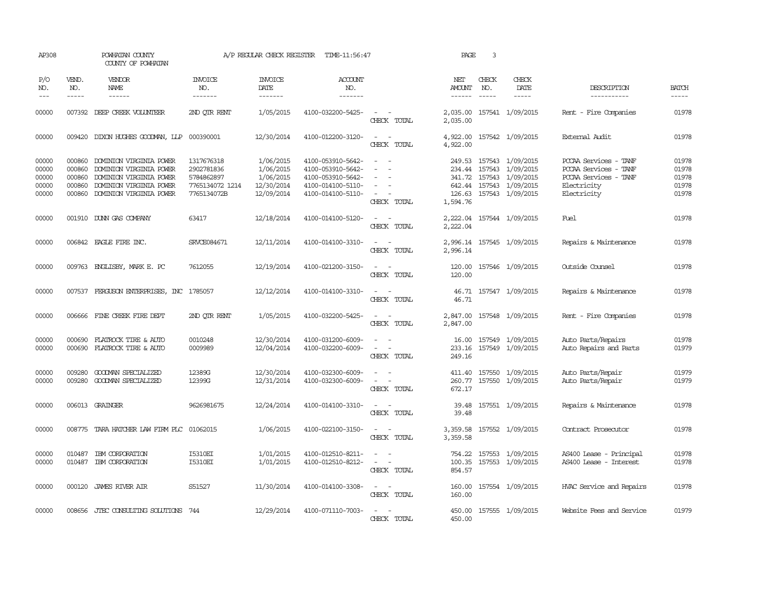AP308 POWHATAN COUNTY A/P REGULAR CHECK REGISTER TIME-11:56:47 PAGE 3

COUNTY OF POWHATAN

| P/O NO. | VEND. NO. | VENDOR NAME | INVOICE NO. | INVOICE DATE | ACCOUNT NO. | | NET AMOUNT | CHECK NO. | CHECK DATE | DESCRIPTION | BATCH |
|---|---|---|---|---|---|---|---|---|---|---|---|
| 00000 | 007392 | DEEP CREEK VOLUNTEER | 2ND QTR RENT | 1/05/2015 | 4100-032200-5425- | - - | 2,035.00 | 157541 | 1/09/2015 | Rent - Fire Companies | 01978 |
| | | | | | | CHECK TOTAL | 2,035.00 | | | | |
| 00000 | 009420 | DIXON HUGHES GOODMAN, LLP | 000390001 | 12/30/2014 | 4100-012200-3120- | - - | 4,922.00 | 157542 | 1/09/2015 | External Audit | 01978 |
| | | | | | | CHECK TOTAL | 4,922.00 | | | | |
| 00000 | 000860 | DOMINION VIRGINIA POWER | 1317676318 | 1/06/2015 | 4100-053910-5642- | - - | 249.53 | 157543 | 1/09/2015 | PCCAA Services - TANF | 01978 |
| 00000 | 000860 | DOMINION VIRGINIA POWER | 2902781836 | 1/06/2015 | 4100-053910-5642- | - - | 234.44 | 157543 | 1/09/2015 | PCCAA Services - TANF | 01978 |
| 00000 | 000860 | DOMINION VIRGINIA POWER | 5784862897 | 1/06/2015 | 4100-053910-5642- | - - | 341.72 | 157543 | 1/09/2015 | PCCAA Services - TANF | 01978 |
| 00000 | 000860 | DOMINION VIRGINIA POWER | 7765134072 1214 | 12/30/2014 | 4100-014100-5110- | - - | 642.44 | 157543 | 1/09/2015 | Electricity | 01978 |
| 00000 | 000860 | DOMINION VIRGINIA POWER | 7765134072B | 12/09/2014 | 4100-014100-5110- | - - | 126.63 | 157543 | 1/09/2015 | Electricity | 01978 |
| | | | | | | CHECK TOTAL | 1,594.76 | | | | |
| 00000 | 001910 | DUNN GAS COMPANY | 63417 | 12/18/2014 | 4100-014100-5120- | - - | 2,222.04 | 157544 | 1/09/2015 | Fuel | 01978 |
| | | | | | | CHECK TOTAL | 2,222.04 | | | | |
| 00000 | 006842 | EAGLE FIRE INC. | SRVCE084671 | 12/11/2014 | 4100-014100-3310- | - - | 2,996.14 | 157545 | 1/09/2015 | Repairs & Maintenance | 01978 |
| | | | | | | CHECK TOTAL | 2,996.14 | | | | |
| 00000 | 009763 | ENGLISBY, MARK E. PC | 7612055 | 12/19/2014 | 4100-021200-3150- | - - | 120.00 | 157546 | 1/09/2015 | Outside Counsel | 01978 |
| | | | | | | CHECK TOTAL | 120.00 | | | | |
| 00000 | 007537 | FERGUSON ENTERPRISES, INC | 1785057 | 12/12/2014 | 4100-014100-3310- | - - | 46.71 | 157547 | 1/09/2015 | Repairs & Maintenance | 01978 |
| | | | | | | CHECK TOTAL | 46.71 | | | | |
| 00000 | 006666 | FINE CREEK FIRE DEPT | 2ND QTR RENT | 1/05/2015 | 4100-032200-5425- | - - | 2,847.00 | 157548 | 1/09/2015 | Rent - Fire Companies | 01978 |
| | | | | | | CHECK TOTAL | 2,847.00 | | | | |
| 00000 | 000690 | FLATROCK TIRE & AUTO | 0010248 | 12/30/2014 | 4100-031200-6009- | - - | 16.00 | 157549 | 1/09/2015 | Auto Parts/Repairs | 01978 |
| 00000 | 000690 | FLATROCK TIRE & AUTO | 0009989 | 12/04/2014 | 4100-032200-6009- | - - | 233.16 | 157549 | 1/09/2015 | Auto Repairs and Parts | 01979 |
| | | | | | | CHECK TOTAL | 249.16 | | | | |
| 00000 | 009280 | GOODMAN SPECIALIZED | 12389G | 12/30/2014 | 4100-032300-6009- | - - | 411.40 | 157550 | 1/09/2015 | Auto Parts/Repair | 01979 |
| 00000 | 009280 | GOODMAN SPECIALIZED | 12399G | 12/31/2014 | 4100-032300-6009- | - - | 260.77 | 157550 | 1/09/2015 | Auto Parts/Repair | 01979 |
| | | | | | | CHECK TOTAL | 672.17 | | | | |
| 00000 | 006013 | GRAINGER | 9626981675 | 12/24/2014 | 4100-014100-3310- | - - | 39.48 | 157551 | 1/09/2015 | Repairs & Maintenance | 01978 |
| | | | | | | CHECK TOTAL | 39.48 | | | | |
| 00000 | 008775 | TARA HATCHER LAW FIRM PLC | 01062015 | 1/06/2015 | 4100-022100-3150- | - - | 3,359.58 | 157552 | 1/09/2015 | Contract Prosecutor | 01978 |
| | | | | | | CHECK TOTAL | 3,359.58 | | | | |
| 00000 | 010487 | IBM CORPORATION | I5310EI | 1/01/2015 | 4100-012510-8211- | - - | 754.22 | 157553 | 1/09/2015 | AS400 Lease - Principal | 01978 |
| 00000 | 010487 | IBM CORPORATION | I5310EI | 1/01/2015 | 4100-012510-8212- | - - | 100.35 | 157553 | 1/09/2015 | AS400 Lease - Interest | 01978 |
| | | | | | | CHECK TOTAL | 854.57 | | | | |
| 00000 | 000120 | JAMES RIVER AIR | S51527 | 11/30/2014 | 4100-014100-3308- | - - | 160.00 | 157554 | 1/09/2015 | HVAC Service and Repairs | 01978 |
| | | | | | | CHECK TOTAL | 160.00 | | | | |
| 00000 | 008656 | JTEC CONSULTING SOLUTIONS | 744 | 12/29/2014 | 4100-071110-7003- | - - | 450.00 | 157555 | 1/09/2015 | Website Fees and Service | 01979 |
| | | | | | | CHECK TOTAL | 450.00 | | | | |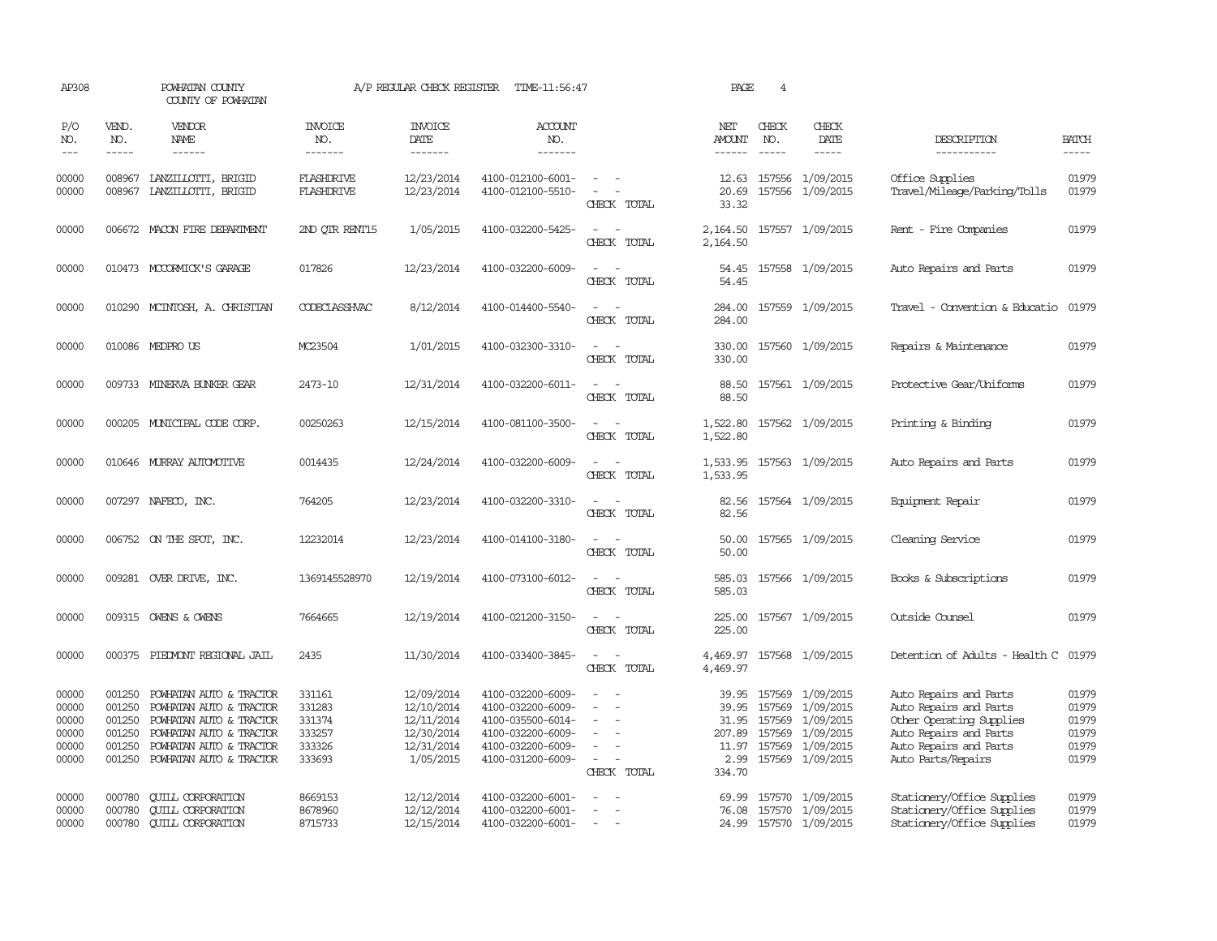AP308 POWHATAN COUNTY A/P REGULAR CHECK REGISTER TIME-11:56:47 PAGE 4

COUNTY OF POWHATAN

| P/O NO. | VEND. NO. | VENDOR NAME | INVOICE NO. | INVOICE DATE | ACCOUNT NO. | | NET AMOUNT | CHECK NO. | CHECK DATE | DESCRIPTION | BATCH |
|---|---|---|---|---|---|---|---|---|---|---|---|
| 00000 | 008967 | LANZILLOTTI, BRIGID | FLASHDRIVE | 12/23/2014 | 4100-012100-6001- | - - | 12.63 | 157556 | 1/09/2015 | Office Supplies | 01979 |
| 00000 | 008967 | LANZILLOTTI, BRIGID | FLASHDRIVE | 12/23/2014 | 4100-012100-5510- | - - | 20.69 | 157556 | 1/09/2015 | Travel/Mileage/Parking/Tolls | 01979 |
| | | | | | | CHECK TOTAL | 33.32 | | | | |
| 00000 | 006672 | MACON FIRE DEPARTMENT | 2ND QTR RENT15 | 1/05/2015 | 4100-032200-5425- | - - | 2,164.50 | 157557 | 1/09/2015 | Rent - Fire Companies | 01979 |
| | | | | | | CHECK TOTAL | 2,164.50 | | | | |
| 00000 | 010473 | MCCORMICK'S GARAGE | 017826 | 12/23/2014 | 4100-032200-6009- | - - | 54.45 | 157558 | 1/09/2015 | Auto Repairs and Parts | 01979 |
| | | | | | | CHECK TOTAL | 54.45 | | | | |
| 00000 | 010290 | MCINTOSH, A. CHRISTIAN | CODECLASSHVAC | 8/12/2014 | 4100-014400-5540- | - - | 284.00 | 157559 | 1/09/2015 | Travel - Convention & Educatio | 01979 |
| | | | | | | CHECK TOTAL | 284.00 | | | | |
| 00000 | 010086 | MEDPRO US | MC23504 | 1/01/2015 | 4100-032300-3310- | - - | 330.00 | 157560 | 1/09/2015 | Repairs & Maintenance | 01979 |
| | | | | | | CHECK TOTAL | 330.00 | | | | |
| 00000 | 009733 | MINERVA BUNKER GEAR | 2473-10 | 12/31/2014 | 4100-032200-6011- | - - | 88.50 | 157561 | 1/09/2015 | Protective Gear/Uniforms | 01979 |
| | | | | | | CHECK TOTAL | 88.50 | | | | |
| 00000 | 000205 | MUNICIPAL CODE CORP. | 00250263 | 12/15/2014 | 4100-081100-3500- | - - | 1,522.80 | 157562 | 1/09/2015 | Printing & Binding | 01979 |
| | | | | | | CHECK TOTAL | 1,522.80 | | | | |
| 00000 | 010646 | MURRAY AUTOMOTIVE | 0014435 | 12/24/2014 | 4100-032200-6009- | - - | 1,533.95 | 157563 | 1/09/2015 | Auto Repairs and Parts | 01979 |
| | | | | | | CHECK TOTAL | 1,533.95 | | | | |
| 00000 | 007297 | NAFECO, INC. | 764205 | 12/23/2014 | 4100-032200-3310- | - - | 82.56 | 157564 | 1/09/2015 | Equipment Repair | 01979 |
| | | | | | | CHECK TOTAL | 82.56 | | | | |
| 00000 | 006752 | ON THE SPOT, INC. | 12232014 | 12/23/2014 | 4100-014100-3180- | - - | 50.00 | 157565 | 1/09/2015 | Cleaning Service | 01979 |
| | | | | | | CHECK TOTAL | 50.00 | | | | |
| 00000 | 009281 | OVER DRIVE, INC. | 1369145528970 | 12/19/2014 | 4100-073100-6012- | - - | 585.03 | 157566 | 1/09/2015 | Books & Subscriptions | 01979 |
| | | | | | | CHECK TOTAL | 585.03 | | | | |
| 00000 | 009315 | OWENS & OWENS | 7664665 | 12/19/2014 | 4100-021200-3150- | - - | 225.00 | 157567 | 1/09/2015 | Outside Counsel | 01979 |
| | | | | | | CHECK TOTAL | 225.00 | | | | |
| 00000 | 000375 | PIEDMONT REGIONAL JAIL | 2435 | 11/30/2014 | 4100-033400-3845- | - - | 4,469.97 | 157568 | 1/09/2015 | Detention of Adults - Health C | 01979 |
| | | | | | | CHECK TOTAL | 4,469.97 | | | | |
| 00000 | 001250 | POWHATAN AUTO & TRACTOR | 331161 | 12/09/2014 | 4100-032200-6009- | - - | 39.95 | 157569 | 1/09/2015 | Auto Repairs and Parts | 01979 |
| 00000 | 001250 | POWHATAN AUTO & TRACTOR | 331283 | 12/10/2014 | 4100-032200-6009- | - - | 39.95 | 157569 | 1/09/2015 | Auto Repairs and Parts | 01979 |
| 00000 | 001250 | POWHATAN AUTO & TRACTOR | 331374 | 12/11/2014 | 4100-035500-6014- | - - | 31.95 | 157569 | 1/09/2015 | Other Operating Supplies | 01979 |
| 00000 | 001250 | POWHATAN AUTO & TRACTOR | 333257 | 12/30/2014 | 4100-032200-6009- | - - | 207.89 | 157569 | 1/09/2015 | Auto Repairs and Parts | 01979 |
| 00000 | 001250 | POWHATAN AUTO & TRACTOR | 333326 | 12/31/2014 | 4100-032200-6009- | - - | 11.97 | 157569 | 1/09/2015 | Auto Repairs and Parts | 01979 |
| 00000 | 001250 | POWHATAN AUTO & TRACTOR | 333693 | 1/05/2015 | 4100-031200-6009- | - - | 2.99 | 157569 | 1/09/2015 | Auto Parts/Repairs | 01979 |
| | | | | | | CHECK TOTAL | 334.70 | | | | |
| 00000 | 000780 | QUILL CORPORATION | 8669153 | 12/12/2014 | 4100-032200-6001- | - - | 69.99 | 157570 | 1/09/2015 | Stationery/Office Supplies | 01979 |
| 00000 | 000780 | QUILL CORPORATION | 8678960 | 12/12/2014 | 4100-032200-6001- | - - | 76.08 | 157570 | 1/09/2015 | Stationery/Office Supplies | 01979 |
| 00000 | 000780 | QUILL CORPORATION | 8715733 | 12/15/2014 | 4100-032200-6001- | - - | 24.99 | 157570 | 1/09/2015 | Stationery/Office Supplies | 01979 |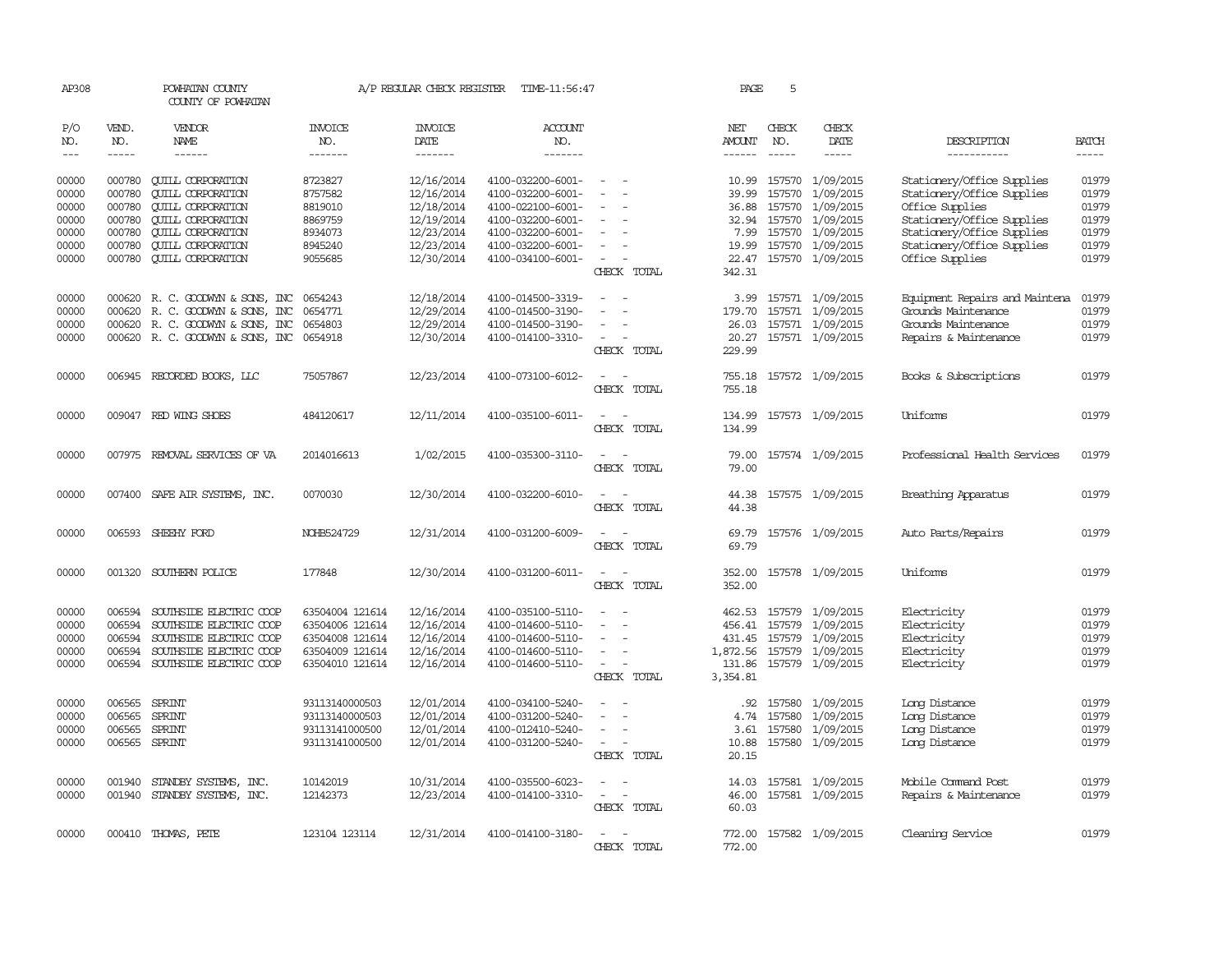AP308 POWHATAN COUNTY A/P REGULAR CHECK REGISTER TIME-11:56:47 PAGE 5
COUNTY OF POWHATAN

| P/O NO. | VEND. NO. | VENDOR NAME | INVOICE NO. | INVOICE DATE | ACCOUNT NO. | | NET AMOUNT | CHECK NO. | CHECK DATE | DESCRIPTION | BATCH |
|---|---|---|---|---|---|---|---|---|---|---|---|
| 00000 | 000780 | QUILL CORPORATION | 8723827 | 12/16/2014 | 4100-032200-6001- | - - | 10.99 | 157570 | 1/09/2015 | Stationery/Office Supplies | 01979 |
| 00000 | 000780 | QUILL CORPORATION | 8757582 | 12/16/2014 | 4100-032200-6001- | - - | 39.99 | 157570 | 1/09/2015 | Stationery/Office Supplies | 01979 |
| 00000 | 000780 | QUILL CORPORATION | 8819010 | 12/18/2014 | 4100-022100-6001- | - - | 36.88 | 157570 | 1/09/2015 | Office Supplies | 01979 |
| 00000 | 000780 | QUILL CORPORATION | 8869759 | 12/19/2014 | 4100-032200-6001- | - - | 32.94 | 157570 | 1/09/2015 | Stationery/Office Supplies | 01979 |
| 00000 | 000780 | QUILL CORPORATION | 8934073 | 12/23/2014 | 4100-032200-6001- | - - | 7.99 | 157570 | 1/09/2015 | Stationery/Office Supplies | 01979 |
| 00000 | 000780 | QUILL CORPORATION | 8945240 | 12/23/2014 | 4100-032200-6001- | - - | 19.99 | 157570 | 1/09/2015 | Stationery/Office Supplies | 01979 |
| 00000 | 000780 | QUILL CORPORATION | 9055685 | 12/30/2014 | 4100-034100-6001- | - - | 22.47 | 157570 | 1/09/2015 | Office Supplies | 01979 |
| | | | | | | CHECK TOTAL | 342.31 | | | | |
| 00000 | 000620 | R. C. GOODWYN & SONS, INC | 0654243 | 12/18/2014 | 4100-014500-3319- | - - | 3.99 | 157571 | 1/09/2015 | Equipment Repairs and Maintena | 01979 |
| 00000 | 000620 | R. C. GOODWYN & SONS, INC | 0654771 | 12/29/2014 | 4100-014500-3190- | - - | 179.70 | 157571 | 1/09/2015 | Grounds Maintenance | 01979 |
| 00000 | 000620 | R. C. GOODWYN & SONS, INC | 0654803 | 12/29/2014 | 4100-014500-3190- | - - | 26.03 | 157571 | 1/09/2015 | Grounds Maintenance | 01979 |
| 00000 | 000620 | R. C. GOODWYN & SONS, INC | 0654918 | 12/30/2014 | 4100-014100-3310- | - - | 20.27 | 157571 | 1/09/2015 | Repairs & Maintenance | 01979 |
| | | | | | | CHECK TOTAL | 229.99 | | | | |
| 00000 | 006945 | RECORDED BOOKS, LLC | 75057867 | 12/23/2014 | 4100-073100-6012- | - - | 755.18 | 157572 | 1/09/2015 | Books & Subscriptions | 01979 |
| | | | | | | CHECK TOTAL | 755.18 | | | | |
| 00000 | 009047 | RED WING SHOES | 484120617 | 12/11/2014 | 4100-035100-6011- | - - | 134.99 | 157573 | 1/09/2015 | Uniforms | 01979 |
| | | | | | | CHECK TOTAL | 134.99 | | | | |
| 00000 | 007975 | REMOVAL SERVICES OF VA | 2014016613 | 1/02/2015 | 4100-035300-3110- | - - | 79.00 | 157574 | 1/09/2015 | Professional Health Services | 01979 |
| | | | | | | CHECK TOTAL | 79.00 | | | | |
| 00000 | 007400 | SAFE AIR SYSTEMS, INC. | 0070030 | 12/30/2014 | 4100-032200-6010- | - - | 44.38 | 157575 | 1/09/2015 | Breathing Apparatus | 01979 |
| | | | | | | CHECK TOTAL | 44.38 | | | | |
| 00000 | 006593 | SHEEHY FORD | NOHB524729 | 12/31/2014 | 4100-031200-6009- | - - | 69.79 | 157576 | 1/09/2015 | Auto Parts/Repairs | 01979 |
| | | | | | | CHECK TOTAL | 69.79 | | | | |
| 00000 | 001320 | SOUTHERN POLICE | 177848 | 12/30/2014 | 4100-031200-6011- | - - | 352.00 | 157578 | 1/09/2015 | Uniforms | 01979 |
| | | | | | | CHECK TOTAL | 352.00 | | | | |
| 00000 | 006594 | SOUTHSIDE ELECTRIC COOP | 63504004 121614 | 12/16/2014 | 4100-035100-5110- | - - | 462.53 | 157579 | 1/09/2015 | Electricity | 01979 |
| 00000 | 006594 | SOUTHSIDE ELECTRIC COOP | 63504006 121614 | 12/16/2014 | 4100-014600-5110- | - - | 456.41 | 157579 | 1/09/2015 | Electricity | 01979 |
| 00000 | 006594 | SOUTHSIDE ELECTRIC COOP | 63504008 121614 | 12/16/2014 | 4100-014600-5110- | - - | 431.45 | 157579 | 1/09/2015 | Electricity | 01979 |
| 00000 | 006594 | SOUTHSIDE ELECTRIC COOP | 63504009 121614 | 12/16/2014 | 4100-014600-5110- | - - | 1,872.56 | 157579 | 1/09/2015 | Electricity | 01979 |
| 00000 | 006594 | SOUTHSIDE ELECTRIC COOP | 63504010 121614 | 12/16/2014 | 4100-014600-5110- | - - | 131.86 | 157579 | 1/09/2015 | Electricity | 01979 |
| | | | | | | CHECK TOTAL | 3,354.81 | | | | |
| 00000 | 006565 | SPRINT | 93113140000503 | 12/01/2014 | 4100-034100-5240- | - - | .92 | 157580 | 1/09/2015 | Long Distance | 01979 |
| 00000 | 006565 | SPRINT | 93113140000503 | 12/01/2014 | 4100-031200-5240- | - - | 4.74 | 157580 | 1/09/2015 | Long Distance | 01979 |
| 00000 | 006565 | SPRINT | 93113141000500 | 12/01/2014 | 4100-012410-5240- | - - | 3.61 | 157580 | 1/09/2015 | Long Distance | 01979 |
| 00000 | 006565 | SPRINT | 93113141000500 | 12/01/2014 | 4100-031200-5240- | - - | 10.88 | 157580 | 1/09/2015 | Long Distance | 01979 |
| | | | | | | CHECK TOTAL | 20.15 | | | | |
| 00000 | 001940 | STANDBY SYSTEMS, INC. | 10142019 | 10/31/2014 | 4100-035500-6023- | - - | 14.03 | 157581 | 1/09/2015 | Mobile Command Post | 01979 |
| 00000 | 001940 | STANDBY SYSTEMS, INC. | 12142373 | 12/23/2014 | 4100-014100-3310- | - - | 46.00 | 157581 | 1/09/2015 | Repairs & Maintenance | 01979 |
| | | | | | | CHECK TOTAL | 60.03 | | | | |
| 00000 | 000410 | THOMAS, PETE | 123104 123114 | 12/31/2014 | 4100-014100-3180- | - - | 772.00 | 157582 | 1/09/2015 | Cleaning Service | 01979 |
| | | | | | | CHECK TOTAL | 772.00 | | | | |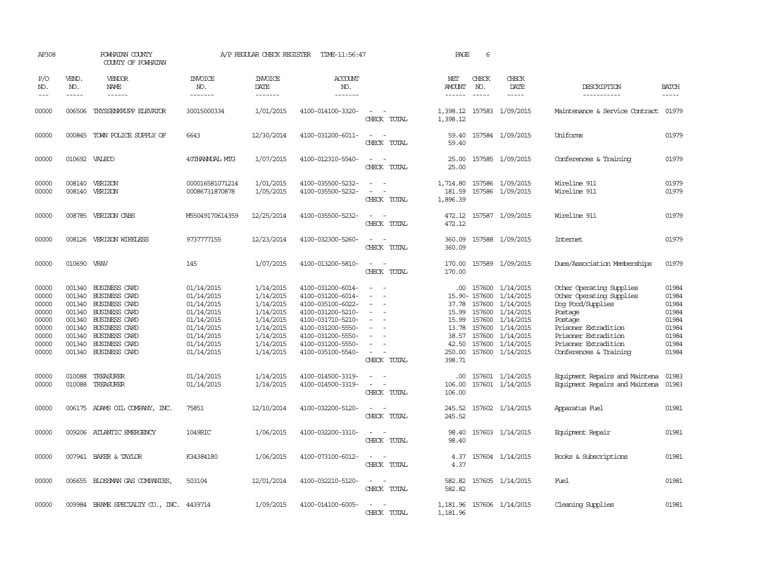AP308 POWHATAN COUNTY A/P REGULAR CHECK REGISTER TIME-11:56:47 PAGE 6

COUNTY OF POWHATAN

| P/O NO. | VEND. NO. | VENDOR NAME | INVOICE NO. | INVOICE DATE | ACCOUNT NO. | | NET AMOUNT | CHECK NO. | CHECK DATE | DESCRIPTION | BATCH |
|---|---|---|---|---|---|---|---|---|---|---|---|
| --- | ----- | ------ | ------- | ------- | ------- | | ------ | ----- | ----- | ----------- | ----- |
| 00000 | 006506 | THYSSENKRUPP ELEVATOR | 30015000334 | 1/01/2015 | 4100-014100-3320- | - - | 1,398.12 | 157583 | 1/09/2015 | Maintenance & Service Contract | 01979 |
| | | | | | | CHECK TOTAL | 1,398.12 | | | | |
| 00000 | 000845 | TOWN POLICE SUPPLY OF | 6643 | 12/30/2014 | 4100-031200-6011- | - - | 59.40 | 157584 | 1/09/2015 | Uniforms | 01979 |
| | | | | | | CHECK TOTAL | 59.40 | | | | |
| 00000 | 010692 | VALECO | 40THANNUAL MTG | 1/07/2015 | 4100-012310-5540- | - - | 25.00 | 157585 | 1/09/2015 | Conferences & Training | 01979 |
| | | | | | | CHECK TOTAL | 25.00 | | | | |
| 00000 | 008140 | VERIZON | 000016581071214 | 1/01/2015 | 4100-035500-5232- | - - | 1,714.80 | 157586 | 1/09/2015 | Wireline 911 | 01979 |
| 00000 | 008140 | VERIZON | 00086731870878 | 1/05/2015 | 4100-035500-5232- | - - | 181.59 | 157586 | 1/09/2015 | Wireline 911 | 01979 |
| | | | | | | CHECK TOTAL | 1,896.39 | | | | |
| 00000 | 008785 | VERIZON CABS | M55049170614359 | 12/25/2014 | 4100-035500-5232- | - - | 472.12 | 157587 | 1/09/2015 | Wireline 911 | 01979 |
| | | | | | | CHECK TOTAL | 472.12 | | | | |
| 00000 | 008126 | VERIZON WIRELESS | 9737777155 | 12/23/2014 | 4100-032300-5260- | - - | 360.09 | 157588 | 1/09/2015 | Internet | 01979 |
| | | | | | | CHECK TOTAL | 360.09 | | | | |
| 00000 | 010690 | VRAV | 145 | 1/07/2015 | 4100-013200-5810- | - - | 170.00 | 157589 | 1/09/2015 | Dues/Association Memberships | 01979 |
| | | | | | | CHECK TOTAL | 170.00 | | | | |
| 00000 | 001340 | BUSINESS CARD | 01/14/2015 | 1/14/2015 | 4100-031200-6014- | - - | .00 | 157600 | 1/14/2015 | Other Operating Supplies | 01984 |
| 00000 | 001340 | BUSINESS CARD | 01/14/2015 | 1/14/2015 | 4100-031200-6014- | - - | 15.90- | 157600 | 1/14/2015 | Other Operating Supplies | 01984 |
| 00000 | 001340 | BUSINESS CARD | 01/14/2015 | 1/14/2015 | 4100-035100-6022- | - - | 37.78 | 157600 | 1/14/2015 | Dog Food/Supplies | 01984 |
| 00000 | 001340 | BUSINESS CARD | 01/14/2015 | 1/14/2015 | 4100-031200-5210- | - - | 15.99 | 157600 | 1/14/2015 | Postage | 01984 |
| 00000 | 001340 | BUSINESS CARD | 01/14/2015 | 1/14/2015 | 4100-031710-5210- | - - | 15.99 | 157600 | 1/14/2015 | Postage | 01984 |
| 00000 | 001340 | BUSINESS CARD | 01/14/2015 | 1/14/2015 | 4100-031200-5550- | - - | 13.78 | 157600 | 1/14/2015 | Prisoner Extradition | 01984 |
| 00000 | 001340 | BUSINESS CARD | 01/14/2015 | 1/14/2015 | 4100-031200-5550- | - - | 38.57 | 157600 | 1/14/2015 | Prisoner Extradition | 01984 |
| 00000 | 001340 | BUSINESS CARD | 01/14/2015 | 1/14/2015 | 4100-031200-5550- | - - | 42.50 | 157600 | 1/14/2015 | Prisoner Extradition | 01984 |
| 00000 | 001340 | BUSINESS CARD | 01/14/2015 | 1/14/2015 | 4100-035100-5540- | - - | 250.00 | 157600 | 1/14/2015 | Conferences & Training | 01984 |
| | | | | | | CHECK TOTAL | 398.71 | | | | |
| 00000 | 010088 | TREASURER | 01/14/2015 | 1/14/2015 | 4100-014500-3319- | - - | .00 | 157601 | 1/14/2015 | Equipment Repairs and Maintena | 01983 |
| 00000 | 010088 | TREASURER | 01/14/2015 | 1/14/2015 | 4100-014500-3319- | - - | 106.00 | 157601 | 1/14/2015 | Equipment Repairs and Maintena | 01983 |
| | | | | | | CHECK TOTAL | 106.00 | | | | |
| 00000 | 006175 | ADAMS OIL COMPANY, INC. | 75851 | 12/10/2014 | 4100-032200-5120- | - - | 245.52 | 157602 | 1/14/2015 | Apparatus Fuel | 01981 |
| | | | | | | CHECK TOTAL | 245.52 | | | | |
| 00000 | 009206 | ATLANTIC EMERGENCY | 1049RIC | 1/06/2015 | 4100-032200-3310- | - - | 98.40 | 157603 | 1/14/2015 | Equipment Repair | 01981 |
| | | | | | | CHECK TOTAL | 98.40 | | | | |
| 00000 | 007941 | BAKER & TAYLOR | K34384180 | 1/06/2015 | 4100-073100-6012- | - - | 4.37 | 157604 | 1/14/2015 | Books & Subscriptions | 01981 |
| | | | | | | CHECK TOTAL | 4.37 | | | | |
| 00000 | 006655 | BLOSSMAN GAS COMPANIES, | 503104 | 12/01/2014 | 4100-032210-5120- | - - | 582.82 | 157605 | 1/14/2015 | Fuel | 01981 |
| | | | | | | CHECK TOTAL | 582.82 | | | | |
| 00000 | 009984 | BRAME SPECIALTY CO., INC. | 4439714 | 1/09/2015 | 4100-014100-6005- | - - | 1,181.96 | 157606 | 1/14/2015 | Cleaning Supplies | 01981 |
| | | | | | | CHECK TOTAL | 1,181.96 | | | | |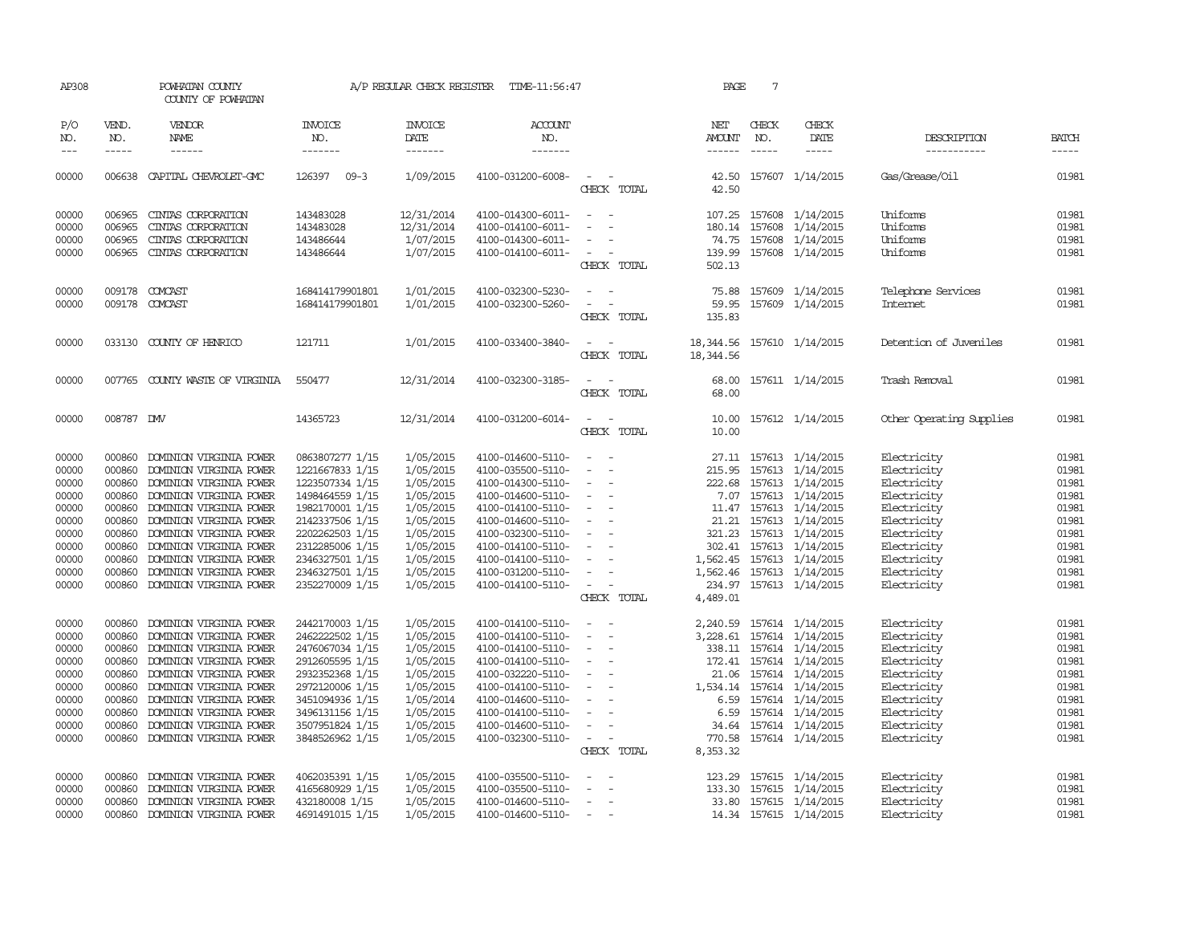AP308 POWHATAN COUNTY A/P REGULAR CHECK REGISTER TIME-11:56:47

COUNTY OF POWHATAN

| P/O NO. | VEND. NO. | VENDOR NAME | INVOICE NO. | INVOICE DATE | ACCOUNT NO. | | NET AMOUNT | CHECK NO. | CHECK DATE | DESCRIPTION | BATCH |
|---|---|---|---|---|---|---|---|---|---|---|---|
| 00000 | 006638 | CAPITAL CHEVROLET-GMC | 126397 09-3 | 1/09/2015 | 4100-031200-6008- | - - | 42.50 | 157607 | 1/14/2015 | Gas/Grease/Oil | 01981 |
| | | | | | | CHECK TOTAL | 42.50 | | | | |
| 00000 | 006965 | CINTAS CORPORATION | 143483028 | 12/31/2014 | 4100-014300-6011- | - - | 107.25 | 157608 | 1/14/2015 | Uniforms | 01981 |
| 00000 | 006965 | CINTAS CORPORATION | 143483028 | 12/31/2014 | 4100-014100-6011- | - - | 180.14 | 157608 | 1/14/2015 | Uniforms | 01981 |
| 00000 | 006965 | CINTAS CORPORATION | 143486644 | 1/07/2015 | 4100-014300-6011- | - - | 74.75 | 157608 | 1/14/2015 | Uniforms | 01981 |
| 00000 | 006965 | CINTAS CORPORATION | 143486644 | 1/07/2015 | 4100-014100-6011- | - - | 139.99 | 157608 | 1/14/2015 | Uniforms | 01981 |
| | | | | | | CHECK TOTAL | 502.13 | | | | |
| 00000 | 009178 | COMCAST | 168414179901801 | 1/01/2015 | 4100-032300-5230- | - - | 75.88 | 157609 | 1/14/2015 | Telephone Services | 01981 |
| 00000 | 009178 | COMCAST | 168414179901801 | 1/01/2015 | 4100-032300-5260- | - - | 59.95 | 157609 | 1/14/2015 | Internet | 01981 |
| | | | | | | CHECK TOTAL | 135.83 | | | | |
| 00000 | 033130 | COUNTY OF HENRICO | 121711 | 1/01/2015 | 4100-033400-3840- | - - | 18,344.56 | 157610 | 1/14/2015 | Detention of Juveniles | 01981 |
| | | | | | | CHECK TOTAL | 18,344.56 | | | | |
| 00000 | 007765 | COUNTY WASTE OF VIRGINIA | 550477 | 12/31/2014 | 4100-032300-3185- | - - | 68.00 | 157611 | 1/14/2015 | Trash Removal | 01981 |
| | | | | | | CHECK TOTAL | 68.00 | | | | |
| 00000 | 008787 | DMV | 14365723 | 12/31/2014 | 4100-031200-6014- | - - | 10.00 | 157612 | 1/14/2015 | Other Operating Supplies | 01981 |
| | | | | | | CHECK TOTAL | 10.00 | | | | |
| 00000 | 000860 | DOMINION VIRGINIA POWER | 0863807277 1/15 | 1/05/2015 | 4100-014600-5110- | - - | 27.11 | 157613 | 1/14/2015 | Electricity | 01981 |
| 00000 | 000860 | DOMINION VIRGINIA POWER | 1221667833 1/15 | 1/05/2015 | 4100-035500-5110- | - - | 215.95 | 157613 | 1/14/2015 | Electricity | 01981 |
| 00000 | 000860 | DOMINION VIRGINIA POWER | 1223507334 1/15 | 1/05/2015 | 4100-014300-5110- | - - | 222.68 | 157613 | 1/14/2015 | Electricity | 01981 |
| 00000 | 000860 | DOMINION VIRGINIA POWER | 1498464559 1/15 | 1/05/2015 | 4100-014600-5110- | - - | 7.07 | 157613 | 1/14/2015 | Electricity | 01981 |
| 00000 | 000860 | DOMINION VIRGINIA POWER | 1982170001 1/15 | 1/05/2015 | 4100-014100-5110- | - - | 11.47 | 157613 | 1/14/2015 | Electricity | 01981 |
| 00000 | 000860 | DOMINION VIRGINIA POWER | 2142337506 1/15 | 1/05/2015 | 4100-014600-5110- | - - | 21.21 | 157613 | 1/14/2015 | Electricity | 01981 |
| 00000 | 000860 | DOMINION VIRGINIA POWER | 2202262503 1/15 | 1/05/2015 | 4100-032300-5110- | - - | 321.23 | 157613 | 1/14/2015 | Electricity | 01981 |
| 00000 | 000860 | DOMINION VIRGINIA POWER | 2312285006 1/15 | 1/05/2015 | 4100-014100-5110- | - - | 302.41 | 157613 | 1/14/2015 | Electricity | 01981 |
| 00000 | 000860 | DOMINION VIRGINIA POWER | 2346327501 1/15 | 1/05/2015 | 4100-014100-5110- | - - | 1,562.45 | 157613 | 1/14/2015 | Electricity | 01981 |
| 00000 | 000860 | DOMINION VIRGINIA POWER | 2346327501 1/15 | 1/05/2015 | 4100-031200-5110- | - - | 1,562.46 | 157613 | 1/14/2015 | Electricity | 01981 |
| 00000 | 000860 | DOMINION VIRGINIA POWER | 2352270009 1/15 | 1/05/2015 | 4100-014100-5110- | - - | 234.97 | 157613 | 1/14/2015 | Electricity | 01981 |
| | | | | | | CHECK TOTAL | 4,489.01 | | | | |
| 00000 | 000860 | DOMINION VIRGINIA POWER | 2442170003 1/15 | 1/05/2015 | 4100-014100-5110- | - - | 2,240.59 | 157614 | 1/14/2015 | Electricity | 01981 |
| 00000 | 000860 | DOMINION VIRGINIA POWER | 2462222502 1/15 | 1/05/2015 | 4100-014100-5110- | - - | 3,228.61 | 157614 | 1/14/2015 | Electricity | 01981 |
| 00000 | 000860 | DOMINION VIRGINIA POWER | 2476067034 1/15 | 1/05/2015 | 4100-014100-5110- | - - | 338.11 | 157614 | 1/14/2015 | Electricity | 01981 |
| 00000 | 000860 | DOMINION VIRGINIA POWER | 2912605595 1/15 | 1/05/2015 | 4100-014100-5110- | - - | 172.41 | 157614 | 1/14/2015 | Electricity | 01981 |
| 00000 | 000860 | DOMINION VIRGINIA POWER | 2932352368 1/15 | 1/05/2015 | 4100-032220-5110- | - - | 21.06 | 157614 | 1/14/2015 | Electricity | 01981 |
| 00000 | 000860 | DOMINION VIRGINIA POWER | 2972120006 1/15 | 1/05/2015 | 4100-014100-5110- | - - | 1,534.14 | 157614 | 1/14/2015 | Electricity | 01981 |
| 00000 | 000860 | DOMINION VIRGINIA POWER | 3451094936 1/15 | 1/05/2014 | 4100-014600-5110- | - - | 6.59 | 157614 | 1/14/2015 | Electricity | 01981 |
| 00000 | 000860 | DOMINION VIRGINIA POWER | 3496131156 1/15 | 1/05/2015 | 4100-014100-5110- | - - | 6.59 | 157614 | 1/14/2015 | Electricity | 01981 |
| 00000 | 000860 | DOMINION VIRGINIA POWER | 3507951824 1/15 | 1/05/2015 | 4100-014600-5110- | - - | 34.64 | 157614 | 1/14/2015 | Electricity | 01981 |
| 00000 | 000860 | DOMINION VIRGINIA POWER | 3848526962 1/15 | 1/05/2015 | 4100-032300-5110- | - - | 770.58 | 157614 | 1/14/2015 | Electricity | 01981 |
| | | | | | | CHECK TOTAL | 8,353.32 | | | | |
| 00000 | 000860 | DOMINION VIRGINIA POWER | 4062035391 1/15 | 1/05/2015 | 4100-035500-5110- | - - | 123.29 | 157615 | 1/14/2015 | Electricity | 01981 |
| 00000 | 000860 | DOMINION VIRGINIA POWER | 4165680929 1/15 | 1/05/2015 | 4100-035500-5110- | - - | 133.30 | 157615 | 1/14/2015 | Electricity | 01981 |
| 00000 | 000860 | DOMINION VIRGINIA POWER | 432180008 1/15 | 1/05/2015 | 4100-014600-5110- | - - | 33.80 | 157615 | 1/14/2015 | Electricity | 01981 |
| 00000 | 000860 | DOMINION VIRGINIA POWER | 4691491015 1/15 | 1/05/2015 | 4100-014600-5110- | - - | 14.34 | 157615 | 1/14/2015 | Electricity | 01981 |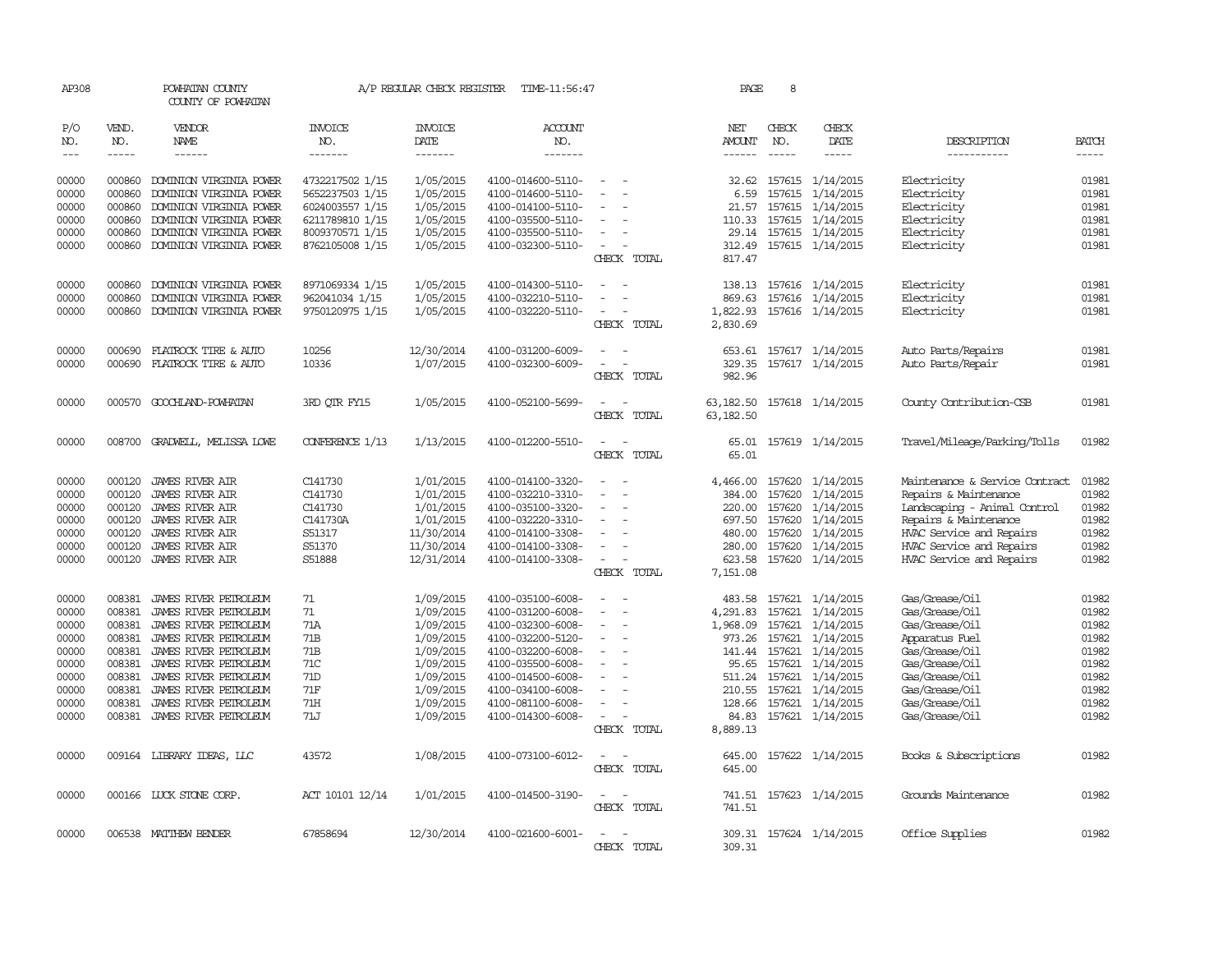AP308 POWHATAN COUNTY A/P REGULAR CHECK REGISTER TIME-11:56:47 PAGE 8

COUNTY OF POWHATAN

| P/O NO. | VEND. NO. | VENDOR NAME | INVOICE NO. | INVOICE DATE | ACCOUNT NO. | | NET AMOUNT | CHECK NO. | CHECK DATE | DESCRIPTION | BATCH |
|---|---|---|---|---|---|---|---|---|---|---|---|
| 00000 | 000860 | DOMINION VIRGINIA POWER | 4732217502 1/15 | 1/05/2015 | 4100-014600-5110- | - - | 32.62 | 157615 | 1/14/2015 | Electricity | 01981 |
| 00000 | 000860 | DOMINION VIRGINIA POWER | 5652237503 1/15 | 1/05/2015 | 4100-014600-5110- | - - | 6.59 | 157615 | 1/14/2015 | Electricity | 01981 |
| 00000 | 000860 | DOMINION VIRGINIA POWER | 6024003557 1/15 | 1/05/2015 | 4100-014100-5110- | - - | 21.57 | 157615 | 1/14/2015 | Electricity | 01981 |
| 00000 | 000860 | DOMINION VIRGINIA POWER | 6211789810 1/15 | 1/05/2015 | 4100-035500-5110- | - - | 110.33 | 157615 | 1/14/2015 | Electricity | 01981 |
| 00000 | 000860 | DOMINION VIRGINIA POWER | 8009370571 1/15 | 1/05/2015 | 4100-035500-5110- | - - | 29.14 | 157615 | 1/14/2015 | Electricity | 01981 |
| 00000 | 000860 | DOMINION VIRGINIA POWER | 8762105008 1/15 | 1/05/2015 | 4100-032300-5110- | - - | 312.49 | 157615 | 1/14/2015 | Electricity | 01981 |
| | | | | | | CHECK TOTAL | 817.47 | | | | |
| 00000 | 000860 | DOMINION VIRGINIA POWER | 8971069334 1/15 | 1/05/2015 | 4100-014300-5110- | - - | 138.13 | 157616 | 1/14/2015 | Electricity | 01981 |
| 00000 | 000860 | DOMINION VIRGINIA POWER | 962041034 1/15 | 1/05/2015 | 4100-032210-5110- | - - | 869.63 | 157616 | 1/14/2015 | Electricity | 01981 |
| 00000 | 000860 | DOMINION VIRGINIA POWER | 9750120975 1/15 | 1/05/2015 | 4100-032220-5110- | - - | 1,822.93 | 157616 | 1/14/2015 | Electricity | 01981 |
| | | | | | | CHECK TOTAL | 2,830.69 | | | | |
| 00000 | 000690 | FLATROCK TIRE & AUTO | 10256 | 12/30/2014 | 4100-031200-6009- | - - | 653.61 | 157617 | 1/14/2015 | Auto Parts/Repairs | 01981 |
| 00000 | 000690 | FLATROCK TIRE & AUTO | 10336 | 1/07/2015 | 4100-032300-6009- | - - | 329.35 | 157617 | 1/14/2015 | Auto Parts/Repair | 01981 |
| | | | | | | CHECK TOTAL | 982.96 | | | | |
| 00000 | 000570 | GOOCHLAND-POWHATAN | 3RD QTR FY15 | 1/05/2015 | 4100-052100-5699- | - - | 63,182.50 | 157618 | 1/14/2015 | County Contribution-CSB | 01981 |
| | | | | | | CHECK TOTAL | 63,182.50 | | | | |
| 00000 | 008700 | GRADWELL, MELISSA LOWE | CONFERENCE 1/13 | 1/13/2015 | 4100-012200-5510- | - - | 65.01 | 157619 | 1/14/2015 | Travel/Mileage/Parking/Tolls | 01982 |
| | | | | | | CHECK TOTAL | 65.01 | | | | |
| 00000 | 000120 | JAMES RIVER AIR | C141730 | 1/01/2015 | 4100-014100-3320- | - - | 4,466.00 | 157620 | 1/14/2015 | Maintenance & Service Contract | 01982 |
| 00000 | 000120 | JAMES RIVER AIR | C141730 | 1/01/2015 | 4100-032210-3310- | - - | 384.00 | 157620 | 1/14/2015 | Repairs & Maintenance | 01982 |
| 00000 | 000120 | JAMES RIVER AIR | C141730 | 1/01/2015 | 4100-035100-3320- | - - | 220.00 | 157620 | 1/14/2015 | Landscaping - Animal Control | 01982 |
| 00000 | 000120 | JAMES RIVER AIR | C141730A | 1/01/2015 | 4100-032220-3310- | - - | 697.50 | 157620 | 1/14/2015 | Repairs & Maintenance | 01982 |
| 00000 | 000120 | JAMES RIVER AIR | S51317 | 11/30/2014 | 4100-014100-3308- | - - | 480.00 | 157620 | 1/14/2015 | HVAC Service and Repairs | 01982 |
| 00000 | 000120 | JAMES RIVER AIR | S51370 | 11/30/2014 | 4100-014100-3308- | - - | 280.00 | 157620 | 1/14/2015 | HVAC Service and Repairs | 01982 |
| 00000 | 000120 | JAMES RIVER AIR | S51888 | 12/31/2014 | 4100-014100-3308- | - - | 623.58 | 157620 | 1/14/2015 | HVAC Service and Repairs | 01982 |
| | | | | | | CHECK TOTAL | 7,151.08 | | | | |
| 00000 | 008381 | JAMES RIVER PETROLEUM | 71 | 1/09/2015 | 4100-035100-6008- | - - | 483.58 | 157621 | 1/14/2015 | Gas/Grease/Oil | 01982 |
| 00000 | 008381 | JAMES RIVER PETROLEUM | 71 | 1/09/2015 | 4100-031200-6008- | - - | 4,291.83 | 157621 | 1/14/2015 | Gas/Grease/Oil | 01982 |
| 00000 | 008381 | JAMES RIVER PETROLEUM | 71A | 1/09/2015 | 4100-032300-6008- | - - | 1,968.09 | 157621 | 1/14/2015 | Gas/Grease/Oil | 01982 |
| 00000 | 008381 | JAMES RIVER PETROLEUM | 71B | 1/09/2015 | 4100-032200-5120- | - - | 973.26 | 157621 | 1/14/2015 | Apparatus Fuel | 01982 |
| 00000 | 008381 | JAMES RIVER PETROLEUM | 71B | 1/09/2015 | 4100-032200-6008- | - - | 141.44 | 157621 | 1/14/2015 | Gas/Grease/Oil | 01982 |
| 00000 | 008381 | JAMES RIVER PETROLEUM | 71C | 1/09/2015 | 4100-035500-6008- | - - | 95.65 | 157621 | 1/14/2015 | Gas/Grease/Oil | 01982 |
| 00000 | 008381 | JAMES RIVER PETROLEUM | 71D | 1/09/2015 | 4100-014500-6008- | - - | 511.24 | 157621 | 1/14/2015 | Gas/Grease/Oil | 01982 |
| 00000 | 008381 | JAMES RIVER PETROLEUM | 71F | 1/09/2015 | 4100-034100-6008- | - - | 210.55 | 157621 | 1/14/2015 | Gas/Grease/Oil | 01982 |
| 00000 | 008381 | JAMES RIVER PETROLEUM | 71H | 1/09/2015 | 4100-081100-6008- | - - | 128.66 | 157621 | 1/14/2015 | Gas/Grease/Oil | 01982 |
| 00000 | 008381 | JAMES RIVER PETROLEUM | 71J | 1/09/2015 | 4100-014300-6008- | - - | 84.83 | 157621 | 1/14/2015 | Gas/Grease/Oil | 01982 |
| | | | | | | CHECK TOTAL | 8,889.13 | | | | |
| 00000 | 009164 | LIBRARY IDEAS, LLC | 43572 | 1/08/2015 | 4100-073100-6012- | - - | 645.00 | 157622 | 1/14/2015 | Books & Subscriptions | 01982 |
| | | | | | | CHECK TOTAL | 645.00 | | | | |
| 00000 | 000166 | LUCK STONE CORP. | ACT 10101 12/14 | 1/01/2015 | 4100-014500-3190- | - - | 741.51 | 157623 | 1/14/2015 | Grounds Maintenance | 01982 |
| | | | | | | CHECK TOTAL | 741.51 | | | | |
| 00000 | 006538 | MATTHEW BENDER | 67858694 | 12/30/2014 | 4100-021600-6001- | - - | 309.31 | 157624 | 1/14/2015 | Office Supplies | 01982 |
| | | | | | | CHECK TOTAL | 309.31 | | | | |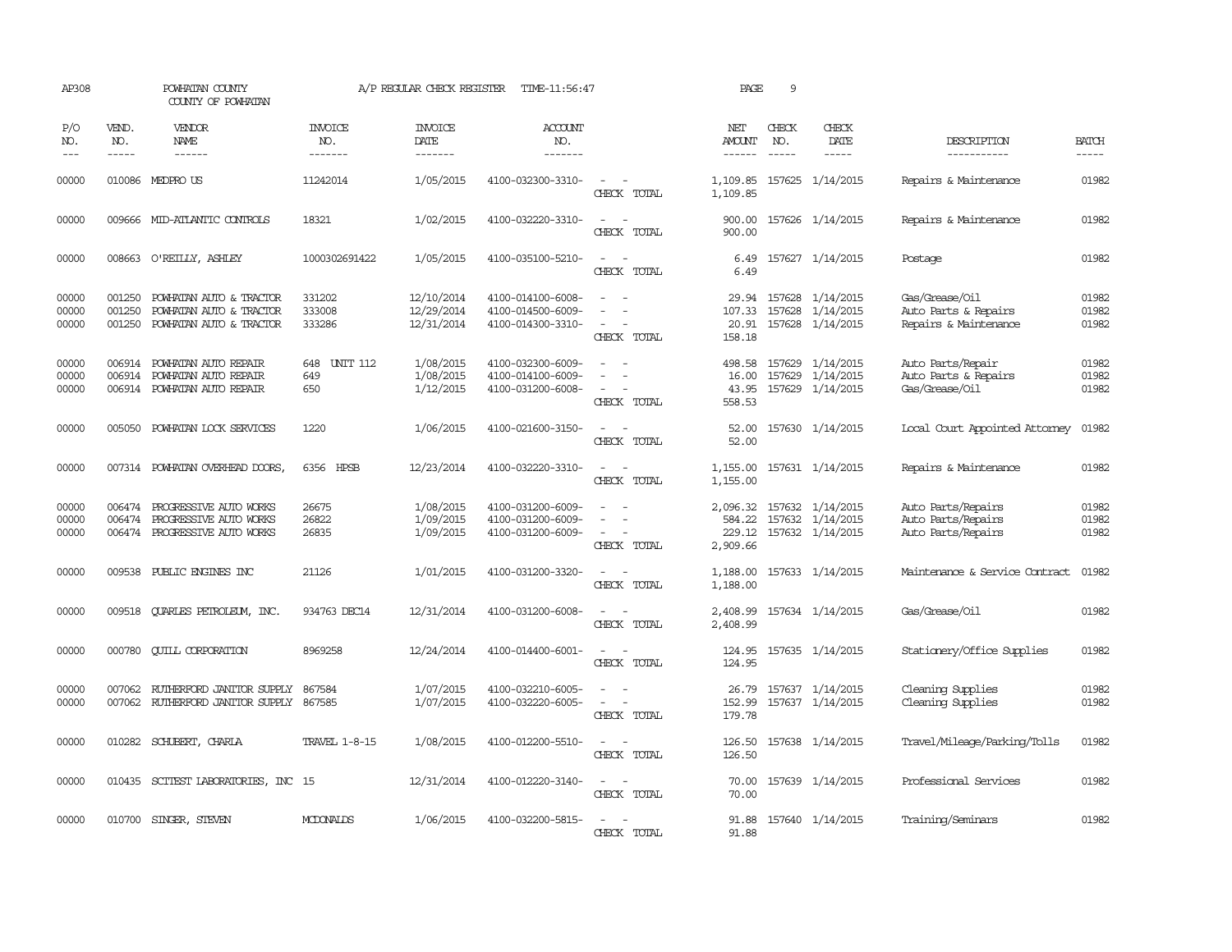AP308 POWHATAN COUNTY A/P REGULAR CHECK REGISTER TIME-11:56:47 PAGE 9

COUNTY OF POWHATAN

| P/O NO. | VEND. NO. | VENDOR NAME | INVOICE NO. | INVOICE DATE | ACCOUNT NO. | | NET AMOUNT | CHECK NO. | CHECK DATE | DESCRIPTION | BATCH |
|---|---|---|---|---|---|---|---|---|---|---|---|
| 00000 | 010086 | MEDPRO US | 11242014 | 1/05/2015 | 4100-032300-3310- | - - | 1,109.85 | 157625 | 1/14/2015 | Repairs & Maintenance | 01982 |
| | | | | | | CHECK TOTAL | 1,109.85 | | | | |
| 00000 | 009666 | MID-ATLANTIC CONTROLS | 18321 | 1/02/2015 | 4100-032220-3310- | - - | 900.00 | 157626 | 1/14/2015 | Repairs & Maintenance | 01982 |
| | | | | | | CHECK TOTAL | 900.00 | | | | |
| 00000 | 008663 | O'REILLY, ASHLEY | 1000302691422 | 1/05/2015 | 4100-035100-5210- | - - | 6.49 | 157627 | 1/14/2015 | Postage | 01982 |
| | | | | | | CHECK TOTAL | 6.49 | | | | |
| 00000 | 001250 | POWHATAN AUTO & TRACTOR | 331202 | 12/10/2014 | 4100-014100-6008- | - - | 29.94 | 157628 | 1/14/2015 | Gas/Grease/Oil | 01982 |
| 00000 | 001250 | POWHATAN AUTO & TRACTOR | 333008 | 12/29/2014 | 4100-014500-6009- | - - | 107.33 | 157628 | 1/14/2015 | Auto Parts & Repairs | 01982 |
| 00000 | 001250 | POWHATAN AUTO & TRACTOR | 333286 | 12/31/2014 | 4100-014300-3310- | - - | 20.91 | 157628 | 1/14/2015 | Repairs & Maintenance | 01982 |
| | | | | | | CHECK TOTAL | 158.18 | | | | |
| 00000 | 006914 | POWHATAN AUTO REPAIR | 648 UNIT 112 | 1/08/2015 | 4100-032300-6009- | - - | 498.58 | 157629 | 1/14/2015 | Auto Parts/Repair | 01982 |
| 00000 | 006914 | POWHATAN AUTO REPAIR | 649 | 1/08/2015 | 4100-014100-6009- | - - | 16.00 | 157629 | 1/14/2015 | Auto Parts & Repairs | 01982 |
| 00000 | 006914 | POWHATAN AUTO REPAIR | 650 | 1/12/2015 | 4100-031200-6008- | - - | 43.95 | 157629 | 1/14/2015 | Gas/Grease/Oil | 01982 |
| | | | | | | CHECK TOTAL | 558.53 | | | | |
| 00000 | 005050 | POWHATAN LOCK SERVICES | 1220 | 1/06/2015 | 4100-021600-3150- | - - | 52.00 | 157630 | 1/14/2015 | Local Court Appointed Attorney | 01982 |
| | | | | | | CHECK TOTAL | 52.00 | | | | |
| 00000 | 007314 | POWHATAN OVERHEAD DOORS, | 6356 HPSB | 12/23/2014 | 4100-032220-3310- | - - | 1,155.00 | 157631 | 1/14/2015 | Repairs & Maintenance | 01982 |
| | | | | | | CHECK TOTAL | 1,155.00 | | | | |
| 00000 | 006474 | PROGRESSIVE AUTO WORKS | 26675 | 1/08/2015 | 4100-031200-6009- | - - | 2,096.32 | 157632 | 1/14/2015 | Auto Parts/Repairs | 01982 |
| 00000 | 006474 | PROGRESSIVE AUTO WORKS | 26822 | 1/09/2015 | 4100-031200-6009- | - - | 584.22 | 157632 | 1/14/2015 | Auto Parts/Repairs | 01982 |
| 00000 | 006474 | PROGRESSIVE AUTO WORKS | 26835 | 1/09/2015 | 4100-031200-6009- | - - | 229.12 | 157632 | 1/14/2015 | Auto Parts/Repairs | 01982 |
| | | | | | | CHECK TOTAL | 2,909.66 | | | | |
| 00000 | 009538 | PUBLIC ENGINES INC | 21126 | 1/01/2015 | 4100-031200-3320- | - - | 1,188.00 | 157633 | 1/14/2015 | Maintenance & Service Contract | 01982 |
| | | | | | | CHECK TOTAL | 1,188.00 | | | | |
| 00000 | 009518 | QUARLES PETROLEUM, INC. | 934763 DEC14 | 12/31/2014 | 4100-031200-6008- | - - | 2,408.99 | 157634 | 1/14/2015 | Gas/Grease/Oil | 01982 |
| | | | | | | CHECK TOTAL | 2,408.99 | | | | |
| 00000 | 000780 | QUILL CORPORATION | 8969258 | 12/24/2014 | 4100-014400-6001- | - - | 124.95 | 157635 | 1/14/2015 | Stationery/Office Supplies | 01982 |
| | | | | | | CHECK TOTAL | 124.95 | | | | |
| 00000 | 007062 | RUTHERFORD JANITOR SUPPLY | 867584 | 1/07/2015 | 4100-032210-6005- | - - | 26.79 | 157637 | 1/14/2015 | Cleaning Supplies | 01982 |
| 00000 | 007062 | RUTHERFORD JANITOR SUPPLY | 867585 | 1/07/2015 | 4100-032220-6005- | - - | 152.99 | 157637 | 1/14/2015 | Cleaning Supplies | 01982 |
| | | | | | | CHECK TOTAL | 179.78 | | | | |
| 00000 | 010282 | SCHUBERT, CHARLA | TRAVEL 1-8-15 | 1/08/2015 | 4100-012200-5510- | - - | 126.50 | 157638 | 1/14/2015 | Travel/Mileage/Parking/Tolls | 01982 |
| | | | | | | CHECK TOTAL | 126.50 | | | | |
| 00000 | 010435 | SCITEST LABORATORIES, INC | 15 | 12/31/2014 | 4100-012220-3140- | - - | 70.00 | 157639 | 1/14/2015 | Professional Services | 01982 |
| | | | | | | CHECK TOTAL | 70.00 | | | | |
| 00000 | 010700 | SINGER, STEVEN | MCDONALDS | 1/06/2015 | 4100-032200-5815- | - - | 91.88 | 157640 | 1/14/2015 | Training/Seminars | 01982 |
| | | | | | | CHECK TOTAL | 91.88 | | | | |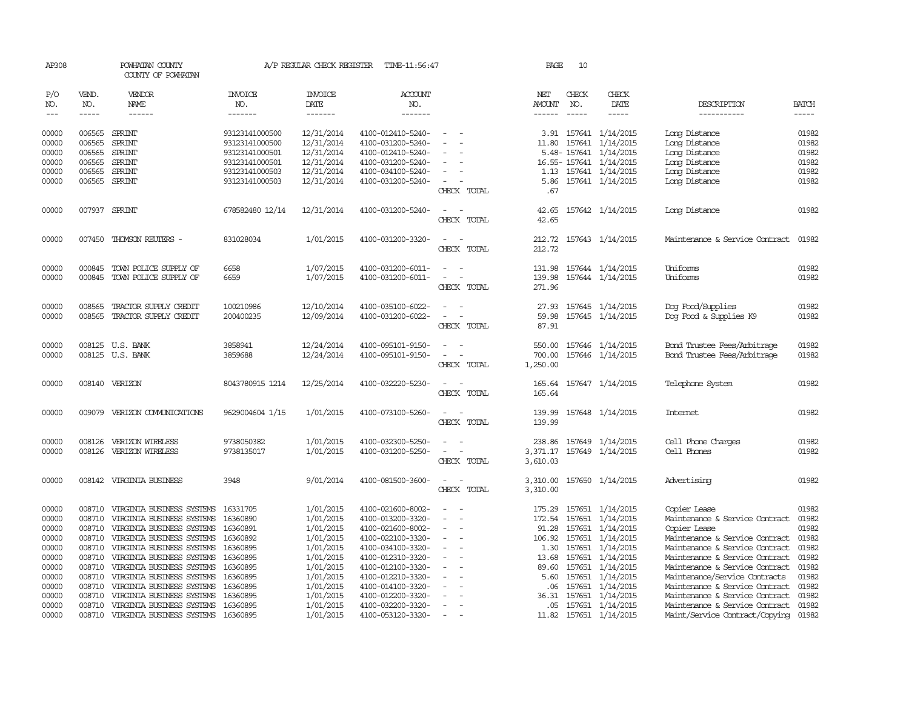AP308 POWHATAN COUNTY A/P REGULAR CHECK REGISTER TIME-11:56:47 PAGE 10

COUNTY OF POWHATAN

| P/O NO. | VEND. NO. | VENDOR NAME | INVOICE NO. | INVOICE DATE | ACCOUNT NO. | | NET AMOUNT | CHECK NO. | CHECK DATE | DESCRIPTION | BATCH |
|---|---|---|---|---|---|---|---|---|---|---|---|
| 00000 | 006565 | SPRINT | 93123141000500 | 12/31/2014 | 4100-012410-5240- | - - | 3.91 | 157641 | 1/14/2015 | Long Distance | 01982 |
| 00000 | 006565 | SPRINT | 93123141000500 | 12/31/2014 | 4100-031200-5240- | - - | 11.80 | 157641 | 1/14/2015 | Long Distance | 01982 |
| 00000 | 006565 | SPRINT | 93123141000501 | 12/31/2014 | 4100-012410-5240- | - - | 5.48- | 157641 | 1/14/2015 | Long Distance | 01982 |
| 00000 | 006565 | SPRINT | 93123141000501 | 12/31/2014 | 4100-031200-5240- | - - | 16.55- | 157641 | 1/14/2015 | Long Distance | 01982 |
| 00000 | 006565 | SPRINT | 93123141000503 | 12/31/2014 | 4100-034100-5240- | - - | 1.13 | 157641 | 1/14/2015 | Long Distance | 01982 |
| 00000 | 006565 | SPRINT | 93123141000503 | 12/31/2014 | 4100-031200-5240- | - - | 5.86 | 157641 | 1/14/2015 | Long Distance | 01982 |
| | | | | | | CHECK TOTAL | .67 | | | | |
| 00000 | 007937 | SPRINT | 678582480 12/14 | 12/31/2014 | 4100-031200-5240- | - - | 42.65 | 157642 | 1/14/2015 | Long Distance | 01982 |
| | | | | | | CHECK TOTAL | 42.65 | | | | |
| 00000 | 007450 | THOMSON REUTERS - | 831028034 | 1/01/2015 | 4100-031200-3320- | - - | 212.72 | 157643 | 1/14/2015 | Maintenance & Service Contract | 01982 |
| | | | | | | CHECK TOTAL | 212.72 | | | | |
| 00000 | 000845 | TOWN POLICE SUPPLY OF | 6658 | 1/07/2015 | 4100-031200-6011- | - - | 131.98 | 157644 | 1/14/2015 | Uniforms | 01982 |
| 00000 | 000845 | TOWN POLICE SUPPLY OF | 6659 | 1/07/2015 | 4100-031200-6011- | - - | 139.98 | 157644 | 1/14/2015 | Uniforms | 01982 |
| | | | | | | CHECK TOTAL | 271.96 | | | | |
| 00000 | 008565 | TRACTOR SUPPLY CREDIT | 100210986 | 12/10/2014 | 4100-035100-6022- | - - | 27.93 | 157645 | 1/14/2015 | Dog Food/Supplies | 01982 |
| 00000 | 008565 | TRACTOR SUPPLY CREDIT | 200400235 | 12/09/2014 | 4100-031200-6022- | - - | 59.98 | 157645 | 1/14/2015 | Dog Food & Supplies K9 | 01982 |
| | | | | | | CHECK TOTAL | 87.91 | | | | |
| 00000 | 008125 | U.S. BANK | 3858941 | 12/24/2014 | 4100-095101-9150- | - - | 550.00 | 157646 | 1/14/2015 | Bond Trustee Fees/Arbitrage | 01982 |
| 00000 | 008125 | U.S. BANK | 3859688 | 12/24/2014 | 4100-095101-9150- | - - | 700.00 | 157646 | 1/14/2015 | Bond Trustee Fees/Arbitrage | 01982 |
| | | | | | | CHECK TOTAL | 1,250.00 | | | | |
| 00000 | 008140 | VERIZON | 8043780915 1214 | 12/25/2014 | 4100-032220-5230- | - - | 165.64 | 157647 | 1/14/2015 | Telephone System | 01982 |
| | | | | | | CHECK TOTAL | 165.64 | | | | |
| 00000 | 009079 | VERIZON COMMUNICATIONS | 9629004604 1/15 | 1/01/2015 | 4100-073100-5260- | - - | 139.99 | 157648 | 1/14/2015 | Internet | 01982 |
| | | | | | | CHECK TOTAL | 139.99 | | | | |
| 00000 | 008126 | VERIZON WIRELESS | 9738050382 | 1/01/2015 | 4100-032300-5250- | - - | 238.86 | 157649 | 1/14/2015 | Cell Phone Charges | 01982 |
| 00000 | 008126 | VERIZON WIRELESS | 9738135017 | 1/01/2015 | 4100-031200-5250- | - - | 3,371.17 | 157649 | 1/14/2015 | Cell Phones | 01982 |
| | | | | | | CHECK TOTAL | 3,610.03 | | | | |
| 00000 | 008142 | VIRGINIA BUSINESS | 3948 | 9/01/2014 | 4100-081500-3600- | - - | 3,310.00 | 157650 | 1/14/2015 | Advertising | 01982 |
| | | | | | | CHECK TOTAL | 3,310.00 | | | | |
| 00000 | 008710 | VIRGINIA BUSINESS SYSTEMS | 16331705 | 1/01/2015 | 4100-021600-8002- | - - | 175.29 | 157651 | 1/14/2015 | Copier Lease | 01982 |
| 00000 | 008710 | VIRGINIA BUSINESS SYSTEMS | 16360890 | 1/01/2015 | 4100-013200-3320- | - - | 172.54 | 157651 | 1/14/2015 | Maintenance & Service Contract | 01982 |
| 00000 | 008710 | VIRGINIA BUSINESS SYSTEMS | 16360891 | 1/01/2015 | 4100-021600-8002- | - - | 91.28 | 157651 | 1/14/2015 | Copier Lease | 01982 |
| 00000 | 008710 | VIRGINIA BUSINESS SYSTEMS | 16360892 | 1/01/2015 | 4100-022100-3320- | - - | 106.92 | 157651 | 1/14/2015 | Maintenance & Service Contract | 01982 |
| 00000 | 008710 | VIRGINIA BUSINESS SYSTEMS | 16360895 | 1/01/2015 | 4100-034100-3320- | - - | 1.30 | 157651 | 1/14/2015 | Maintenance & Service Contract | 01982 |
| 00000 | 008710 | VIRGINIA BUSINESS SYSTEMS | 16360895 | 1/01/2015 | 4100-012310-3320- | - - | 13.68 | 157651 | 1/14/2015 | Maintenance & Service Contract | 01982 |
| 00000 | 008710 | VIRGINIA BUSINESS SYSTEMS | 16360895 | 1/01/2015 | 4100-012100-3320- | - - | 89.60 | 157651 | 1/14/2015 | Maintenance & Service Contract | 01982 |
| 00000 | 008710 | VIRGINIA BUSINESS SYSTEMS | 16360895 | 1/01/2015 | 4100-012210-3320- | - - | 5.60 | 157651 | 1/14/2015 | Maintenance/Service Contracts | 01982 |
| 00000 | 008710 | VIRGINIA BUSINESS SYSTEMS | 16360895 | 1/01/2015 | 4100-014100-3320- | - - | .06 | 157651 | 1/14/2015 | Maintenance & Service Contract | 01982 |
| 00000 | 008710 | VIRGINIA BUSINESS SYSTEMS | 16360895 | 1/01/2015 | 4100-012200-3320- | - - | 36.31 | 157651 | 1/14/2015 | Maintenance & Service Contract | 01982 |
| 00000 | 008710 | VIRGINIA BUSINESS SYSTEMS | 16360895 | 1/01/2015 | 4100-032200-3320- | - - | .05 | 157651 | 1/14/2015 | Maintenance & Service Contract | 01982 |
| 00000 | 008710 | VIRGINIA BUSINESS SYSTEMS | 16360895 | 1/01/2015 | 4100-053120-3320- | - - | 11.82 | 157651 | 1/14/2015 | Maint/Service Contract/Copying | 01982 |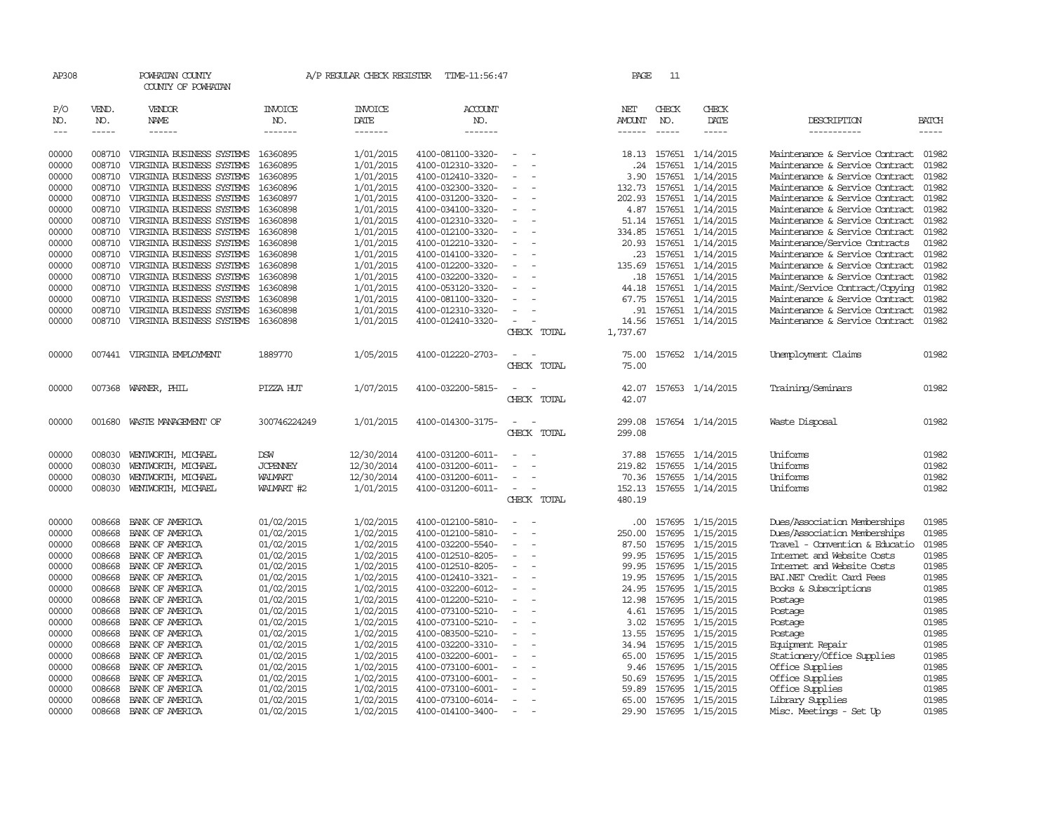AP308 POWHATAN COUNTY A/P REGULAR CHECK REGISTER TIME-11:56:47

COUNTY OF POWHATAN

| P/O NO. | VEND. NO. | VENDOR NAME | INVOICE NO. | INVOICE DATE | ACCOUNT NO. | | NET AMOUNT | CHECK NO. | CHECK DATE | DESCRIPTION | BATCH |
|---|---|---|---|---|---|---|---|---|---|---|---|
| 00000 | 008710 | VIRGINIA BUSINESS SYSTEMS | 16360895 | 1/01/2015 | 4100-081100-3320- | - - | 18.13 | 157651 | 1/14/2015 | Maintenance & Service Contract | 01982 |
| 00000 | 008710 | VIRGINIA BUSINESS SYSTEMS | 16360895 | 1/01/2015 | 4100-012310-3320- | - - | .24 | 157651 | 1/14/2015 | Maintenance & Service Contract | 01982 |
| 00000 | 008710 | VIRGINIA BUSINESS SYSTEMS | 16360895 | 1/01/2015 | 4100-012410-3320- | - - | 3.90 | 157651 | 1/14/2015 | Maintenance & Service Contract | 01982 |
| 00000 | 008710 | VIRGINIA BUSINESS SYSTEMS | 16360896 | 1/01/2015 | 4100-032300-3320- | - - | 132.73 | 157651 | 1/14/2015 | Maintenance & Service Contract | 01982 |
| 00000 | 008710 | VIRGINIA BUSINESS SYSTEMS | 16360897 | 1/01/2015 | 4100-031200-3320- | - - | 202.93 | 157651 | 1/14/2015 | Maintenance & Service Contract | 01982 |
| 00000 | 008710 | VIRGINIA BUSINESS SYSTEMS | 16360898 | 1/01/2015 | 4100-034100-3320- | - - | 4.87 | 157651 | 1/14/2015 | Maintenance & Service Contract | 01982 |
| 00000 | 008710 | VIRGINIA BUSINESS SYSTEMS | 16360898 | 1/01/2015 | 4100-012310-3320- | - - | 51.14 | 157651 | 1/14/2015 | Maintenance & Service Contract | 01982 |
| 00000 | 008710 | VIRGINIA BUSINESS SYSTEMS | 16360898 | 1/01/2015 | 4100-012100-3320- | - - | 334.85 | 157651 | 1/14/2015 | Maintenance & Service Contract | 01982 |
| 00000 | 008710 | VIRGINIA BUSINESS SYSTEMS | 16360898 | 1/01/2015 | 4100-012210-3320- | - - | 20.93 | 157651 | 1/14/2015 | Maintenance/Service Contracts | 01982 |
| 00000 | 008710 | VIRGINIA BUSINESS SYSTEMS | 16360898 | 1/01/2015 | 4100-014100-3320- | - - | .23 | 157651 | 1/14/2015 | Maintenance & Service Contract | 01982 |
| 00000 | 008710 | VIRGINIA BUSINESS SYSTEMS | 16360898 | 1/01/2015 | 4100-012200-3320- | - - | 135.69 | 157651 | 1/14/2015 | Maintenance & Service Contract | 01982 |
| 00000 | 008710 | VIRGINIA BUSINESS SYSTEMS | 16360898 | 1/01/2015 | 4100-032200-3320- | - - | .18 | 157651 | 1/14/2015 | Maintenance & Service Contract | 01982 |
| 00000 | 008710 | VIRGINIA BUSINESS SYSTEMS | 16360898 | 1/01/2015 | 4100-053120-3320- | - - | 44.18 | 157651 | 1/14/2015 | Maint/Service Contract/Copying | 01982 |
| 00000 | 008710 | VIRGINIA BUSINESS SYSTEMS | 16360898 | 1/01/2015 | 4100-081100-3320- | - - | 67.75 | 157651 | 1/14/2015 | Maintenance & Service Contract | 01982 |
| 00000 | 008710 | VIRGINIA BUSINESS SYSTEMS | 16360898 | 1/01/2015 | 4100-012310-3320- | - - | .91 | 157651 | 1/14/2015 | Maintenance & Service Contract | 01982 |
| 00000 | 008710 | VIRGINIA BUSINESS SYSTEMS | 16360898 | 1/01/2015 | 4100-012410-3320- | - - | 14.56 | 157651 | 1/14/2015 | Maintenance & Service Contract | 01982 |
| | | | | | | CHECK TOTAL | 1,737.67 | | | | |
| 00000 | 007441 | VIRGINIA EMPLOYMENT | 1889770 | 1/05/2015 | 4100-012220-2703- | - - | 75.00 | 157652 | 1/14/2015 | Unemployment Claims | 01982 |
| | | | | | | CHECK TOTAL | 75.00 | | | | |
| 00000 | 007368 | WARNER, PHIL | PIZZA HUT | 1/07/2015 | 4100-032200-5815- | - - | 42.07 | 157653 | 1/14/2015 | Training/Seminars | 01982 |
| | | | | | | CHECK TOTAL | 42.07 | | | | |
| 00000 | 001680 | WASTE MANAGEMENT OF | 300746224249 | 1/01/2015 | 4100-014300-3175- | - - | 299.08 | 157654 | 1/14/2015 | Waste Disposal | 01982 |
| | | | | | | CHECK TOTAL | 299.08 | | | | |
| 00000 | 008030 | WENTWORTH, MICHAEL | DSW | 12/30/2014 | 4100-031200-6011- | - - | 37.88 | 157655 | 1/14/2015 | Uniforms | 01982 |
| 00000 | 008030 | WENTWORTH, MICHAEL | JCPENNEY | 12/30/2014 | 4100-031200-6011- | - - | 219.82 | 157655 | 1/14/2015 | Uniforms | 01982 |
| 00000 | 008030 | WENTWORTH, MICHAEL | WALMART | 12/30/2014 | 4100-031200-6011- | - - | 70.36 | 157655 | 1/14/2015 | Uniforms | 01982 |
| 00000 | 008030 | WENTWORTH, MICHAEL | WALMART #2 | 1/01/2015 | 4100-031200-6011- | - - | 152.13 | 157655 | 1/14/2015 | Uniforms | 01982 |
| | | | | | | CHECK TOTAL | 480.19 | | | | |
| 00000 | 008668 | BANK OF AMERICA | 01/02/2015 | 1/02/2015 | 4100-012100-5810- | - - | .00 | 157695 | 1/15/2015 | Dues/Association Memberships | 01985 |
| 00000 | 008668 | BANK OF AMERICA | 01/02/2015 | 1/02/2015 | 4100-012100-5810- | - - | 250.00 | 157695 | 1/15/2015 | Dues/Association Memberships | 01985 |
| 00000 | 008668 | BANK OF AMERICA | 01/02/2015 | 1/02/2015 | 4100-032200-5540- | - - | 87.50 | 157695 | 1/15/2015 | Travel - Convention & Educatio | 01985 |
| 00000 | 008668 | BANK OF AMERICA | 01/02/2015 | 1/02/2015 | 4100-012510-8205- | - - | 99.95 | 157695 | 1/15/2015 | Internet and Website Costs | 01985 |
| 00000 | 008668 | BANK OF AMERICA | 01/02/2015 | 1/02/2015 | 4100-012510-8205- | - - | 99.95 | 157695 | 1/15/2015 | Internet and Website Costs | 01985 |
| 00000 | 008668 | BANK OF AMERICA | 01/02/2015 | 1/02/2015 | 4100-012410-3321- | - - | 19.95 | 157695 | 1/15/2015 | BAI.NET Credit Card Fees | 01985 |
| 00000 | 008668 | BANK OF AMERICA | 01/02/2015 | 1/02/2015 | 4100-032200-6012- | - - | 24.95 | 157695 | 1/15/2015 | Books & Subscriptions | 01985 |
| 00000 | 008668 | BANK OF AMERICA | 01/02/2015 | 1/02/2015 | 4100-012200-5210- | - - | 12.98 | 157695 | 1/15/2015 | Postage | 01985 |
| 00000 | 008668 | BANK OF AMERICA | 01/02/2015 | 1/02/2015 | 4100-073100-5210- | - - | 4.61 | 157695 | 1/15/2015 | Postage | 01985 |
| 00000 | 008668 | BANK OF AMERICA | 01/02/2015 | 1/02/2015 | 4100-073100-5210- | - - | 3.02 | 157695 | 1/15/2015 | Postage | 01985 |
| 00000 | 008668 | BANK OF AMERICA | 01/02/2015 | 1/02/2015 | 4100-083500-5210- | - - | 13.55 | 157695 | 1/15/2015 | Postage | 01985 |
| 00000 | 008668 | BANK OF AMERICA | 01/02/2015 | 1/02/2015 | 4100-032200-3310- | - - | 34.94 | 157695 | 1/15/2015 | Equipment Repair | 01985 |
| 00000 | 008668 | BANK OF AMERICA | 01/02/2015 | 1/02/2015 | 4100-032200-6001- | - - | 65.00 | 157695 | 1/15/2015 | Stationery/Office Supplies | 01985 |
| 00000 | 008668 | BANK OF AMERICA | 01/02/2015 | 1/02/2015 | 4100-073100-6001- | - - | 9.46 | 157695 | 1/15/2015 | Office Supplies | 01985 |
| 00000 | 008668 | BANK OF AMERICA | 01/02/2015 | 1/02/2015 | 4100-073100-6001- | - - | 50.69 | 157695 | 1/15/2015 | Office Supplies | 01985 |
| 00000 | 008668 | BANK OF AMERICA | 01/02/2015 | 1/02/2015 | 4100-073100-6001- | - - | 59.89 | 157695 | 1/15/2015 | Office Supplies | 01985 |
| 00000 | 008668 | BANK OF AMERICA | 01/02/2015 | 1/02/2015 | 4100-073100-6014- | - - | 65.00 | 157695 | 1/15/2015 | Library Supplies | 01985 |
| 00000 | 008668 | BANK OF AMERICA | 01/02/2015 | 1/02/2015 | 4100-014100-3400- | - - | 29.90 | 157695 | 1/15/2015 | Misc. Meetings - Set Up | 01985 |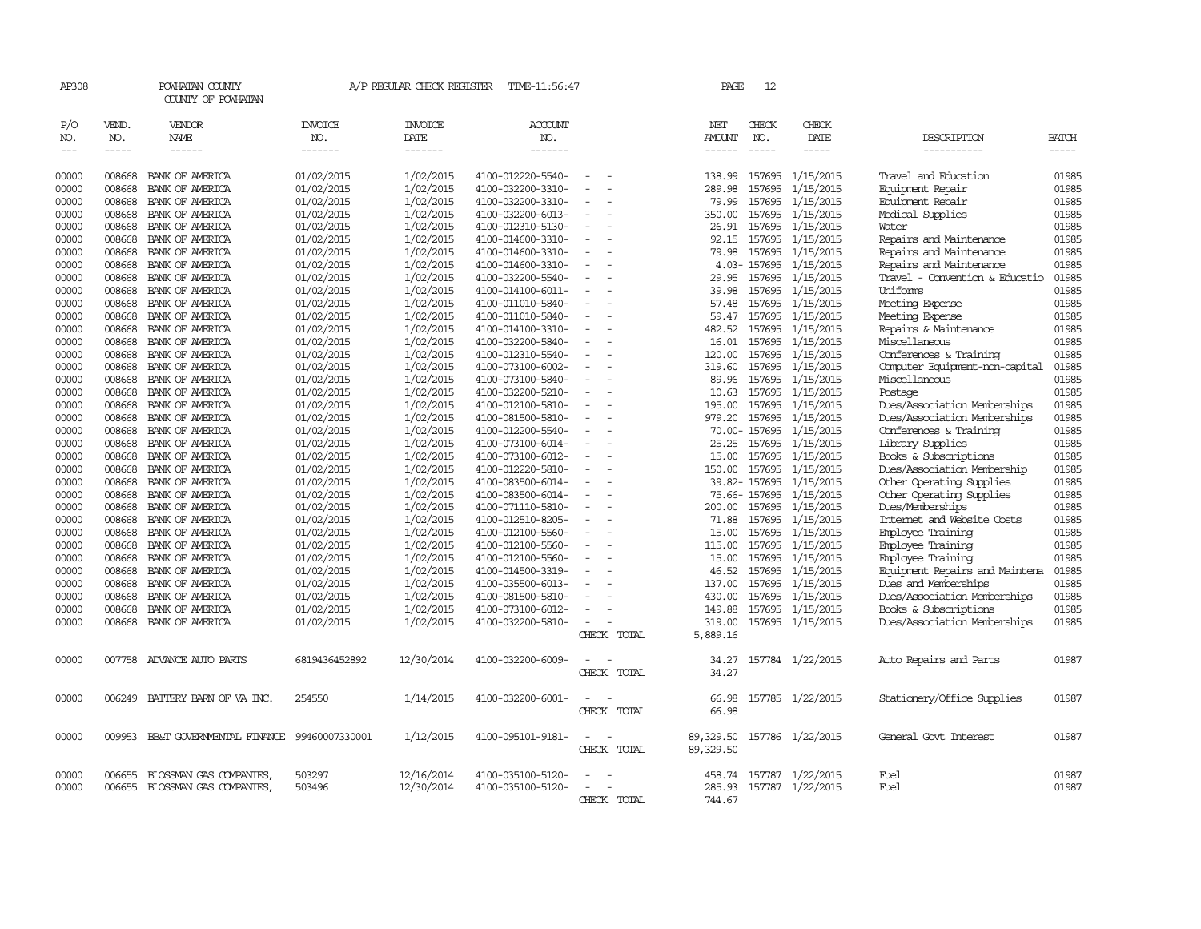AP308 POWHATAN COUNTY A/P REGULAR CHECK REGISTER TIME-11:56:47 PAGE 12
COUNTY OF POWHATAN

| P/O NO. | VEND. NO. | VENDOR NAME | INVOICE NO. | INVOICE DATE | ACCOUNT NO. | | NET AMOUNT | CHECK NO. | CHECK DATE | DESCRIPTION | BATCH |
|---|---|---|---|---|---|---|---|---|---|---|---|
| --- | ----- | ------ | ------- | ------- | ------- | | ------ | ----- | ----- | ----------- | ----- |
| 00000 | 008668 | BANK OF AMERICA | 01/02/2015 | 1/02/2015 | 4100-012220-5540- | - - | 138.99 | 157695 | 1/15/2015 | Travel and Education | 01985 |
| 00000 | 008668 | BANK OF AMERICA | 01/02/2015 | 1/02/2015 | 4100-032200-3310- | - - | 289.98 | 157695 | 1/15/2015 | Equipment Repair | 01985 |
| 00000 | 008668 | BANK OF AMERICA | 01/02/2015 | 1/02/2015 | 4100-032200-3310- | - - | 79.99 | 157695 | 1/15/2015 | Equipment Repair | 01985 |
| 00000 | 008668 | BANK OF AMERICA | 01/02/2015 | 1/02/2015 | 4100-032200-6013- | - - | 350.00 | 157695 | 1/15/2015 | Medical Supplies | 01985 |
| 00000 | 008668 | BANK OF AMERICA | 01/02/2015 | 1/02/2015 | 4100-012310-5130- | - - | 26.91 | 157695 | 1/15/2015 | Water | 01985 |
| 00000 | 008668 | BANK OF AMERICA | 01/02/2015 | 1/02/2015 | 4100-014600-3310- | - - | 92.15 | 157695 | 1/15/2015 | Repairs and Maintenance | 01985 |
| 00000 | 008668 | BANK OF AMERICA | 01/02/2015 | 1/02/2015 | 4100-014600-3310- | - - | 79.98 | 157695 | 1/15/2015 | Repairs and Maintenance | 01985 |
| 00000 | 008668 | BANK OF AMERICA | 01/02/2015 | 1/02/2015 | 4100-014600-3310- | - - | 4.03- | 157695 | 1/15/2015 | Repairs and Maintenance | 01985 |
| 00000 | 008668 | BANK OF AMERICA | 01/02/2015 | 1/02/2015 | 4100-032200-5540- | - - | 29.95 | 157695 | 1/15/2015 | Travel - Convention & Educatio | 01985 |
| 00000 | 008668 | BANK OF AMERICA | 01/02/2015 | 1/02/2015 | 4100-014100-6011- | - - | 39.98 | 157695 | 1/15/2015 | Uniforms | 01985 |
| 00000 | 008668 | BANK OF AMERICA | 01/02/2015 | 1/02/2015 | 4100-011010-5840- | - - | 57.48 | 157695 | 1/15/2015 | Meeting Expense | 01985 |
| 00000 | 008668 | BANK OF AMERICA | 01/02/2015 | 1/02/2015 | 4100-011010-5840- | - - | 59.47 | 157695 | 1/15/2015 | Meeting Expense | 01985 |
| 00000 | 008668 | BANK OF AMERICA | 01/02/2015 | 1/02/2015 | 4100-014100-3310- | - - | 482.52 | 157695 | 1/15/2015 | Repairs & Maintenance | 01985 |
| 00000 | 008668 | BANK OF AMERICA | 01/02/2015 | 1/02/2015 | 4100-032200-5840- | - - | 16.01 | 157695 | 1/15/2015 | Miscellaneous | 01985 |
| 00000 | 008668 | BANK OF AMERICA | 01/02/2015 | 1/02/2015 | 4100-012310-5540- | - - | 120.00 | 157695 | 1/15/2015 | Conferences & Training | 01985 |
| 00000 | 008668 | BANK OF AMERICA | 01/02/2015 | 1/02/2015 | 4100-073100-6002- | - - | 319.60 | 157695 | 1/15/2015 | Computer Equipment-non-capital | 01985 |
| 00000 | 008668 | BANK OF AMERICA | 01/02/2015 | 1/02/2015 | 4100-073100-5840- | - - | 89.96 | 157695 | 1/15/2015 | Miscellaneous | 01985 |
| 00000 | 008668 | BANK OF AMERICA | 01/02/2015 | 1/02/2015 | 4100-032200-5210- | - - | 10.63 | 157695 | 1/15/2015 | Postage | 01985 |
| 00000 | 008668 | BANK OF AMERICA | 01/02/2015 | 1/02/2015 | 4100-012100-5810- | - - | 195.00 | 157695 | 1/15/2015 | Dues/Association Memberships | 01985 |
| 00000 | 008668 | BANK OF AMERICA | 01/02/2015 | 1/02/2015 | 4100-081500-5810- | - - | 979.20 | 157695 | 1/15/2015 | Dues/Association Memberships | 01985 |
| 00000 | 008668 | BANK OF AMERICA | 01/02/2015 | 1/02/2015 | 4100-012200-5540- | - - | 70.00- | 157695 | 1/15/2015 | Conferences & Training | 01985 |
| 00000 | 008668 | BANK OF AMERICA | 01/02/2015 | 1/02/2015 | 4100-073100-6014- | - - | 25.25 | 157695 | 1/15/2015 | Library Supplies | 01985 |
| 00000 | 008668 | BANK OF AMERICA | 01/02/2015 | 1/02/2015 | 4100-073100-6012- | - - | 15.00 | 157695 | 1/15/2015 | Books & Subscriptions | 01985 |
| 00000 | 008668 | BANK OF AMERICA | 01/02/2015 | 1/02/2015 | 4100-012220-5810- | - - | 150.00 | 157695 | 1/15/2015 | Dues/Association Membership | 01985 |
| 00000 | 008668 | BANK OF AMERICA | 01/02/2015 | 1/02/2015 | 4100-083500-6014- | - - | 39.82- | 157695 | 1/15/2015 | Other Operating Supplies | 01985 |
| 00000 | 008668 | BANK OF AMERICA | 01/02/2015 | 1/02/2015 | 4100-083500-6014- | - - | 75.66- | 157695 | 1/15/2015 | Other Operating Supplies | 01985 |
| 00000 | 008668 | BANK OF AMERICA | 01/02/2015 | 1/02/2015 | 4100-071110-5810- | - - | 200.00 | 157695 | 1/15/2015 | Dues/Memberships | 01985 |
| 00000 | 008668 | BANK OF AMERICA | 01/02/2015 | 1/02/2015 | 4100-012510-8205- | - - | 71.88 | 157695 | 1/15/2015 | Internet and Website Costs | 01985 |
| 00000 | 008668 | BANK OF AMERICA | 01/02/2015 | 1/02/2015 | 4100-012100-5560- | - - | 15.00 | 157695 | 1/15/2015 | Employee Training | 01985 |
| 00000 | 008668 | BANK OF AMERICA | 01/02/2015 | 1/02/2015 | 4100-012100-5560- | - - | 115.00 | 157695 | 1/15/2015 | Employee Training | 01985 |
| 00000 | 008668 | BANK OF AMERICA | 01/02/2015 | 1/02/2015 | 4100-012100-5560- | - - | 15.00 | 157695 | 1/15/2015 | Employee Training | 01985 |
| 00000 | 008668 | BANK OF AMERICA | 01/02/2015 | 1/02/2015 | 4100-014500-3319- | - - | 46.52 | 157695 | 1/15/2015 | Equipment Repairs and Maintena | 01985 |
| 00000 | 008668 | BANK OF AMERICA | 01/02/2015 | 1/02/2015 | 4100-035500-6013- | - - | 137.00 | 157695 | 1/15/2015 | Dues and Memberships | 01985 |
| 00000 | 008668 | BANK OF AMERICA | 01/02/2015 | 1/02/2015 | 4100-081500-5810- | - - | 430.00 | 157695 | 1/15/2015 | Dues/Association Memberships | 01985 |
| 00000 | 008668 | BANK OF AMERICA | 01/02/2015 | 1/02/2015 | 4100-073100-6012- | - - | 149.88 | 157695 | 1/15/2015 | Books & Subscriptions | 01985 |
| 00000 | 008668 | BANK OF AMERICA | 01/02/2015 | 1/02/2015 | 4100-032200-5810- | - - | 319.00 | 157695 | 1/15/2015 | Dues/Association Memberships | 01985 |
| | | | | | | CHECK TOTAL | 5,889.16 | | | | |
| 00000 | 007758 | ADVANCE AUTO PARTS | 6819436452892 | 12/30/2014 | 4100-032200-6009- | - - | 34.27 | 157784 | 1/22/2015 | Auto Repairs and Parts | 01987 |
| | | | | | | CHECK TOTAL | 34.27 | | | | |
| 00000 | 006249 | BATTERY BARN OF VA INC. | 254550 | 1/14/2015 | 4100-032200-6001- | - - | 66.98 | 157785 | 1/22/2015 | Stationery/Office Supplies | 01987 |
| | | | | | | CHECK TOTAL | 66.98 | | | | |
| 00000 | 009953 | BB&T GOVERNMENTAL FINANCE | 99460007330001 | 1/12/2015 | 4100-095101-9181- | - - | 89,329.50 | 157786 | 1/22/2015 | General Govt Interest | 01987 |
| | | | | | | CHECK TOTAL | 89,329.50 | | | | |
| 00000 | 006655 | BLOSSMAN GAS COMPANIES, | 503297 | 12/16/2014 | 4100-035100-5120- | - - | 458.74 | 157787 | 1/22/2015 | Fuel | 01987 |
| 00000 | 006655 | BLOSSMAN GAS COMPANIES, | 503496 | 12/30/2014 | 4100-035100-5120- | - - | 285.93 | 157787 | 1/22/2015 | Fuel | 01987 |
| | | | | | | CHECK TOTAL | 744.67 | | | | |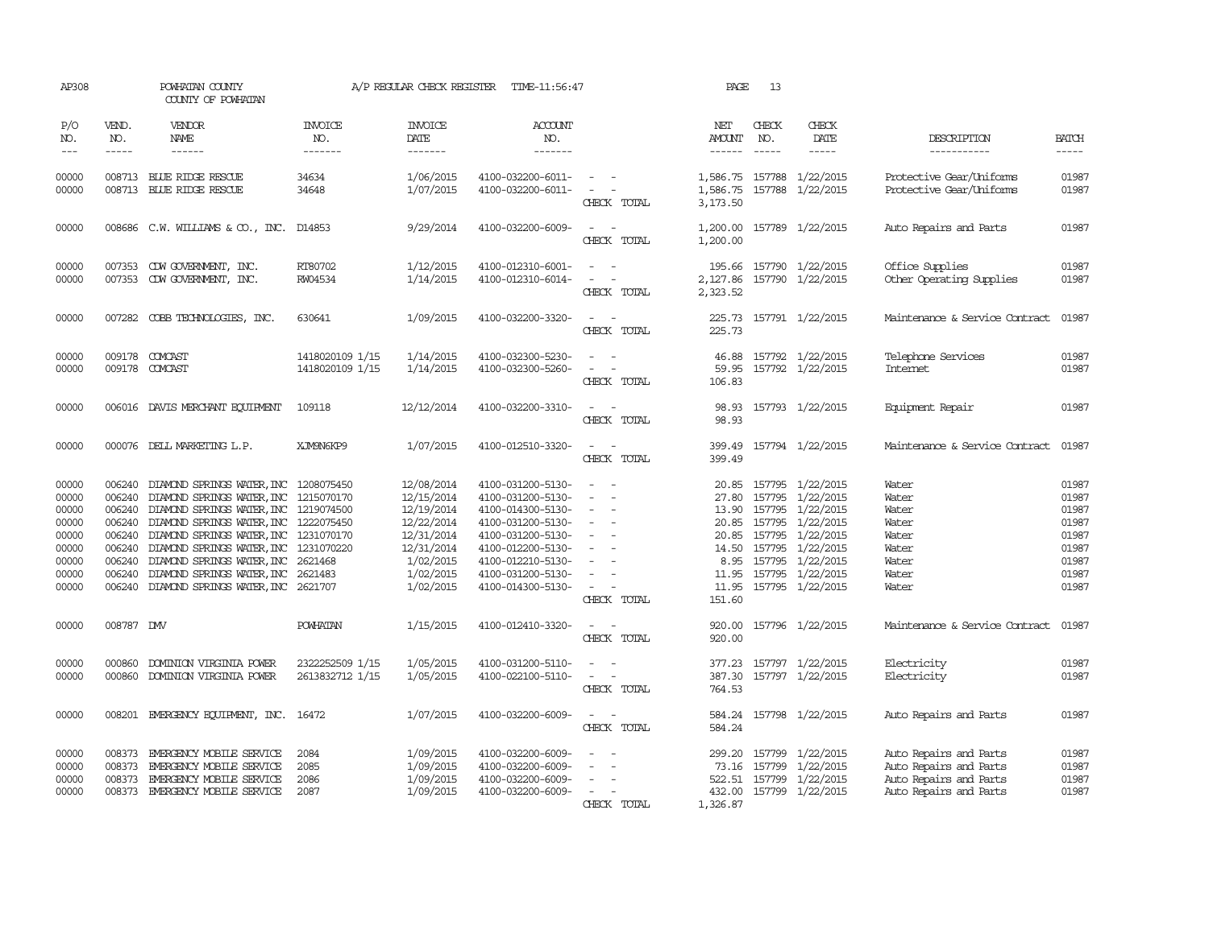AP308 POWHATAN COUNTY A/P REGULAR CHECK REGISTER TIME-11:56:47 PAGE 13

COUNTY OF POWHATAN

| P/O NO. | VEND. NO. | VENDOR NAME | INVOICE NO. | INVOICE DATE | ACCOUNT NO. | | NET AMOUNT | CHECK NO. | CHECK DATE | DESCRIPTION | BATCH |
|---|---|---|---|---|---|---|---|---|---|---|---|
| --- | ----- | ------ | ------- | ------- | ------- | | ------ | ----- | ----- | ----------- | ----- |
| 00000 | 008713 | BLUE RIDGE RESCUE | 34634 | 1/06/2015 | 4100-032200-6011- | - - | 1,586.75 | 157788 | 1/22/2015 | Protective Gear/Uniforms | 01987 |
| 00000 | 008713 | BLUE RIDGE RESCUE | 34648 | 1/07/2015 | 4100-032200-6011- | - - | 1,586.75 | 157788 | 1/22/2015 | Protective Gear/Uniforms | 01987 |
| | | | | | | CHECK TOTAL | 3,173.50 | | | | |
| 00000 | 008686 | C.W. WILLIAMS & CO., INC. | D14853 | 9/29/2014 | 4100-032200-6009- | - - | 1,200.00 | 157789 | 1/22/2015 | Auto Repairs and Parts | 01987 |
| | | | | | | CHECK TOTAL | 1,200.00 | | | | |
| 00000 | 007353 | CDW GOVERNMENT, INC. | RT80702 | 1/12/2015 | 4100-012310-6001- | - - | 195.66 | 157790 | 1/22/2015 | Office Supplies | 01987 |
| 00000 | 007353 | CDW GOVERNMENT, INC. | RW04534 | 1/14/2015 | 4100-012310-6014- | - - | 2,127.86 | 157790 | 1/22/2015 | Other Operating Supplies | 01987 |
| | | | | | | CHECK TOTAL | 2,323.52 | | | | |
| 00000 | 007282 | COBB TECHNOLOGIES, INC. | 630641 | 1/09/2015 | 4100-032200-3320- | - - | 225.73 | 157791 | 1/22/2015 | Maintenance & Service Contract | 01987 |
| | | | | | | CHECK TOTAL | 225.73 | | | | |
| 00000 | 009178 | COMCAST | 1418020109 1/15 | 1/14/2015 | 4100-032300-5230- | - - | 46.88 | 157792 | 1/22/2015 | Telephone Services | 01987 |
| 00000 | 009178 | COMCAST | 1418020109 1/15 | 1/14/2015 | 4100-032300-5260- | - - | 59.95 | 157792 | 1/22/2015 | Internet | 01987 |
| | | | | | | CHECK TOTAL | 106.83 | | | | |
| 00000 | 006016 | DAVIS MERCHANT EQUIPMENT | 109118 | 12/12/2014 | 4100-032200-3310- | - - | 98.93 | 157793 | 1/22/2015 | Equipment Repair | 01987 |
| | | | | | | CHECK TOTAL | 98.93 | | | | |
| 00000 | 000076 | DELL MARKETING L.P. | XJM9N6KP9 | 1/07/2015 | 4100-012510-3320- | - - | 399.49 | 157794 | 1/22/2015 | Maintenance & Service Contract | 01987 |
| | | | | | | CHECK TOTAL | 399.49 | | | | |
| 00000 | 006240 | DIAMOND SPRINGS WATER,INC | 1208075450 | 12/08/2014 | 4100-031200-5130- | - - | 20.85 | 157795 | 1/22/2015 | Water | 01987 |
| 00000 | 006240 | DIAMOND SPRINGS WATER,INC | 1215070170 | 12/15/2014 | 4100-031200-5130- | - - | 27.80 | 157795 | 1/22/2015 | Water | 01987 |
| 00000 | 006240 | DIAMOND SPRINGS WATER,INC | 1219074500 | 12/19/2014 | 4100-014300-5130- | - - | 13.90 | 157795 | 1/22/2015 | Water | 01987 |
| 00000 | 006240 | DIAMOND SPRINGS WATER,INC | 1222075450 | 12/22/2014 | 4100-031200-5130- | - - | 20.85 | 157795 | 1/22/2015 | Water | 01987 |
| 00000 | 006240 | DIAMOND SPRINGS WATER,INC | 1231070170 | 12/31/2014 | 4100-031200-5130- | - - | 20.85 | 157795 | 1/22/2015 | Water | 01987 |
| 00000 | 006240 | DIAMOND SPRINGS WATER,INC | 1231070220 | 12/31/2014 | 4100-012200-5130- | - - | 14.50 | 157795 | 1/22/2015 | Water | 01987 |
| 00000 | 006240 | DIAMOND SPRINGS WATER,INC | 2621468 | 1/02/2015 | 4100-012210-5130- | - - | 8.95 | 157795 | 1/22/2015 | Water | 01987 |
| 00000 | 006240 | DIAMOND SPRINGS WATER,INC | 2621483 | 1/02/2015 | 4100-031200-5130- | - - | 11.95 | 157795 | 1/22/2015 | Water | 01987 |
| 00000 | 006240 | DIAMOND SPRINGS WATER,INC | 2621707 | 1/02/2015 | 4100-014300-5130- | - - | 11.95 | 157795 | 1/22/2015 | Water | 01987 |
| | | | | | | CHECK TOTAL | 151.60 | | | | |
| 00000 | 008787 | DMV | POWHATAN | 1/15/2015 | 4100-012410-3320- | - - | 920.00 | 157796 | 1/22/2015 | Maintenance & Service Contract | 01987 |
| | | | | | | CHECK TOTAL | 920.00 | | | | |
| 00000 | 000860 | DOMINION VIRGINIA POWER | 2322252509 1/15 | 1/05/2015 | 4100-031200-5110- | - - | 377.23 | 157797 | 1/22/2015 | Electricity | 01987 |
| 00000 | 000860 | DOMINION VIRGINIA POWER | 2613832712 1/15 | 1/05/2015 | 4100-022100-5110- | - - | 387.30 | 157797 | 1/22/2015 | Electricity | 01987 |
| | | | | | | CHECK TOTAL | 764.53 | | | | |
| 00000 | 008201 | EMERGENCY EQUIPMENT, INC. | 16472 | 1/07/2015 | 4100-032200-6009- | - - | 584.24 | 157798 | 1/22/2015 | Auto Repairs and Parts | 01987 |
| | | | | | | CHECK TOTAL | 584.24 | | | | |
| 00000 | 008373 | EMERGENCY MOBILE SERVICE | 2084 | 1/09/2015 | 4100-032200-6009- | - - | 299.20 | 157799 | 1/22/2015 | Auto Repairs and Parts | 01987 |
| 00000 | 008373 | EMERGENCY MOBILE SERVICE | 2085 | 1/09/2015 | 4100-032200-6009- | - - | 73.16 | 157799 | 1/22/2015 | Auto Repairs and Parts | 01987 |
| 00000 | 008373 | EMERGENCY MOBILE SERVICE | 2086 | 1/09/2015 | 4100-032200-6009- | - - | 522.51 | 157799 | 1/22/2015 | Auto Repairs and Parts | 01987 |
| 00000 | 008373 | EMERGENCY MOBILE SERVICE | 2087 | 1/09/2015 | 4100-032200-6009- | - - | 432.00 | 157799 | 1/22/2015 | Auto Repairs and Parts | 01987 |
| | | | | | | CHECK TOTAL | 1,326.87 | | | | |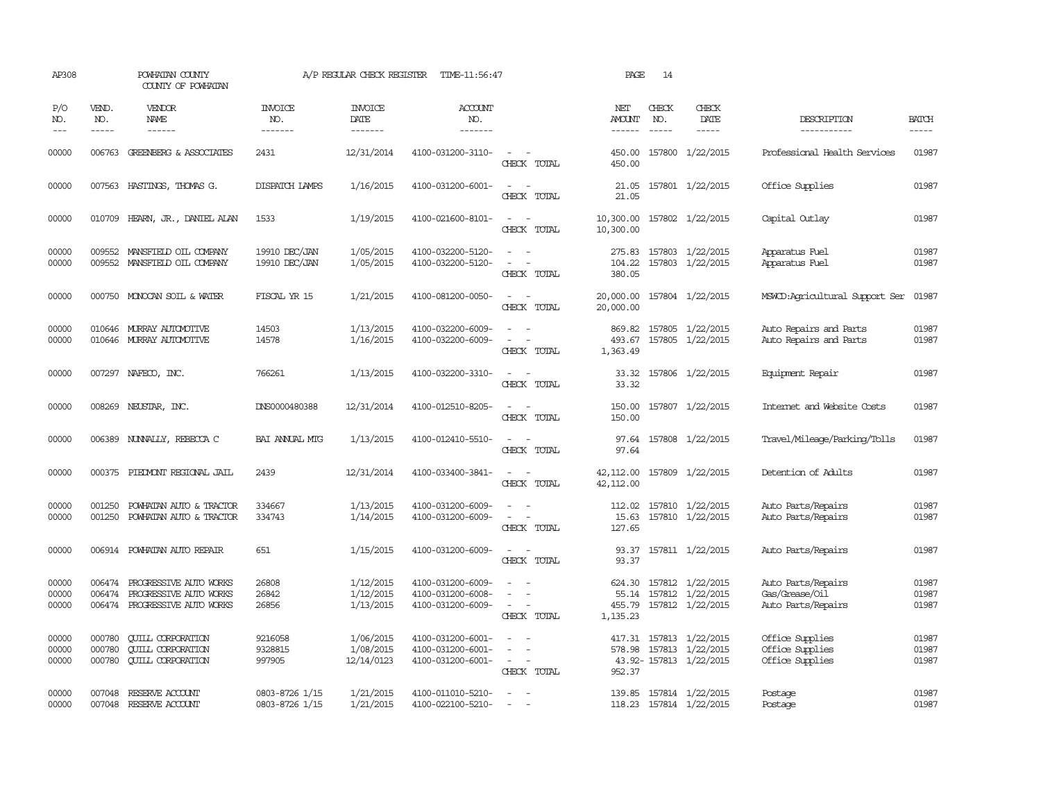AP308 POWHATAN COUNTY COUNTY OF POWHATAN A/P REGULAR CHECK REGISTER TIME-11:56:47 PAGE 14

| P/O NO. | VEND. NO. | VENDOR NAME | INVOICE NO. | INVOICE DATE | ACCOUNT NO. | | NET AMOUNT | CHECK NO. | CHECK DATE | DESCRIPTION | BATCH |
|---|---|---|---|---|---|---|---|---|---|---|---|
| 00000 | 006763 | GREENBERG & ASSOCIATES | 2431 | 12/31/2014 | 4100-031200-3110- | - - | 450.00 | 157800 | 1/22/2015 | Professional Health Services | 01987 |
| | | | | | | CHECK TOTAL | 450.00 | | | | |
| 00000 | 007563 | HASTINGS, THOMAS G. | DISPATCH LAMPS | 1/16/2015 | 4100-031200-6001- | - - | 21.05 | 157801 | 1/22/2015 | Office Supplies | 01987 |
| | | | | | | CHECK TOTAL | 21.05 | | | | |
| 00000 | 010709 | HEARN, JR., DANIEL ALAN | 1533 | 1/19/2015 | 4100-021600-8101- | - - | 10,300.00 | 157802 | 1/22/2015 | Capital Outlay | 01987 |
| | | | | | | CHECK TOTAL | 10,300.00 | | | | |
| 00000 | 009552 | MANSFIELD OIL COMPANY | 19910 DEC/JAN | 1/05/2015 | 4100-032200-5120- | - - | 275.83 | 157803 | 1/22/2015 | Apparatus Fuel | 01987 |
| 00000 | 009552 | MANSFIELD OIL COMPANY | 19910 DEC/JAN | 1/05/2015 | 4100-032200-5120- | - - | 104.22 | 157803 | 1/22/2015 | Apparatus Fuel | 01987 |
| | | | | | | CHECK TOTAL | 380.05 | | | | |
| 00000 | 000750 | MONOCAN SOIL & WATER | FISCAL YR 15 | 1/21/2015 | 4100-081200-0050- | - - | 20,000.00 | 157804 | 1/22/2015 | MSWCD:Agricultural Support Ser | 01987 |
| | | | | | | CHECK TOTAL | 20,000.00 | | | | |
| 00000 | 010646 | MURRAY AUTOMOTIVE | 14503 | 1/13/2015 | 4100-032200-6009- | - - | 869.82 | 157805 | 1/22/2015 | Auto Repairs and Parts | 01987 |
| 00000 | 010646 | MURRAY AUTOMOTIVE | 14578 | 1/16/2015 | 4100-032200-6009- | - - | 493.67 | 157805 | 1/22/2015 | Auto Repairs and Parts | 01987 |
| | | | | | | CHECK TOTAL | 1,363.49 | | | | |
| 00000 | 007297 | NAFECO, INC. | 766261 | 1/13/2015 | 4100-032200-3310- | - - | 33.32 | 157806 | 1/22/2015 | Equipment Repair | 01987 |
| | | | | | | CHECK TOTAL | 33.32 | | | | |
| 00000 | 008269 | NEUSTAR, INC. | DNS0000480388 | 12/31/2014 | 4100-012510-8205- | - - | 150.00 | 157807 | 1/22/2015 | Internet and Website Costs | 01987 |
| | | | | | | CHECK TOTAL | 150.00 | | | | |
| 00000 | 006389 | NUNNALLY, REBECCA C | BAI ANNUAL MTG | 1/13/2015 | 4100-012410-5510- | - - | 97.64 | 157808 | 1/22/2015 | Travel/Mileage/Parking/Tolls | 01987 |
| | | | | | | CHECK TOTAL | 97.64 | | | | |
| 00000 | 000375 | PIEDMONT REGIONAL JAIL | 2439 | 12/31/2014 | 4100-033400-3841- | - - | 42,112.00 | 157809 | 1/22/2015 | Detention of Adults | 01987 |
| | | | | | | CHECK TOTAL | 42,112.00 | | | | |
| 00000 | 001250 | POWHATAN AUTO & TRACTOR | 334667 | 1/13/2015 | 4100-031200-6009- | - - | 112.02 | 157810 | 1/22/2015 | Auto Parts/Repairs | 01987 |
| 00000 | 001250 | POWHATAN AUTO & TRACTOR | 334743 | 1/14/2015 | 4100-031200-6009- | - - | 15.63 | 157810 | 1/22/2015 | Auto Parts/Repairs | 01987 |
| | | | | | | CHECK TOTAL | 127.65 | | | | |
| 00000 | 006914 | POWHATAN AUTO REPAIR | 651 | 1/15/2015 | 4100-031200-6009- | - - | 93.37 | 157811 | 1/22/2015 | Auto Parts/Repairs | 01987 |
| | | | | | | CHECK TOTAL | 93.37 | | | | |
| 00000 | 006474 | PROGRESSIVE AUTO WORKS | 26808 | 1/12/2015 | 4100-031200-6009- | - - | 624.30 | 157812 | 1/22/2015 | Auto Parts/Repairs | 01987 |
| 00000 | 006474 | PROGRESSIVE AUTO WORKS | 26842 | 1/12/2015 | 4100-031200-6008- | - - | 55.14 | 157812 | 1/22/2015 | Gas/Grease/Oil | 01987 |
| 00000 | 006474 | PROGRESSIVE AUTO WORKS | 26856 | 1/13/2015 | 4100-031200-6009- | - - | 455.79 | 157812 | 1/22/2015 | Auto Parts/Repairs | 01987 |
| | | | | | | CHECK TOTAL | 1,135.23 | | | | |
| 00000 | 000780 | QUILL CORPORATION | 9216058 | 1/06/2015 | 4100-031200-6001- | - - | 417.31 | 157813 | 1/22/2015 | Office Supplies | 01987 |
| 00000 | 000780 | QUILL CORPORATION | 9328815 | 1/08/2015 | 4100-031200-6001- | - - | 578.98 | 157813 | 1/22/2015 | Office Supplies | 01987 |
| 00000 | 000780 | QUILL CORPORATION | 997905 | 12/14/0123 | 4100-031200-6001- | - - | 43.92- | 157813 | 1/22/2015 | Office Supplies | 01987 |
| | | | | | | CHECK TOTAL | 952.37 | | | | |
| 00000 | 007048 | RESERVE ACCOUNT | 0803-8726 1/15 | 1/21/2015 | 4100-011010-5210- | - - | 139.85 | 157814 | 1/22/2015 | Postage | 01987 |
| 00000 | 007048 | RESERVE ACCOUNT | 0803-8726 1/15 | 1/21/2015 | 4100-022100-5210- | - - | 118.23 | 157814 | 1/22/2015 | Postage | 01987 |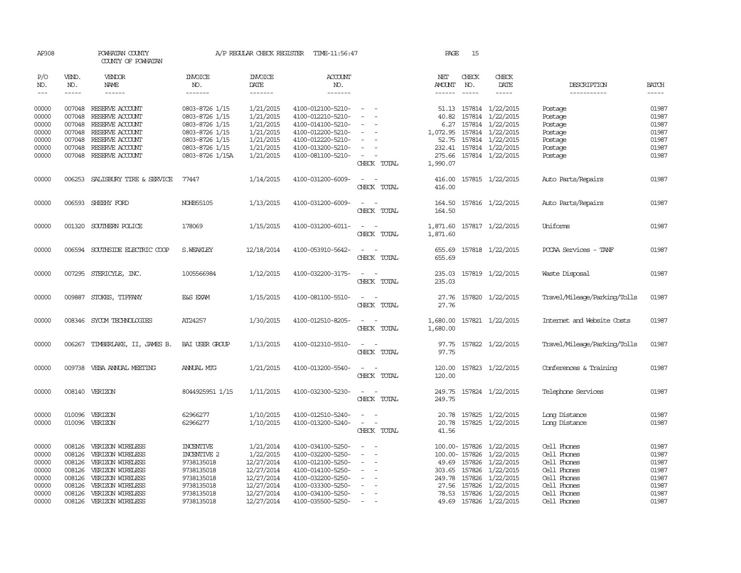AP308 POWHATAN COUNTY A/P REGULAR CHECK REGISTER TIME-11:56:47 PAGE 15

COUNTY OF POWHATAN

| P/O NO. | VEND. NO. | VENDOR NAME | INVOICE NO. | INVOICE DATE | ACCOUNT NO. | | NET AMOUNT | CHECK NO. | CHECK DATE | DESCRIPTION | BATCH |
|---|---|---|---|---|---|---|---|---|---|---|---|
| --- | ----- | ------ | ------- | ------- | ------- | | ------ | ----- | ----- | ----------- | ----- |
| 00000 | 007048 | RESERVE ACCOUNT | 0803-8726 1/15 | 1/21/2015 | 4100-012100-5210- | - - | 51.13 | 157814 | 1/22/2015 | Postage | 01987 |
| 00000 | 007048 | RESERVE ACCOUNT | 0803-8726 1/15 | 1/21/2015 | 4100-012210-5210- | - - | 40.82 | 157814 | 1/22/2015 | Postage | 01987 |
| 00000 | 007048 | RESERVE ACCOUNT | 0803-8726 1/15 | 1/21/2015 | 4100-014100-5210- | - - | 6.27 | 157814 | 1/22/2015 | Postage | 01987 |
| 00000 | 007048 | RESERVE ACCOUNT | 0803-8726 1/15 | 1/21/2015 | 4100-012200-5210- | - - | 1,072.95 | 157814 | 1/22/2015 | Postage | 01987 |
| 00000 | 007048 | RESERVE ACCOUNT | 0803-8726 1/15 | 1/21/2015 | 4100-012220-5210- | - - | 52.75 | 157814 | 1/22/2015 | Postage | 01987 |
| 00000 | 007048 | RESERVE ACCOUNT | 0803-8726 1/15 | 1/21/2015 | 4100-013200-5210- | - - | 232.41 | 157814 | 1/22/2015 | Postage | 01987 |
| 00000 | 007048 | RESERVE ACCOUNT | 0803-8726 1/15A | 1/21/2015 | 4100-081100-5210- | - - | 275.66 | 157814 | 1/22/2015 | Postage | 01987 |
| | | | | | | CHECK TOTAL | 1,990.07 | | | | |
| 00000 | 006253 | SALISBURY TIRE & SERVICE | 77447 | 1/14/2015 | 4100-031200-6009- | - - | 416.00 | 157815 | 1/22/2015 | Auto Parts/Repairs | 01987 |
| | | | | | | CHECK TOTAL | 416.00 | | | | |
| 00000 | 006593 | SHEEHY FORD | NOHB55105 | 1/13/2015 | 4100-031200-6009- | - - | 164.50 | 157816 | 1/22/2015 | Auto Parts/Repairs | 01987 |
| | | | | | | CHECK TOTAL | 164.50 | | | | |
| 00000 | 001320 | SOUTHERN POLICE | 178069 | 1/15/2015 | 4100-031200-6011- | - - | 1,871.60 | 157817 | 1/22/2015 | Uniforms | 01987 |
| | | | | | | CHECK TOTAL | 1,871.60 | | | | |
| 00000 | 006594 | SOUTHSIDE ELECTRIC COOP | S.WEAKLEY | 12/18/2014 | 4100-053910-5642- | - - | 655.69 | 157818 | 1/22/2015 | PCCAA Services - TANF | 01987 |
| | | | | | | CHECK TOTAL | 655.69 | | | | |
| 00000 | 007295 | STERICYLE, INC. | 1005566984 | 1/12/2015 | 4100-032200-3175- | - - | 235.03 | 157819 | 1/22/2015 | Waste Disposal | 01987 |
| | | | | | | CHECK TOTAL | 235.03 | | | | |
| 00000 | 009887 | STOKES, TIFFANY | E&S EXAM | 1/15/2015 | 4100-081100-5510- | - - | 27.76 | 157820 | 1/22/2015 | Travel/Mileage/Parking/Tolls | 01987 |
| | | | | | | CHECK TOTAL | 27.76 | | | | |
| 00000 | 008346 | SYCOM TECHNOLOGIES | AT24257 | 1/30/2015 | 4100-012510-8205- | - - | 1,680.00 | 157821 | 1/22/2015 | Internet and Website Costs | 01987 |
| | | | | | | CHECK TOTAL | 1,680.00 | | | | |
| 00000 | 006267 | TIMBERLAKE, II, JAMES B. | BAI USER GROUP | 1/13/2015 | 4100-012310-5510- | - - | 97.75 | 157822 | 1/22/2015 | Travel/Mileage/Parking/Tolls | 01987 |
| | | | | | | CHECK TOTAL | 97.75 | | | | |
| 00000 | 009738 | VEBA ANNUAL MEETING | ANNUAL MTG | 1/21/2015 | 4100-013200-5540- | - - | 120.00 | 157823 | 1/22/2015 | Conferences & Training | 01987 |
| | | | | | | CHECK TOTAL | 120.00 | | | | |
| 00000 | 008140 | VERIZON | 8044925951 1/15 | 1/11/2015 | 4100-032300-5230- | - - | 249.75 | 157824 | 1/22/2015 | Telephone Services | 01987 |
| | | | | | | CHECK TOTAL | 249.75 | | | | |
| 00000 | 010096 | VERIZON | 62966277 | 1/10/2015 | 4100-012510-5240- | - - | 20.78 | 157825 | 1/22/2015 | Long Distance | 01987 |
| 00000 | 010096 | VERIZON | 62966277 | 1/10/2015 | 4100-013200-5240- | - - | 20.78 | 157825 | 1/22/2015 | Long Distance | 01987 |
| | | | | | | CHECK TOTAL | 41.56 | | | | |
| 00000 | 008126 | VERIZON WIRELESS | INCENTIVE | 1/21/2014 | 4100-034100-5250- | - - | 100.00- | 157826 | 1/22/2015 | Cell Phones | 01987 |
| 00000 | 008126 | VERIZON WIRELESS | INCENTIVE 2 | 1/22/2015 | 4100-032200-5250- | - - | 100.00- | 157826 | 1/22/2015 | Cell Phones | 01987 |
| 00000 | 008126 | VERIZON WIRELESS | 9738135018 | 12/27/2014 | 4100-012100-5250- | - - | 49.69 | 157826 | 1/22/2015 | Cell Phones | 01987 |
| 00000 | 008126 | VERIZON WIRELESS | 9738135018 | 12/27/2014 | 4100-014100-5250- | - - | 303.65 | 157826 | 1/22/2015 | Cell Phones | 01987 |
| 00000 | 008126 | VERIZON WIRELESS | 9738135018 | 12/27/2014 | 4100-032200-5250- | - - | 249.78 | 157826 | 1/22/2015 | Cell Phones | 01987 |
| 00000 | 008126 | VERIZON WIRELESS | 9738135018 | 12/27/2014 | 4100-033300-5250- | - - | 27.56 | 157826 | 1/22/2015 | Cell Phones | 01987 |
| 00000 | 008126 | VERIZON WIRELESS | 9738135018 | 12/27/2014 | 4100-034100-5250- | - - | 78.53 | 157826 | 1/22/2015 | Cell Phones | 01987 |
| 00000 | 008126 | VERIZON WIRELESS | 9738135018 | 12/27/2014 | 4100-035500-5250- | - - | 49.69 | 157826 | 1/22/2015 | Cell Phones | 01987 |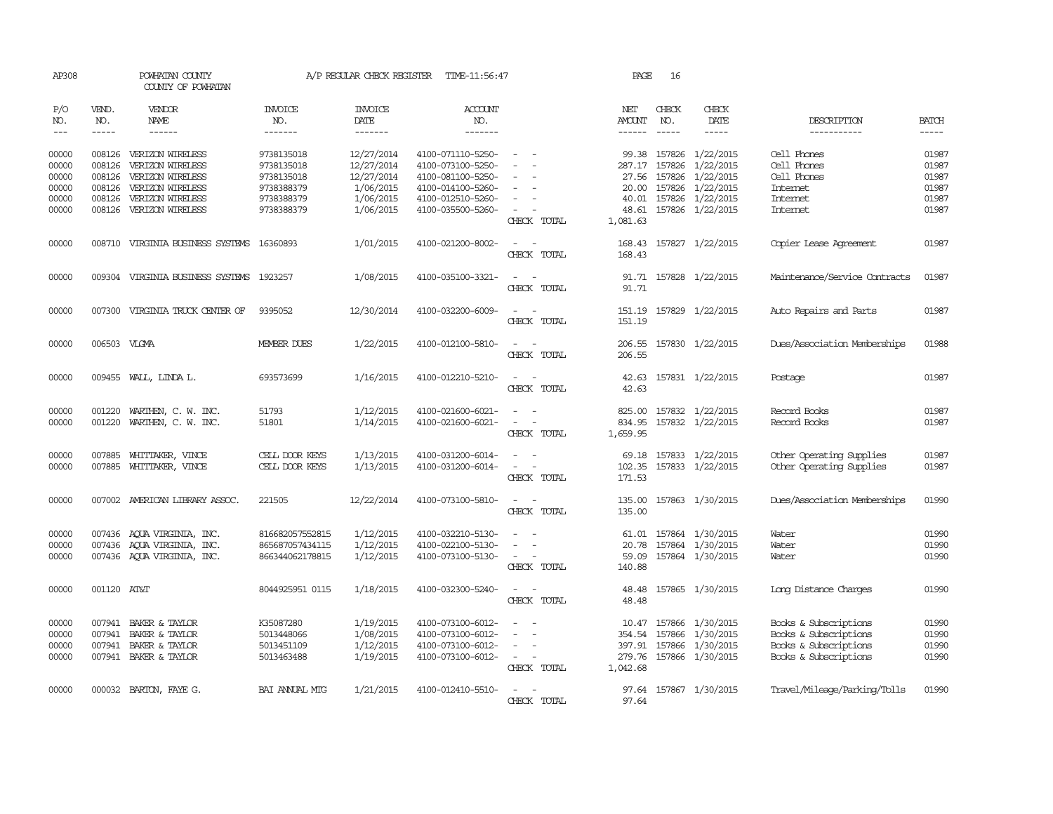AP308 POWHATAN COUNTY A/P REGULAR CHECK REGISTER TIME-11:56:47 PAGE 16

COUNTY OF POWHATAN

| P/O NO. | VEND. NO. | VENDOR NAME | INVOICE NO. | INVOICE DATE | ACCOUNT NO. | | NET AMOUNT | CHECK NO. | CHECK DATE | DESCRIPTION | BATCH |
|---|---|---|---|---|---|---|---|---|---|---|---|
| --- | ----- | ------ | ------- | ------- | ------- | | ------ | ----- | ----- | ----------- | ----- |
| 00000 | 008126 | VERIZON WIRELESS | 9738135018 | 12/27/2014 | 4100-071110-5250- | - - | 99.38 | 157826 | 1/22/2015 | Cell Phones | 01987 |
| 00000 | 008126 | VERIZON WIRELESS | 9738135018 | 12/27/2014 | 4100-073100-5250- | - - | 287.17 | 157826 | 1/22/2015 | Cell Phones | 01987 |
| 00000 | 008126 | VERIZON WIRELESS | 9738135018 | 12/27/2014 | 4100-081100-5250- | - - | 27.56 | 157826 | 1/22/2015 | Cell Phones | 01987 |
| 00000 | 008126 | VERIZON WIRELESS | 9738388379 | 1/06/2015 | 4100-014100-5260- | - - | 20.00 | 157826 | 1/22/2015 | Internet | 01987 |
| 00000 | 008126 | VERIZON WIRELESS | 9738388379 | 1/06/2015 | 4100-012510-5260- | - - | 40.01 | 157826 | 1/22/2015 | Internet | 01987 |
| 00000 | 008126 | VERIZON WIRELESS | 9738388379 | 1/06/2015 | 4100-035500-5260- | - - | 48.61 | 157826 | 1/22/2015 | Internet | 01987 |
| | | | | | | CHECK TOTAL | 1,081.63 | | | | |
| 00000 | 008710 | VIRGINIA BUSINESS SYSTEMS | 16360893 | 1/01/2015 | 4100-021200-8002- | - - | 168.43 | 157827 | 1/22/2015 | Copier Lease Agreement | 01987 |
| | | | | | | CHECK TOTAL | 168.43 | | | | |
| 00000 | 009304 | VIRGINIA BUSINESS SYSTEMS | 1923257 | 1/08/2015 | 4100-035100-3321- | - - | 91.71 | 157828 | 1/22/2015 | Maintenance/Service Contracts | 01987 |
| | | | | | | CHECK TOTAL | 91.71 | | | | |
| 00000 | 007300 | VIRGINIA TRUCK CENTER OF | 9395052 | 12/30/2014 | 4100-032200-6009- | - - | 151.19 | 157829 | 1/22/2015 | Auto Repairs and Parts | 01987 |
| | | | | | | CHECK TOTAL | 151.19 | | | | |
| 00000 | 006503 | VLGMA | MEMBER DUES | 1/22/2015 | 4100-012100-5810- | - - | 206.55 | 157830 | 1/22/2015 | Dues/Association Memberships | 01988 |
| | | | | | | CHECK TOTAL | 206.55 | | | | |
| 00000 | 009455 | WALL, LINDA L. | 693573699 | 1/16/2015 | 4100-012210-5210- | - - | 42.63 | 157831 | 1/22/2015 | Postage | 01987 |
| | | | | | | CHECK TOTAL | 42.63 | | | | |
| 00000 | 001220 | WARTHEN, C. W. INC. | 51793 | 1/12/2015 | 4100-021600-6021- | - - | 825.00 | 157832 | 1/22/2015 | Record Books | 01987 |
| 00000 | 001220 | WARTHEN, C. W. INC. | 51801 | 1/14/2015 | 4100-021600-6021- | - - | 834.95 | 157832 | 1/22/2015 | Record Books | 01987 |
| | | | | | | CHECK TOTAL | 1,659.95 | | | | |
| 00000 | 007885 | WHITTAKER, VINCE | CELL DOOR KEYS | 1/13/2015 | 4100-031200-6014- | - - | 69.18 | 157833 | 1/22/2015 | Other Operating Supplies | 01987 |
| 00000 | 007885 | WHITTAKER, VINCE | CELL DOOR KEYS | 1/13/2015 | 4100-031200-6014- | - - | 102.35 | 157833 | 1/22/2015 | Other Operating Supplies | 01987 |
| | | | | | | CHECK TOTAL | 171.53 | | | | |
| 00000 | 007002 | AMERICAN LIBRARY ASSOC. | 221505 | 12/22/2014 | 4100-073100-5810- | - - | 135.00 | 157863 | 1/30/2015 | Dues/Association Memberships | 01990 |
| | | | | | | CHECK TOTAL | 135.00 | | | | |
| 00000 | 007436 | AQUA VIRGINIA, INC. | 816682057552815 | 1/12/2015 | 4100-032210-5130- | - - | 61.01 | 157864 | 1/30/2015 | Water | 01990 |
| 00000 | 007436 | AQUA VIRGINIA, INC. | 865687057434115 | 1/12/2015 | 4100-022100-5130- | - - | 20.78 | 157864 | 1/30/2015 | Water | 01990 |
| 00000 | 007436 | AQUA VIRGINIA, INC. | 866344062178815 | 1/12/2015 | 4100-073100-5130- | - - | 59.09 | 157864 | 1/30/2015 | Water | 01990 |
| | | | | | | CHECK TOTAL | 140.88 | | | | |
| 00000 | 001120 | AT&T | 8044925951 0115 | 1/18/2015 | 4100-032300-5240- | - - | 48.48 | 157865 | 1/30/2015 | Long Distance Charges | 01990 |
| | | | | | | CHECK TOTAL | 48.48 | | | | |
| 00000 | 007941 | BAKER & TAYLOR | K35087280 | 1/19/2015 | 4100-073100-6012- | - - | 10.47 | 157866 | 1/30/2015 | Books & Subscriptions | 01990 |
| 00000 | 007941 | BAKER & TAYLOR | 5013448066 | 1/08/2015 | 4100-073100-6012- | - - | 354.54 | 157866 | 1/30/2015 | Books & Subscriptions | 01990 |
| 00000 | 007941 | BAKER & TAYLOR | 5013451109 | 1/12/2015 | 4100-073100-6012- | - - | 397.91 | 157866 | 1/30/2015 | Books & Subscriptions | 01990 |
| 00000 | 007941 | BAKER & TAYLOR | 5013463488 | 1/19/2015 | 4100-073100-6012- | - - | 279.76 | 157866 | 1/30/2015 | Books & Subscriptions | 01990 |
| | | | | | | CHECK TOTAL | 1,042.68 | | | | |
| 00000 | 000032 | BARTON, FAYE G. | BAI ANNUAL MTG | 1/21/2015 | 4100-012410-5510- | - - | 97.64 | 157867 | 1/30/2015 | Travel/Mileage/Parking/Tolls | 01990 |
| | | | | | | CHECK TOTAL | 97.64 | | | | |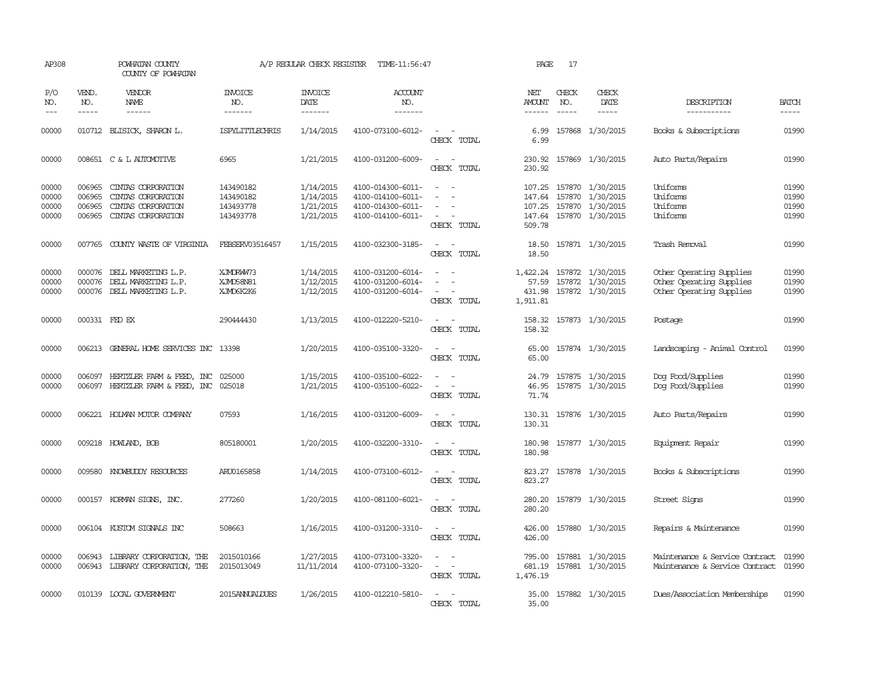AP308 POWHATAN COUNTY A/P REGULAR CHECK REGISTER TIME-11:56:47 PAGE 17

COUNTY OF POWHATAN

| P/O NO. | VEND. NO. | VENDOR NAME | INVOICE NO. | INVOICE DATE | ACCOUNT NO. | | NET AMOUNT | CHECK NO. | CHECK DATE | DESCRIPTION | BATCH |
|---|---|---|---|---|---|---|---|---|---|---|---|
| --- | ----- | ------ | ------- | ------- | ------- | | ------ | ----- | ----- | ----------- | ----- |
| 00000 | 010712 | BLISICK, SHARON L. | ISPYLITTLECHRIS | 1/14/2015 | 4100-073100-6012- | - - | 6.99 | 157868 | 1/30/2015 | Books & Subscriptions | 01990 |
| | | | | | | CHECK TOTAL | 6.99 | | | | |
| 00000 | 008651 | C & L AUTOMOTIVE | 6965 | 1/21/2015 | 4100-031200-6009- | - - | 230.92 | 157869 | 1/30/2015 | Auto Parts/Repairs | 01990 |
| | | | | | | CHECK TOTAL | 230.92 | | | | |
| 00000 | 006965 | CINTAS CORPORATION | 143490182 | 1/14/2015 | 4100-014300-6011- | - - | 107.25 | 157870 | 1/30/2015 | Uniforms | 01990 |
| 00000 | 006965 | CINTAS CORPORATION | 143490182 | 1/14/2015 | 4100-014100-6011- | - - | 147.64 | 157870 | 1/30/2015 | Uniforms | 01990 |
| 00000 | 006965 | CINTAS CORPORATION | 143493778 | 1/21/2015 | 4100-014300-6011- | - - | 107.25 | 157870 | 1/30/2015 | Uniforms | 01990 |
| 00000 | 006965 | CINTAS CORPORATION | 143493778 | 1/21/2015 | 4100-014100-6011- | - - | 147.64 | 157870 | 1/30/2015 | Uniforms | 01990 |
| | | | | | | CHECK TOTAL | 509.78 | | | | |
| 00000 | 007765 | COUNTY WASTE OF VIRGINIA | FEBSERV03516457 | 1/15/2015 | 4100-032300-3185- | - - | 18.50 | 157871 | 1/30/2015 | Trash Removal | 01990 |
| | | | | | | CHECK TOTAL | 18.50 | | | | |
| 00000 | 000076 | DELL MARKETING L.P. | XJMDRWW73 | 1/14/2015 | 4100-031200-6014- | - - | 1,422.24 | 157872 | 1/30/2015 | Other Operating Supplies | 01990 |
| 00000 | 000076 | DELL MARKETING L.P. | XJMD58N81 | 1/12/2015 | 4100-031200-6014- | - - | 57.59 | 157872 | 1/30/2015 | Other Operating Supplies | 01990 |
| 00000 | 000076 | DELL MARKETING L.P. | XJMD6K2K6 | 1/12/2015 | 4100-031200-6014- | - - | 431.98 | 157872 | 1/30/2015 | Other Operating Supplies | 01990 |
| | | | | | | CHECK TOTAL | 1,911.81 | | | | |
| 00000 | 000331 | FED EX | 290444430 | 1/13/2015 | 4100-012220-5210- | - - | 158.32 | 157873 | 1/30/2015 | Postage | 01990 |
| | | | | | | CHECK TOTAL | 158.32 | | | | |
| 00000 | 006213 | GENERAL HOME SERVICES INC | 13398 | 1/20/2015 | 4100-035100-3320- | - - | 65.00 | 157874 | 1/30/2015 | Landscaping - Animal Control | 01990 |
| | | | | | | CHECK TOTAL | 65.00 | | | | |
| 00000 | 006097 | HERTZLER FARM & FEED, INC | 025000 | 1/15/2015 | 4100-035100-6022- | - - | 24.79 | 157875 | 1/30/2015 | Dog Food/Supplies | 01990 |
| 00000 | 006097 | HERTZLER FARM & FEED, INC | 025018 | 1/21/2015 | 4100-035100-6022- | - - | 46.95 | 157875 | 1/30/2015 | Dog Food/Supplies | 01990 |
| | | | | | | CHECK TOTAL | 71.74 | | | | |
| 00000 | 006221 | HOLMAN MOTOR COMPANY | 07593 | 1/16/2015 | 4100-031200-6009- | - - | 130.31 | 157876 | 1/30/2015 | Auto Parts/Repairs | 01990 |
| | | | | | | CHECK TOTAL | 130.31 | | | | |
| 00000 | 009218 | HOWLAND, BOB | 805180001 | 1/20/2015 | 4100-032200-3310- | - - | 180.98 | 157877 | 1/30/2015 | Equipment Repair | 01990 |
| | | | | | | CHECK TOTAL | 180.98 | | | | |
| 00000 | 009580 | KNOWBUDDY RESOURCES | ARU0165858 | 1/14/2015 | 4100-073100-6012- | - - | 823.27 | 157878 | 1/30/2015 | Books & Subscriptions | 01990 |
| | | | | | | CHECK TOTAL | 823.27 | | | | |
| 00000 | 000157 | KORMAN SIGNS, INC. | 277260 | 1/20/2015 | 4100-081100-6021- | - - | 280.20 | 157879 | 1/30/2015 | Street Signs | 01990 |
| | | | | | | CHECK TOTAL | 280.20 | | | | |
| 00000 | 006104 | KUSTOM SIGNALS INC | 508663 | 1/16/2015 | 4100-031200-3310- | - - | 426.00 | 157880 | 1/30/2015 | Repairs & Maintenance | 01990 |
| | | | | | | CHECK TOTAL | 426.00 | | | | |
| 00000 | 006943 | LIBRARY CORPORATION, THE | 2015010166 | 1/27/2015 | 4100-073100-3320- | - - | 795.00 | 157881 | 1/30/2015 | Maintenance & Service Contract | 01990 |
| 00000 | 006943 | LIBRARY CORPORATION, THE | 2015013049 | 11/11/2014 | 4100-073100-3320- | - - | 681.19 | 157881 | 1/30/2015 | Maintenance & Service Contract | 01990 |
| | | | | | | CHECK TOTAL | 1,476.19 | | | | |
| 00000 | 010139 | LOCAL GOVERNMENT | 2015ANNUALDUES | 1/26/2015 | 4100-012210-5810- | - - | 35.00 | 157882 | 1/30/2015 | Dues/Association Memberships | 01990 |
| | | | | | | CHECK TOTAL | 35.00 | | | | |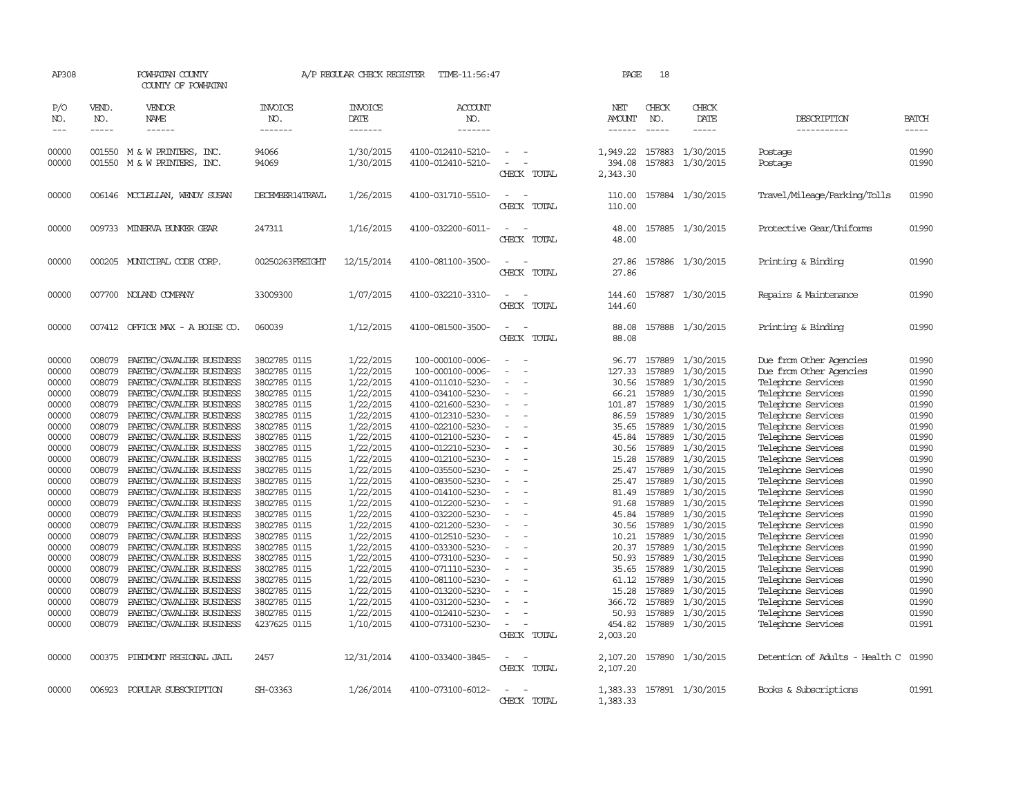AP308 POWHATAN COUNTY COUNTY OF POWHATAN A/P REGULAR CHECK REGISTER TIME-11:56:47 PAGE 18

| P/O NO. | VEND. NO. | VENDOR NAME | INVOICE NO. | INVOICE DATE | ACCOUNT NO. | | NET AMOUNT | CHECK NO. | CHECK DATE | DESCRIPTION | BATCH |
|---|---|---|---|---|---|---|---|---|---|---|---|
| 00000 | 001550 | M & W PRINTERS, INC. | 94066 | 1/30/2015 | 4100-012410-5210- | - - | 1,949.22 | 157883 | 1/30/2015 | Postage | 01990 |
| 00000 | 001550 | M & W PRINTERS, INC. | 94069 | 1/30/2015 | 4100-012410-5210- | - - | 394.08 | 157883 | 1/30/2015 | Postage | 01990 |
| | | | | | | CHECK TOTAL | 2,343.30 | | | | |
| 00000 | 006146 | MCCLELLAN, WENDY SUSAN | DECEMBER14TRAVL | 1/26/2015 | 4100-031710-5510- | - - | 110.00 | 157884 | 1/30/2015 | Travel/Mileage/Parking/Tolls | 01990 |
| | | | | | | CHECK TOTAL | 110.00 | | | | |
| 00000 | 009733 | MINERVA BUNKER GEAR | 247311 | 1/16/2015 | 4100-032200-6011- | - - | 48.00 | 157885 | 1/30/2015 | Protective Gear/Uniforms | 01990 |
| | | | | | | CHECK TOTAL | 48.00 | | | | |
| 00000 | 000205 | MUNICIPAL CODE CORP. | 00250263FREIGHT | 12/15/2014 | 4100-081100-3500- | - - | 27.86 | 157886 | 1/30/2015 | Printing & Binding | 01990 |
| | | | | | | CHECK TOTAL | 27.86 | | | | |
| 00000 | 007700 | NOLAND COMPANY | 33009300 | 1/07/2015 | 4100-032210-3310- | - - | 144.60 | 157887 | 1/30/2015 | Repairs & Maintenance | 01990 |
| | | | | | | CHECK TOTAL | 144.60 | | | | |
| 00000 | 007412 | OFFICE MAX - A BOISE CO. | 060039 | 1/12/2015 | 4100-081500-3500- | - - | 88.08 | 157888 | 1/30/2015 | Printing & Binding | 01990 |
| | | | | | | CHECK TOTAL | 88.08 | | | | |
| 00000 | 008079 | PAETEC/CAVALIER BUSINESS | 3802785 0115 | 1/22/2015 | 100-000100-0006- | - - | 96.77 | 157889 | 1/30/2015 | Due from Other Agencies | 01990 |
| 00000 | 008079 | PAETEC/CAVALIER BUSINESS | 3802785 0115 | 1/22/2015 | 100-000100-0006- | - - | 127.33 | 157889 | 1/30/2015 | Due from Other Agencies | 01990 |
| 00000 | 008079 | PAETEC/CAVALIER BUSINESS | 3802785 0115 | 1/22/2015 | 4100-011010-5230- | - - | 30.56 | 157889 | 1/30/2015 | Telephone Services | 01990 |
| 00000 | 008079 | PAETEC/CAVALIER BUSINESS | 3802785 0115 | 1/22/2015 | 4100-034100-5230- | - - | 66.21 | 157889 | 1/30/2015 | Telephone Services | 01990 |
| 00000 | 008079 | PAETEC/CAVALIER BUSINESS | 3802785 0115 | 1/22/2015 | 4100-021600-5230- | - - | 101.87 | 157889 | 1/30/2015 | Telephone Services | 01990 |
| 00000 | 008079 | PAETEC/CAVALIER BUSINESS | 3802785 0115 | 1/22/2015 | 4100-012310-5230- | - - | 86.59 | 157889 | 1/30/2015 | Telephone Services | 01990 |
| 00000 | 008079 | PAETEC/CAVALIER BUSINESS | 3802785 0115 | 1/22/2015 | 4100-022100-5230- | - - | 35.65 | 157889 | 1/30/2015 | Telephone Services | 01990 |
| 00000 | 008079 | PAETEC/CAVALIER BUSINESS | 3802785 0115 | 1/22/2015 | 4100-012100-5230- | - - | 45.84 | 157889 | 1/30/2015 | Telephone Services | 01990 |
| 00000 | 008079 | PAETEC/CAVALIER BUSINESS | 3802785 0115 | 1/22/2015 | 4100-012210-5230- | - - | 30.56 | 157889 | 1/30/2015 | Telephone Services | 01990 |
| 00000 | 008079 | PAETEC/CAVALIER BUSINESS | 3802785 0115 | 1/22/2015 | 4100-012100-5230- | - - | 15.28 | 157889 | 1/30/2015 | Telephone Services | 01990 |
| 00000 | 008079 | PAETEC/CAVALIER BUSINESS | 3802785 0115 | 1/22/2015 | 4100-035500-5230- | - - | 25.47 | 157889 | 1/30/2015 | Telephone Services | 01990 |
| 00000 | 008079 | PAETEC/CAVALIER BUSINESS | 3802785 0115 | 1/22/2015 | 4100-083500-5230- | - - | 25.47 | 157889 | 1/30/2015 | Telephone Services | 01990 |
| 00000 | 008079 | PAETEC/CAVALIER BUSINESS | 3802785 0115 | 1/22/2015 | 4100-014100-5230- | - - | 81.49 | 157889 | 1/30/2015 | Telephone Services | 01990 |
| 00000 | 008079 | PAETEC/CAVALIER BUSINESS | 3802785 0115 | 1/22/2015 | 4100-012200-5230- | - - | 91.68 | 157889 | 1/30/2015 | Telephone Services | 01990 |
| 00000 | 008079 | PAETEC/CAVALIER BUSINESS | 3802785 0115 | 1/22/2015 | 4100-032200-5230- | - - | 45.84 | 157889 | 1/30/2015 | Telephone Services | 01990 |
| 00000 | 008079 | PAETEC/CAVALIER BUSINESS | 3802785 0115 | 1/22/2015 | 4100-021200-5230- | - - | 30.56 | 157889 | 1/30/2015 | Telephone Services | 01990 |
| 00000 | 008079 | PAETEC/CAVALIER BUSINESS | 3802785 0115 | 1/22/2015 | 4100-012510-5230- | - - | 10.21 | 157889 | 1/30/2015 | Telephone Services | 01990 |
| 00000 | 008079 | PAETEC/CAVALIER BUSINESS | 3802785 0115 | 1/22/2015 | 4100-033300-5230- | - - | 20.37 | 157889 | 1/30/2015 | Telephone Services | 01990 |
| 00000 | 008079 | PAETEC/CAVALIER BUSINESS | 3802785 0115 | 1/22/2015 | 4100-073100-5230- | - - | 50.93 | 157889 | 1/30/2015 | Telephone Services | 01990 |
| 00000 | 008079 | PAETEC/CAVALIER BUSINESS | 3802785 0115 | 1/22/2015 | 4100-071110-5230- | - - | 35.65 | 157889 | 1/30/2015 | Telephone Services | 01990 |
| 00000 | 008079 | PAETEC/CAVALIER BUSINESS | 3802785 0115 | 1/22/2015 | 4100-081100-5230- | - - | 61.12 | 157889 | 1/30/2015 | Telephone Services | 01990 |
| 00000 | 008079 | PAETEC/CAVALIER BUSINESS | 3802785 0115 | 1/22/2015 | 4100-013200-5230- | - - | 15.28 | 157889 | 1/30/2015 | Telephone Services | 01990 |
| 00000 | 008079 | PAETEC/CAVALIER BUSINESS | 3802785 0115 | 1/22/2015 | 4100-031200-5230- | - - | 366.72 | 157889 | 1/30/2015 | Telephone Services | 01990 |
| 00000 | 008079 | PAETEC/CAVALIER BUSINESS | 3802785 0115 | 1/22/2015 | 4100-012410-5230- | - - | 50.93 | 157889 | 1/30/2015 | Telephone Services | 01990 |
| 00000 | 008079 | PAETEC/CAVALIER BUSINESS | 4237625 0115 | 1/10/2015 | 4100-073100-5230- | - - | 454.82 | 157889 | 1/30/2015 | Telephone Services | 01991 |
| | | | | | | CHECK TOTAL | 2,003.20 | | | | |
| 00000 | 000375 | PIEDMONT REGIONAL JAIL | 2457 | 12/31/2014 | 4100-033400-3845- | - - | 2,107.20 | 157890 | 1/30/2015 | Detention of Adults - Health C | 01990 |
| | | | | | | CHECK TOTAL | 2,107.20 | | | | |
| 00000 | 006923 | POPULAR SUBSCRIPTION | SH-03363 | 1/26/2014 | 4100-073100-6012- | - - | 1,383.33 | 157891 | 1/30/2015 | Books & Subscriptions | 01991 |
| | | | | | | CHECK TOTAL | 1,383.33 | | | | |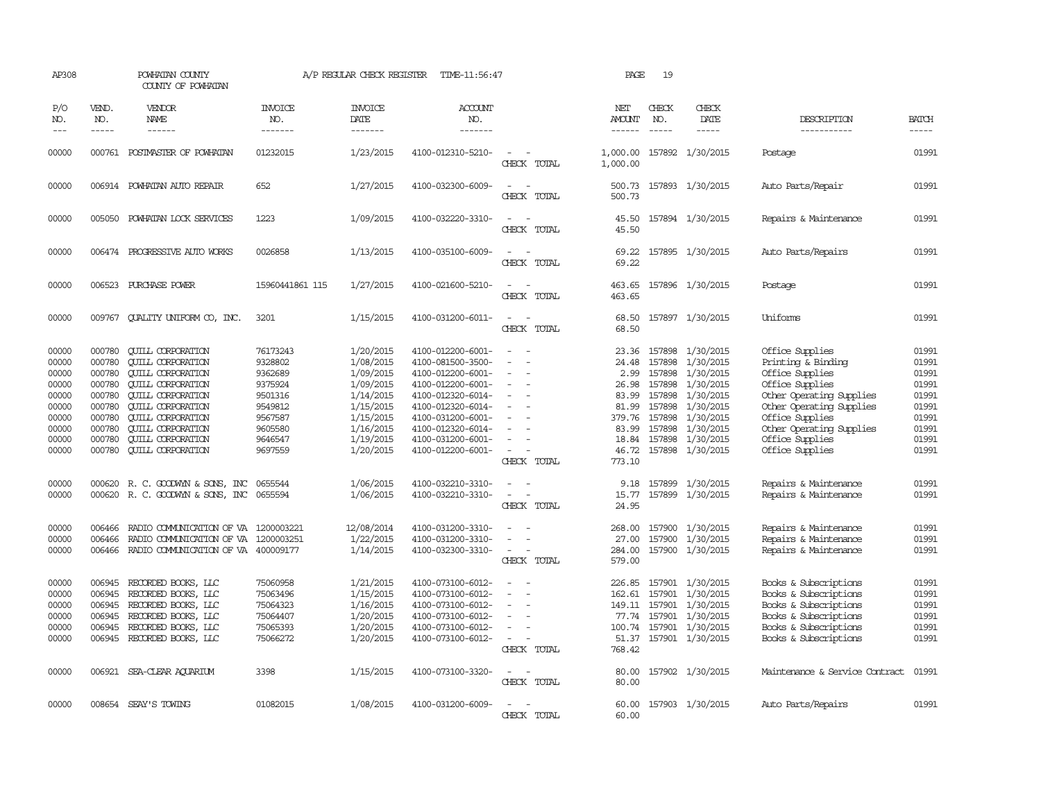AP308 POWHATAN COUNTY A/P REGULAR CHECK REGISTER TIME-11:56:47

COUNTY OF POWHATAN

| P/O NO. | VEND. NO. | VENDOR NAME | INVOICE NO. | INVOICE DATE | ACCOUNT NO. | | NET AMOUNT | CHECK NO. | CHECK DATE | DESCRIPTION | BATCH |
|---|---|---|---|---|---|---|---|---|---|---|---|
| 00000 | 000761 | POSTMASTER OF POWHATAN | 01232015 | 1/23/2015 | 4100-012310-5210- | - - | 1,000.00 | 157892 | 1/30/2015 | Postage | 01991 |
| | | | | | | CHECK TOTAL | 1,000.00 | | | | |
| 00000 | 006914 | POWHATAN AUTO REPAIR | 652 | 1/27/2015 | 4100-032300-6009- | - - | 500.73 | 157893 | 1/30/2015 | Auto Parts/Repair | 01991 |
| | | | | | | CHECK TOTAL | 500.73 | | | | |
| 00000 | 005050 | POWHATAN LOCK SERVICES | 1223 | 1/09/2015 | 4100-032220-3310- | - - | 45.50 | 157894 | 1/30/2015 | Repairs & Maintenance | 01991 |
| | | | | | | CHECK TOTAL | 45.50 | | | | |
| 00000 | 006474 | PROGRESSIVE AUTO WORKS | 0026858 | 1/13/2015 | 4100-035100-6009- | - - | 69.22 | 157895 | 1/30/2015 | Auto Parts/Repairs | 01991 |
| | | | | | | CHECK TOTAL | 69.22 | | | | |
| 00000 | 006523 | PURCHASE POWER | 15960441861 115 | 1/27/2015 | 4100-021600-5210- | - - | 463.65 | 157896 | 1/30/2015 | Postage | 01991 |
| | | | | | | CHECK TOTAL | 463.65 | | | | |
| 00000 | 009767 | QUALITY UNIFORM CO, INC. | 3201 | 1/15/2015 | 4100-031200-6011- | - - | 68.50 | 157897 | 1/30/2015 | Uniforms | 01991 |
| | | | | | | CHECK TOTAL | 68.50 | | | | |
| 00000 | 000780 | QUILL CORPORATION | 76173243 | 1/20/2015 | 4100-012200-6001- | - - | 23.36 | 157898 | 1/30/2015 | Office Supplies | 01991 |
| 00000 | 000780 | QUILL CORPORATION | 9328802 | 1/08/2015 | 4100-081500-3500- | - - | 24.48 | 157898 | 1/30/2015 | Printing & Binding | 01991 |
| 00000 | 000780 | QUILL CORPORATION | 9362689 | 1/09/2015 | 4100-012200-6001- | - - | 2.99 | 157898 | 1/30/2015 | Office Supplies | 01991 |
| 00000 | 000780 | QUILL CORPORATION | 9375924 | 1/09/2015 | 4100-012200-6001- | - - | 26.98 | 157898 | 1/30/2015 | Office Supplies | 01991 |
| 00000 | 000780 | QUILL CORPORATION | 9501316 | 1/14/2015 | 4100-012320-6014- | - - | 83.99 | 157898 | 1/30/2015 | Other Operating Supplies | 01991 |
| 00000 | 000780 | QUILL CORPORATION | 9549812 | 1/15/2015 | 4100-012320-6014- | - - | 81.99 | 157898 | 1/30/2015 | Other Operating Supplies | 01991 |
| 00000 | 000780 | QUILL CORPORATION | 9567587 | 1/15/2015 | 4100-031200-6001- | - - | 379.76 | 157898 | 1/30/2015 | Office Supplies | 01991 |
| 00000 | 000780 | QUILL CORPORATION | 9605580 | 1/16/2015 | 4100-012320-6014- | - - | 83.99 | 157898 | 1/30/2015 | Other Operating Supplies | 01991 |
| 00000 | 000780 | QUILL CORPORATION | 9646547 | 1/19/2015 | 4100-031200-6001- | - - | 18.84 | 157898 | 1/30/2015 | Office Supplies | 01991 |
| 00000 | 000780 | QUILL CORPORATION | 9697559 | 1/20/2015 | 4100-012200-6001- | - - | 46.72 | 157898 | 1/30/2015 | Office Supplies | 01991 |
| | | | | | | CHECK TOTAL | 773.10 | | | | |
| 00000 | 000620 | R. C. GOODWYN & SONS, INC | 0655544 | 1/06/2015 | 4100-032210-3310- | - - | 9.18 | 157899 | 1/30/2015 | Repairs & Maintenance | 01991 |
| 00000 | 000620 | R. C. GOODWYN & SONS, INC | 0655594 | 1/06/2015 | 4100-032210-3310- | - - | 15.77 | 157899 | 1/30/2015 | Repairs & Maintenance | 01991 |
| | | | | | | CHECK TOTAL | 24.95 | | | | |
| 00000 | 006466 | RADIO COMMUNICATION OF VA | 1200003221 | 12/08/2014 | 4100-031200-3310- | - - | 268.00 | 157900 | 1/30/2015 | Repairs & Maintenance | 01991 |
| 00000 | 006466 | RADIO COMMUNICATION OF VA | 1200003251 | 1/22/2015 | 4100-031200-3310- | - - | 27.00 | 157900 | 1/30/2015 | Repairs & Maintenance | 01991 |
| 00000 | 006466 | RADIO COMMUNICATION OF VA | 400009177 | 1/14/2015 | 4100-032300-3310- | - - | 284.00 | 157900 | 1/30/2015 | Repairs & Maintenance | 01991 |
| | | | | | | CHECK TOTAL | 579.00 | | | | |
| 00000 | 006945 | RECORDED BOOKS, LLC | 75060958 | 1/21/2015 | 4100-073100-6012- | - - | 226.85 | 157901 | 1/30/2015 | Books & Subscriptions | 01991 |
| 00000 | 006945 | RECORDED BOOKS, LLC | 75063496 | 1/15/2015 | 4100-073100-6012- | - - | 162.61 | 157901 | 1/30/2015 | Books & Subscriptions | 01991 |
| 00000 | 006945 | RECORDED BOOKS, LLC | 75064323 | 1/16/2015 | 4100-073100-6012- | - - | 149.11 | 157901 | 1/30/2015 | Books & Subscriptions | 01991 |
| 00000 | 006945 | RECORDED BOOKS, LLC | 75064407 | 1/20/2015 | 4100-073100-6012- | - - | 77.74 | 157901 | 1/30/2015 | Books & Subscriptions | 01991 |
| 00000 | 006945 | RECORDED BOOKS, LLC | 75065393 | 1/20/2015 | 4100-073100-6012- | - - | 100.74 | 157901 | 1/30/2015 | Books & Subscriptions | 01991 |
| 00000 | 006945 | RECORDED BOOKS, LLC | 75066272 | 1/20/2015 | 4100-073100-6012- | - - | 51.37 | 157901 | 1/30/2015 | Books & Subscriptions | 01991 |
| | | | | | | CHECK TOTAL | 768.42 | | | | |
| 00000 | 006921 | SEA-CLEAR AQUARIUM | 3398 | 1/15/2015 | 4100-073100-3320- | - - | 80.00 | 157902 | 1/30/2015 | Maintenance & Service Contract | 01991 |
| | | | | | | CHECK TOTAL | 80.00 | | | | |
| 00000 | 008654 | SEAY'S TOWING | 01082015 | 1/08/2015 | 4100-031200-6009- | - - | 60.00 | 157903 | 1/30/2015 | Auto Parts/Repairs | 01991 |
| | | | | | | CHECK TOTAL | 60.00 | | | | |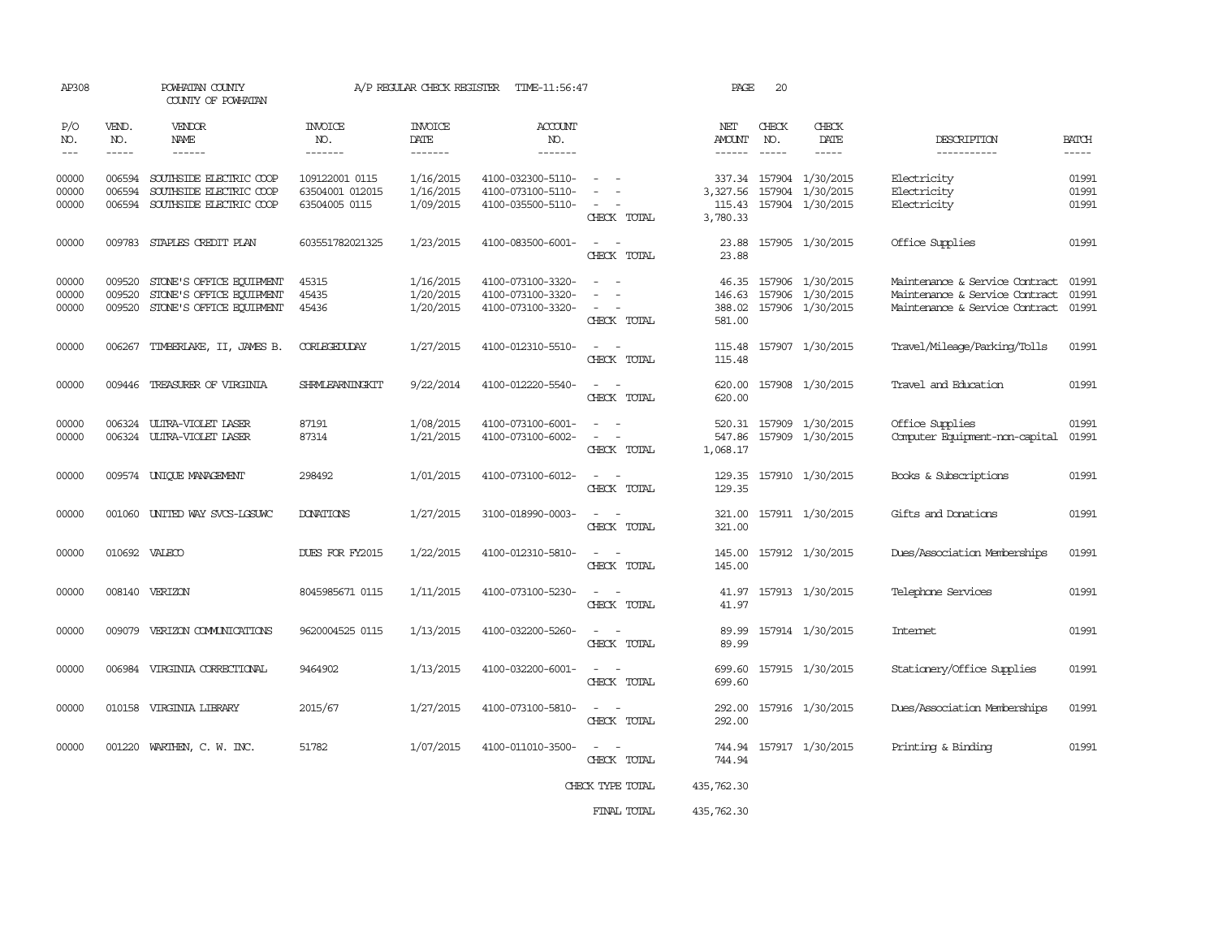AP308 POWHATAN COUNTY A/P REGULAR CHECK REGISTER TIME-11:56:47 PAGE 20

COUNTY OF POWHATAN

| P/O NO. | VEND. NO. | VENDOR NAME | INVOICE NO. | INVOICE DATE | ACCOUNT NO. | | NET AMOUNT | CHECK NO. | CHECK DATE | DESCRIPTION | BATCH |
|---|---|---|---|---|---|---|---|---|---|---|---|
| 00000 | 006594 | SOUTHSIDE ELECTRIC COOP | 109122001 0115 | 1/16/2015 | 4100-032300-5110- | - - | 337.34 | 157904 | 1/30/2015 | Electricity | 01991 |
| 00000 | 006594 | SOUTHSIDE ELECTRIC COOP | 63504001 012015 | 1/16/2015 | 4100-073100-5110- | - - | 3,327.56 | 157904 | 1/30/2015 | Electricity | 01991 |
| 00000 | 006594 | SOUTHSIDE ELECTRIC COOP | 63504005 0115 | 1/09/2015 | 4100-035500-5110- | - - | 115.43 | 157904 | 1/30/2015 | Electricity | 01991 |
| | | | | | | CHECK TOTAL | 3,780.33 | | | | |
| 00000 | 009783 | STAPLES CREDIT PLAN | 603551782021325 | 1/23/2015 | 4100-083500-6001- | - - | 23.88 | 157905 | 1/30/2015 | Office Supplies | 01991 |
| | | | | | | CHECK TOTAL | 23.88 | | | | |
| 00000 | 009520 | STONE'S OFFICE EQUIPMENT | 45315 | 1/16/2015 | 4100-073100-3320- | - - | 46.35 | 157906 | 1/30/2015 | Maintenance & Service Contract | 01991 |
| 00000 | 009520 | STONE'S OFFICE EQUIPMENT | 45435 | 1/20/2015 | 4100-073100-3320- | - - | 146.63 | 157906 | 1/30/2015 | Maintenance & Service Contract | 01991 |
| 00000 | 009520 | STONE'S OFFICE EQUIPMENT | 45436 | 1/20/2015 | 4100-073100-3320- | - - | 388.02 | 157906 | 1/30/2015 | Maintenance & Service Contract | 01991 |
| | | | | | | CHECK TOTAL | 581.00 | | | | |
| 00000 | 006267 | TIMBERLAKE, II, JAMES B. | CORLEGEDUDAY | 1/27/2015 | 4100-012310-5510- | - - | 115.48 | 157907 | 1/30/2015 | Travel/Mileage/Parking/Tolls | 01991 |
| | | | | | | CHECK TOTAL | 115.48 | | | | |
| 00000 | 009446 | TREASURER OF VIRGINIA | SHRMLEARNINGKIT | 9/22/2014 | 4100-012220-5540- | - - | 620.00 | 157908 | 1/30/2015 | Travel and Education | 01991 |
| | | | | | | CHECK TOTAL | 620.00 | | | | |
| 00000 | 006324 | ULTRA-VIOLET LASER | 87191 | 1/08/2015 | 4100-073100-6001- | - - | 520.31 | 157909 | 1/30/2015 | Office Supplies | 01991 |
| 00000 | 006324 | ULTRA-VIOLET LASER | 87314 | 1/21/2015 | 4100-073100-6002- | - - | 547.86 | 157909 | 1/30/2015 | Computer Equipment-non-capital | 01991 |
| | | | | | | CHECK TOTAL | 1,068.17 | | | | |
| 00000 | 009574 | UNIQUE MANAGEMENT | 298492 | 1/01/2015 | 4100-073100-6012- | - - | 129.35 | 157910 | 1/30/2015 | Books & Subscriptions | 01991 |
| | | | | | | CHECK TOTAL | 129.35 | | | | |
| 00000 | 001060 | UNITED WAY SVCS-LGSUWC | DONATIONS | 1/27/2015 | 3100-018990-0003- | - - | 321.00 | 157911 | 1/30/2015 | Gifts and Donations | 01991 |
| | | | | | | CHECK TOTAL | 321.00 | | | | |
| 00000 | 010692 | VALECO | DUES FOR FY2015 | 1/22/2015 | 4100-012310-5810- | - - | 145.00 | 157912 | 1/30/2015 | Dues/Association Memberships | 01991 |
| | | | | | | CHECK TOTAL | 145.00 | | | | |
| 00000 | 008140 | VERIZON | 8045985671 0115 | 1/11/2015 | 4100-073100-5230- | - - | 41.97 | 157913 | 1/30/2015 | Telephone Services | 01991 |
| | | | | | | CHECK TOTAL | 41.97 | | | | |
| 00000 | 009079 | VERIZON COMMUNICATIONS | 9620004525 0115 | 1/13/2015 | 4100-032200-5260- | - - | 89.99 | 157914 | 1/30/2015 | Internet | 01991 |
| | | | | | | CHECK TOTAL | 89.99 | | | | |
| 00000 | 006984 | VIRGINIA CORRECTIONAL | 9464902 | 1/13/2015 | 4100-032200-6001- | - - | 699.60 | 157915 | 1/30/2015 | Stationery/Office Supplies | 01991 |
| | | | | | | CHECK TOTAL | 699.60 | | | | |
| 00000 | 010158 | VIRGINIA LIBRARY | 2015/67 | 1/27/2015 | 4100-073100-5810- | - - | 292.00 | 157916 | 1/30/2015 | Dues/Association Memberships | 01991 |
| | | | | | | CHECK TOTAL | 292.00 | | | | |
| 00000 | 001220 | WARTHEN, C. W. INC. | 51782 | 1/07/2015 | 4100-011010-3500- | - - | 744.94 | 157917 | 1/30/2015 | Printing & Binding | 01991 |
| | | | | | | CHECK TOTAL | 744.94 | | | | |
| | | | | | | CHECK TYPE TOTAL | 435,762.30 | | | | |
| | | | | | | FINAL TOTAL | 435,762.30 | | | | |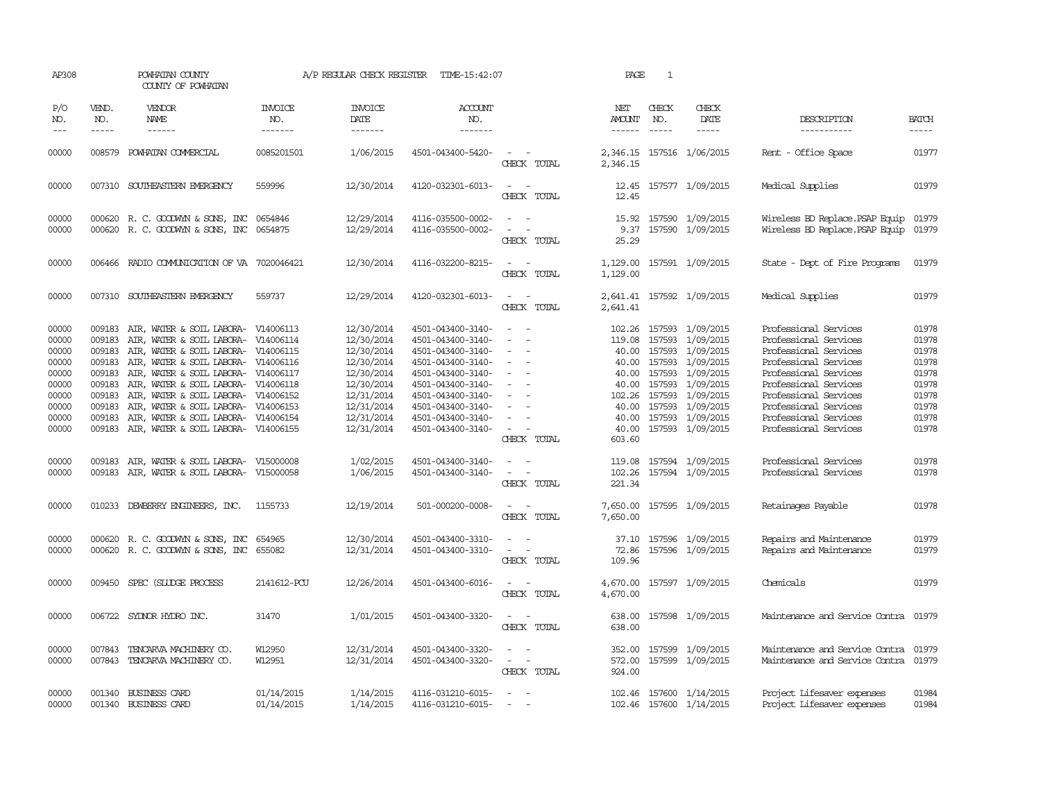AP308 POWHATAN COUNTY A/P REGULAR CHECK REGISTER TIME-15:42:07 PAGE 1

COUNTY OF POWHATAN

| P/O NO. | VEND. NO. | VENDOR NAME | INVOICE NO. | INVOICE DATE | ACCOUNT NO. | | NET AMOUNT | CHECK NO. | CHECK DATE | DESCRIPTION | BATCH |
|---|---|---|---|---|---|---|---|---|---|---|---|
| 00000 | 008579 | POWHATAN COMMERCIAL | 0085201501 | 1/06/2015 | 4501-043400-5420- | - - | 2,346.15 | 157516 | 1/06/2015 | Rent - Office Space | 01977 |
| | | | | | | CHECK TOTAL | 2,346.15 | | | | |
| 00000 | 007310 | SOUTHEASTERN EMERGENCY | 559996 | 12/30/2014 | 4120-032301-6013- | - - | 12.45 | 157577 | 1/09/2015 | Medical Supplies | 01979 |
| | | | | | | CHECK TOTAL | 12.45 | | | | |
| 00000 | 000620 | R. C. GOODWYN & SONS, INC | 0654846 | 12/29/2014 | 4116-035500-0002- | - - | 15.92 | 157590 | 1/09/2015 | Wireless BD Replace.PSAP Equip | 01979 |
| 00000 | 000620 | R. C. GOODWYN & SONS, INC | 0654875 | 12/29/2014 | 4116-035500-0002- | - - | 9.37 | 157590 | 1/09/2015 | Wireless BD Replace.PSAP Equip | 01979 |
| | | | | | | CHECK TOTAL | 25.29 | | | | |
| 00000 | 006466 | RADIO COMMUNICATION OF VA | 7020046421 | 12/30/2014 | 4116-032200-8215- | - - | 1,129.00 | 157591 | 1/09/2015 | State - Dept of Fire Programs | 01979 |
| | | | | | | CHECK TOTAL | 1,129.00 | | | | |
| 00000 | 007310 | SOUTHEASTERN EMERGENCY | 559737 | 12/29/2014 | 4120-032301-6013- | - - | 2,641.41 | 157592 | 1/09/2015 | Medical Supplies | 01979 |
| | | | | | | CHECK TOTAL | 2,641.41 | | | | |
| 00000 | 009183 | AIR, WATER & SOIL LABORA- | V14006113 | 12/30/2014 | 4501-043400-3140- | - - | 102.26 | 157593 | 1/09/2015 | Professional Services | 01978 |
| 00000 | 009183 | AIR, WATER & SOIL LABORA- | V14006114 | 12/30/2014 | 4501-043400-3140- | - - | 119.08 | 157593 | 1/09/2015 | Professional Services | 01978 |
| 00000 | 009183 | AIR, WATER & SOIL LABORA- | V14006115 | 12/30/2014 | 4501-043400-3140- | - - | 40.00 | 157593 | 1/09/2015 | Professional Services | 01978 |
| 00000 | 009183 | AIR, WATER & SOIL LABORA- | V14006116 | 12/30/2014 | 4501-043400-3140- | - - | 40.00 | 157593 | 1/09/2015 | Professional Services | 01978 |
| 00000 | 009183 | AIR, WATER & SOIL LABORA- | V14006117 | 12/30/2014 | 4501-043400-3140- | - - | 40.00 | 157593 | 1/09/2015 | Professional Services | 01978 |
| 00000 | 009183 | AIR, WATER & SOIL LABORA- | V14006118 | 12/30/2014 | 4501-043400-3140- | - - | 40.00 | 157593 | 1/09/2015 | Professional Services | 01978 |
| 00000 | 009183 | AIR, WATER & SOIL LABORA- | V14006152 | 12/31/2014 | 4501-043400-3140- | - - | 102.26 | 157593 | 1/09/2015 | Professional Services | 01978 |
| 00000 | 009183 | AIR, WATER & SOIL LABORA- | V14006153 | 12/31/2014 | 4501-043400-3140- | - - | 40.00 | 157593 | 1/09/2015 | Professional Services | 01978 |
| 00000 | 009183 | AIR, WATER & SOIL LABORA- | V14006154 | 12/31/2014 | 4501-043400-3140- | - - | 40.00 | 157593 | 1/09/2015 | Professional Services | 01978 |
| 00000 | 009183 | AIR, WATER & SOIL LABORA- | V14006155 | 12/31/2014 | 4501-043400-3140- | - - | 40.00 | 157593 | 1/09/2015 | Professional Services | 01978 |
| | | | | | | CHECK TOTAL | 603.60 | | | | |
| 00000 | 009183 | AIR, WATER & SOIL LABORA- | V15000008 | 1/02/2015 | 4501-043400-3140- | - - | 119.08 | 157594 | 1/09/2015 | Professional Services | 01978 |
| 00000 | 009183 | AIR, WATER & SOIL LABORA- | V15000058 | 1/06/2015 | 4501-043400-3140- | - - | 102.26 | 157594 | 1/09/2015 | Professional Services | 01978 |
| | | | | | | CHECK TOTAL | 221.34 | | | | |
| 00000 | 010233 | DEWBERRY ENGINEERS, INC. | 1155733 | 12/19/2014 | 501-000200-0008- | - - | 7,650.00 | 157595 | 1/09/2015 | Retainages Payable | 01978 |
| | | | | | | CHECK TOTAL | 7,650.00 | | | | |
| 00000 | 000620 | R. C. GOODWYN & SONS, INC | 654965 | 12/30/2014 | 4501-043400-3310- | - - | 37.10 | 157596 | 1/09/2015 | Repairs and Maintenance | 01979 |
| 00000 | 000620 | R. C. GOODWYN & SONS, INC | 655082 | 12/31/2014 | 4501-043400-3310- | - - | 72.86 | 157596 | 1/09/2015 | Repairs and Maintenance | 01979 |
| | | | | | | CHECK TOTAL | 109.96 | | | | |
| 00000 | 009450 | SPEC (SLUDGE PROCESS | 2141612-PCU | 12/26/2014 | 4501-043400-6016- | - - | 4,670.00 | 157597 | 1/09/2015 | Chemicals | 01979 |
| | | | | | | CHECK TOTAL | 4,670.00 | | | | |
| 00000 | 006722 | SYDNOR HYDRO INC. | 31470 | 1/01/2015 | 4501-043400-3320- | - - | 638.00 | 157598 | 1/09/2015 | Maintenance and Service Contra | 01979 |
| | | | | | | CHECK TOTAL | 638.00 | | | | |
| 00000 | 007843 | TENCARVA MACHINERY CO. | W12950 | 12/31/2014 | 4501-043400-3320- | - - | 352.00 | 157599 | 1/09/2015 | Maintenance and Service Contra | 01979 |
| 00000 | 007843 | TENCARVA MACHINERY CO. | W12951 | 12/31/2014 | 4501-043400-3320- | - - | 572.00 | 157599 | 1/09/2015 | Maintenance and Service Contra | 01979 |
| | | | | | | CHECK TOTAL | 924.00 | | | | |
| 00000 | 001340 | BUSINESS CARD | 01/14/2015 | 1/14/2015 | 4116-031210-6015- | - - | 102.46 | 157600 | 1/14/2015 | Project Lifesaver expenses | 01984 |
| 00000 | 001340 | BUSINESS CARD | 01/14/2015 | 1/14/2015 | 4116-031210-6015- | - - | 102.46 | 157600 | 1/14/2015 | Project Lifesaver expenses | 01984 |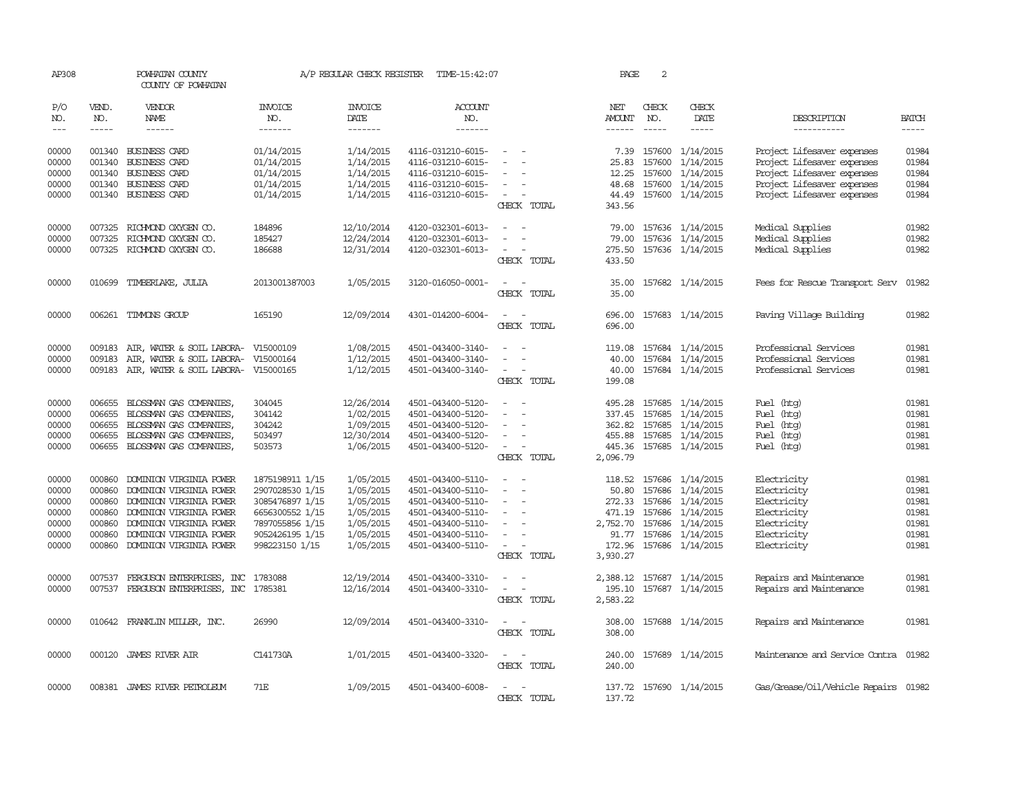AP308 POWHATAN COUNTY A/P REGULAR CHECK REGISTER TIME-15:42:07 PAGE 2

COUNTY OF POWHATAN

| P/O NO. | VEND. NO. | VENDOR NAME | INVOICE NO. | INVOICE DATE | ACCOUNT NO. | | NET AMOUNT | CHECK NO. | CHECK DATE | DESCRIPTION | BATCH |
|---|---|---|---|---|---|---|---|---|---|---|---|
| 00000 | 001340 | BUSINESS CARD | 01/14/2015 | 1/14/2015 | 4116-031210-6015- | - - | 7.39 | 157600 | 1/14/2015 | Project Lifesaver expenses | 01984 |
| 00000 | 001340 | BUSINESS CARD | 01/14/2015 | 1/14/2015 | 4116-031210-6015- | - - | 25.83 | 157600 | 1/14/2015 | Project Lifesaver expenses | 01984 |
| 00000 | 001340 | BUSINESS CARD | 01/14/2015 | 1/14/2015 | 4116-031210-6015- | - - | 12.25 | 157600 | 1/14/2015 | Project Lifesaver expenses | 01984 |
| 00000 | 001340 | BUSINESS CARD | 01/14/2015 | 1/14/2015 | 4116-031210-6015- | - - | 48.68 | 157600 | 1/14/2015 | Project Lifesaver expenses | 01984 |
| 00000 | 001340 | BUSINESS CARD | 01/14/2015 | 1/14/2015 | 4116-031210-6015- | - - | 44.49 | 157600 | 1/14/2015 | Project Lifesaver expenses | 01984 |
| | | | | | | CHECK TOTAL | 343.56 | | | | |
| 00000 | 007325 | RICHMOND OXYGEN CO. | 184896 | 12/10/2014 | 4120-032301-6013- | - - | 79.00 | 157636 | 1/14/2015 | Medical Supplies | 01982 |
| 00000 | 007325 | RICHMOND OXYGEN CO. | 185427 | 12/24/2014 | 4120-032301-6013- | - - | 79.00 | 157636 | 1/14/2015 | Medical Supplies | 01982 |
| 00000 | 007325 | RICHMOND OXYGEN CO. | 186688 | 12/31/2014 | 4120-032301-6013- | - - | 275.50 | 157636 | 1/14/2015 | Medical Supplies | 01982 |
| | | | | | | CHECK TOTAL | 433.50 | | | | |
| 00000 | 010699 | TIMBERLAKE, JULIA | 2013001387003 | 1/05/2015 | 3120-016050-0001- | - - | 35.00 | 157682 | 1/14/2015 | Fees for Rescue Transport Serv | 01982 |
| | | | | | | CHECK TOTAL | 35.00 | | | | |
| 00000 | 006261 | TIMMONS GROUP | 165190 | 12/09/2014 | 4301-014200-6004- | - - | 696.00 | 157683 | 1/14/2015 | Paving Village Building | 01982 |
| | | | | | | CHECK TOTAL | 696.00 | | | | |
| 00000 | 009183 | AIR, WATER & SOIL LABORA- | V15000109 | 1/08/2015 | 4501-043400-3140- | - - | 119.08 | 157684 | 1/14/2015 | Professional Services | 01981 |
| 00000 | 009183 | AIR, WATER & SOIL LABORA- | V15000164 | 1/12/2015 | 4501-043400-3140- | - - | 40.00 | 157684 | 1/14/2015 | Professional Services | 01981 |
| 00000 | 009183 | AIR, WATER & SOIL LABORA- | V15000165 | 1/12/2015 | 4501-043400-3140- | - - | 40.00 | 157684 | 1/14/2015 | Professional Services | 01981 |
| | | | | | | CHECK TOTAL | 199.08 | | | | |
| 00000 | 006655 | BLOSSMAN GAS COMPANIES, | 304045 | 12/26/2014 | 4501-043400-5120- | - - | 495.28 | 157685 | 1/14/2015 | Fuel (htg) | 01981 |
| 00000 | 006655 | BLOSSMAN GAS COMPANIES, | 304142 | 1/02/2015 | 4501-043400-5120- | - - | 337.45 | 157685 | 1/14/2015 | Fuel (htg) | 01981 |
| 00000 | 006655 | BLOSSMAN GAS COMPANIES, | 304242 | 1/09/2015 | 4501-043400-5120- | - - | 362.82 | 157685 | 1/14/2015 | Fuel (htg) | 01981 |
| 00000 | 006655 | BLOSSMAN GAS COMPANIES, | 503497 | 12/30/2014 | 4501-043400-5120- | - - | 455.88 | 157685 | 1/14/2015 | Fuel (htg) | 01981 |
| 00000 | 006655 | BLOSSMAN GAS COMPANIES, | 503573 | 1/06/2015 | 4501-043400-5120- | - - | 445.36 | 157685 | 1/14/2015 | Fuel (htg) | 01981 |
| | | | | | | CHECK TOTAL | 2,096.79 | | | | |
| 00000 | 000860 | DOMINION VIRGINIA POWER | 1875198911 1/15 | 1/05/2015 | 4501-043400-5110- | - - | 118.52 | 157686 | 1/14/2015 | Electricity | 01981 |
| 00000 | 000860 | DOMINION VIRGINIA POWER | 2907028530 1/15 | 1/05/2015 | 4501-043400-5110- | - - | 50.80 | 157686 | 1/14/2015 | Electricity | 01981 |
| 00000 | 000860 | DOMINION VIRGINIA POWER | 3085476897 1/15 | 1/05/2015 | 4501-043400-5110- | - - | 272.33 | 157686 | 1/14/2015 | Electricity | 01981 |
| 00000 | 000860 | DOMINION VIRGINIA POWER | 6656300552 1/15 | 1/05/2015 | 4501-043400-5110- | - - | 471.19 | 157686 | 1/14/2015 | Electricity | 01981 |
| 00000 | 000860 | DOMINION VIRGINIA POWER | 7897055856 1/15 | 1/05/2015 | 4501-043400-5110- | - - | 2,752.70 | 157686 | 1/14/2015 | Electricity | 01981 |
| 00000 | 000860 | DOMINION VIRGINIA POWER | 9052426195 1/15 | 1/05/2015 | 4501-043400-5110- | - - | 91.77 | 157686 | 1/14/2015 | Electricity | 01981 |
| 00000 | 000860 | DOMINION VIRGINIA POWER | 998223150 1/15 | 1/05/2015 | 4501-043400-5110- | - - | 172.96 | 157686 | 1/14/2015 | Electricity | 01981 |
| | | | | | | CHECK TOTAL | 3,930.27 | | | | |
| 00000 | 007537 | FERGUSON ENTERPRISES, INC | 1783088 | 12/19/2014 | 4501-043400-3310- | - - | 2,388.12 | 157687 | 1/14/2015 | Repairs and Maintenance | 01981 |
| 00000 | 007537 | FERGUSON ENTERPRISES, INC | 1785381 | 12/16/2014 | 4501-043400-3310- | - - | 195.10 | 157687 | 1/14/2015 | Repairs and Maintenance | 01981 |
| | | | | | | CHECK TOTAL | 2,583.22 | | | | |
| 00000 | 010642 | FRANKLIN MILLER, INC. | 26990 | 12/09/2014 | 4501-043400-3310- | - - | 308.00 | 157688 | 1/14/2015 | Repairs and Maintenance | 01981 |
| | | | | | | CHECK TOTAL | 308.00 | | | | |
| 00000 | 000120 | JAMES RIVER AIR | C141730A | 1/01/2015 | 4501-043400-3320- | - - | 240.00 | 157689 | 1/14/2015 | Maintenance and Service Contra | 01982 |
| | | | | | | CHECK TOTAL | 240.00 | | | | |
| 00000 | 008381 | JAMES RIVER PETROLEUM | 71E | 1/09/2015 | 4501-043400-6008- | - - | 137.72 | 157690 | 1/14/2015 | Gas/Grease/Oil/Vehicle Repairs | 01982 |
| | | | | | | CHECK TOTAL | 137.72 | | | | |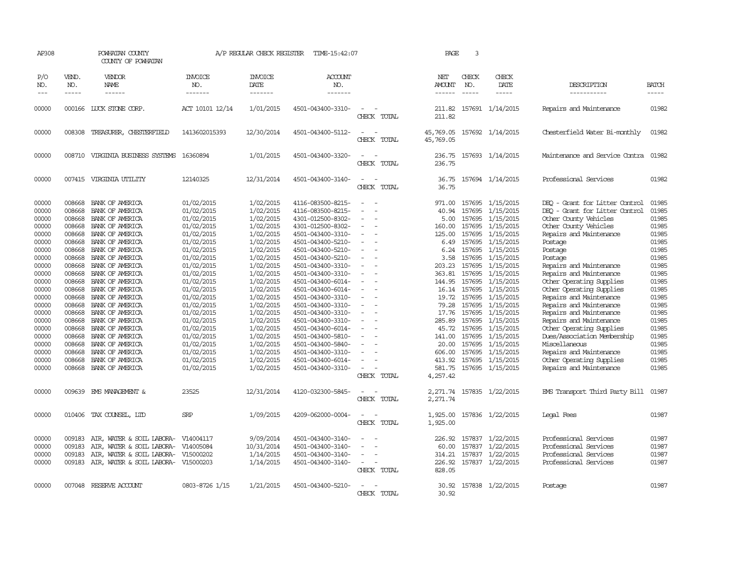AP308 POWHATAN COUNTY A/P REGULAR CHECK REGISTER TIME-15:42:07 PAGE 3

COUNTY OF POWHATAN

| P/O NO. | VEND. NO. | VENDOR NAME | INVOICE NO. | INVOICE DATE | ACCOUNT NO. | | NET AMOUNT | CHECK NO. | CHECK DATE | DESCRIPTION | BATCH |
|---|---|---|---|---|---|---|---|---|---|---|---|
| 00000 | 000166 | LUCK STONE CORP. | ACT 10101 12/14 | 1/01/2015 | 4501-043400-3310- | - - | 211.82 | 157691 | 1/14/2015 | Repairs and Maintenance | 01982 |
| | | | | | | CHECK TOTAL | 211.82 | | | | |
| 00000 | 008308 | TREASURER, CHESTERFIELD | 1413602015393 | 12/30/2014 | 4501-043400-5112- | - - | 45,769.05 | 157692 | 1/14/2015 | Chesterfield Water Bi-monthly | 01982 |
| | | | | | | CHECK TOTAL | 45,769.05 | | | | |
| 00000 | 008710 | VIRGINIA BUSINESS SYSTEMS | 16360894 | 1/01/2015 | 4501-043400-3320- | - - | 236.75 | 157693 | 1/14/2015 | Maintenance and Service Contra | 01982 |
| | | | | | | CHECK TOTAL | 236.75 | | | | |
| 00000 | 007415 | VIRGINIA UTILITY | 12140325 | 12/31/2014 | 4501-043400-3140- | - - | 36.75 | 157694 | 1/14/2015 | Professional Services | 01982 |
| | | | | | | CHECK TOTAL | 36.75 | | | | |
| 00000 | 008668 | BANK OF AMERICA | 01/02/2015 | 1/02/2015 | 4116-083500-8215- | - - | 971.00 | 157695 | 1/15/2015 | DEQ - Grant for Litter Control | 01985 |
| 00000 | 008668 | BANK OF AMERICA | 01/02/2015 | 1/02/2015 | 4116-083500-8215- | - - | 40.94 | 157695 | 1/15/2015 | DEQ - Grant for Litter Control | 01985 |
| 00000 | 008668 | BANK OF AMERICA | 01/02/2015 | 1/02/2015 | 4301-012500-8302- | - - | 5.00 | 157695 | 1/15/2015 | Other County Vehicles | 01985 |
| 00000 | 008668 | BANK OF AMERICA | 01/02/2015 | 1/02/2015 | 4301-012500-8302- | - - | 160.00 | 157695 | 1/15/2015 | Other County Vehicles | 01985 |
| 00000 | 008668 | BANK OF AMERICA | 01/02/2015 | 1/02/2015 | 4501-043400-3310- | - - | 125.00 | 157695 | 1/15/2015 | Repairs and Maintenance | 01985 |
| 00000 | 008668 | BANK OF AMERICA | 01/02/2015 | 1/02/2015 | 4501-043400-5210- | - - | 6.49 | 157695 | 1/15/2015 | Postage | 01985 |
| 00000 | 008668 | BANK OF AMERICA | 01/02/2015 | 1/02/2015 | 4501-043400-5210- | - - | 6.24 | 157695 | 1/15/2015 | Postage | 01985 |
| 00000 | 008668 | BANK OF AMERICA | 01/02/2015 | 1/02/2015 | 4501-043400-5210- | - - | 3.58 | 157695 | 1/15/2015 | Postage | 01985 |
| 00000 | 008668 | BANK OF AMERICA | 01/02/2015 | 1/02/2015 | 4501-043400-3310- | - - | 203.23 | 157695 | 1/15/2015 | Repairs and Maintenance | 01985 |
| 00000 | 008668 | BANK OF AMERICA | 01/02/2015 | 1/02/2015 | 4501-043400-3310- | - - | 363.81 | 157695 | 1/15/2015 | Repairs and Maintenance | 01985 |
| 00000 | 008668 | BANK OF AMERICA | 01/02/2015 | 1/02/2015 | 4501-043400-6014- | - - | 144.95 | 157695 | 1/15/2015 | Other Operating Supplies | 01985 |
| 00000 | 008668 | BANK OF AMERICA | 01/02/2015 | 1/02/2015 | 4501-043400-6014- | - - | 16.14 | 157695 | 1/15/2015 | Other Operating Supplies | 01985 |
| 00000 | 008668 | BANK OF AMERICA | 01/02/2015 | 1/02/2015 | 4501-043400-3310- | - - | 19.72 | 157695 | 1/15/2015 | Repairs and Maintenance | 01985 |
| 00000 | 008668 | BANK OF AMERICA | 01/02/2015 | 1/02/2015 | 4501-043400-3310- | - - | 79.28 | 157695 | 1/15/2015 | Repairs and Maintenance | 01985 |
| 00000 | 008668 | BANK OF AMERICA | 01/02/2015 | 1/02/2015 | 4501-043400-3310- | - - | 17.76 | 157695 | 1/15/2015 | Repairs and Maintenance | 01985 |
| 00000 | 008668 | BANK OF AMERICA | 01/02/2015 | 1/02/2015 | 4501-043400-3310- | - - | 285.89 | 157695 | 1/15/2015 | Repairs and Maintenance | 01985 |
| 00000 | 008668 | BANK OF AMERICA | 01/02/2015 | 1/02/2015 | 4501-043400-6014- | - - | 45.72 | 157695 | 1/15/2015 | Other Operating Supplies | 01985 |
| 00000 | 008668 | BANK OF AMERICA | 01/02/2015 | 1/02/2015 | 4501-043400-5810- | - - | 141.00 | 157695 | 1/15/2015 | Dues/Association Membership | 01985 |
| 00000 | 008668 | BANK OF AMERICA | 01/02/2015 | 1/02/2015 | 4501-043400-5840- | - - | 20.00 | 157695 | 1/15/2015 | Miscellaneous | 01985 |
| 00000 | 008668 | BANK OF AMERICA | 01/02/2015 | 1/02/2015 | 4501-043400-3310- | - - | 606.00 | 157695 | 1/15/2015 | Repairs and Maintenance | 01985 |
| 00000 | 008668 | BANK OF AMERICA | 01/02/2015 | 1/02/2015 | 4501-043400-6014- | - - | 413.92 | 157695 | 1/15/2015 | Other Operating Supplies | 01985 |
| 00000 | 008668 | BANK OF AMERICA | 01/02/2015 | 1/02/2015 | 4501-043400-3310- | - - | 581.75 | 157695 | 1/15/2015 | Repairs and Maintenance | 01985 |
| | | | | | | CHECK TOTAL | 4,257.42 | | | | |
| 00000 | 009639 | EMS MANAGEMENT & | 23525 | 12/31/2014 | 4120-032300-5845- | - - | 2,271.74 | 157835 | 1/22/2015 | EMS Transport Third Party Bill | 01987 |
| | | | | | | CHECK TOTAL | 2,271.74 | | | | |
| 00000 | 010406 | TAX COUNSEL, LTD | SRP | 1/09/2015 | 4209-062000-0004- | - - | 1,925.00 | 157836 | 1/22/2015 | Legal Fees | 01987 |
| | | | | | | CHECK TOTAL | 1,925.00 | | | | |
| 00000 | 009183 | AIR, WATER & SOIL LABORA- | V14004117 | 9/09/2014 | 4501-043400-3140- | - - | 226.92 | 157837 | 1/22/2015 | Professional Services | 01987 |
| 00000 | 009183 | AIR, WATER & SOIL LABORA- | V14005084 | 10/31/2014 | 4501-043400-3140- | - - | 60.00 | 157837 | 1/22/2015 | Professional Services | 01987 |
| 00000 | 009183 | AIR, WATER & SOIL LABORA- | V15000202 | 1/14/2015 | 4501-043400-3140- | - - | 314.21 | 157837 | 1/22/2015 | Professional Services | 01987 |
| 00000 | 009183 | AIR, WATER & SOIL LABORA- | V15000203 | 1/14/2015 | 4501-043400-3140- | - - | 226.92 | 157837 | 1/22/2015 | Professional Services | 01987 |
| | | | | | | CHECK TOTAL | 828.05 | | | | |
| 00000 | 007048 | RESERVE ACCOUNT | 0803-8726 1/15 | 1/21/2015 | 4501-043400-5210- | - - | 30.92 | 157838 | 1/22/2015 | Postage | 01987 |
| | | | | | | CHECK TOTAL | 30.92 | | | | |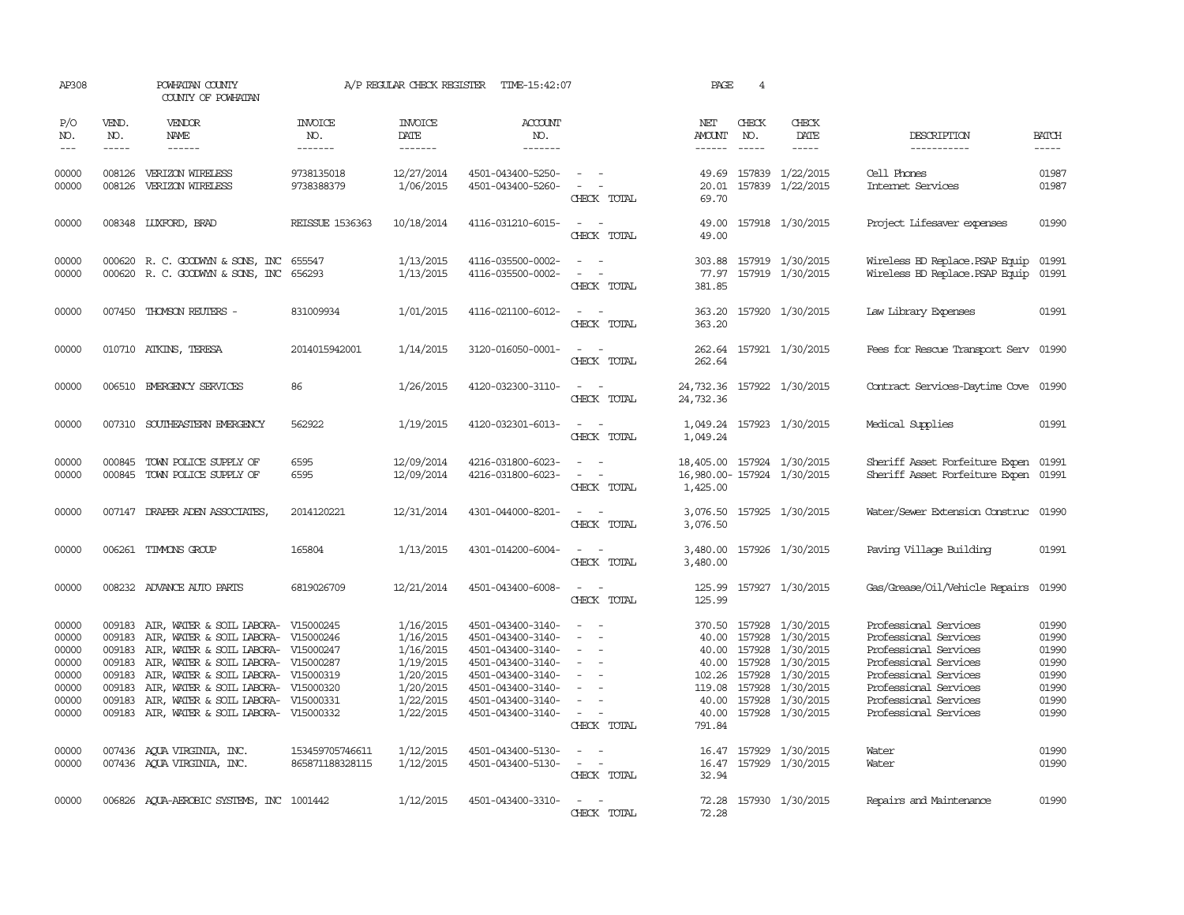AP308 POWHATAN COUNTY A/P REGULAR CHECK REGISTER TIME-15:42:07 PAGE 4

COUNTY OF POWHATAN

| P/O NO. | VEND. NO. | VENDOR NAME | INVOICE NO. | INVOICE DATE | ACCOUNT NO. | | NET AMOUNT | CHECK NO. | CHECK DATE | DESCRIPTION | BATCH |
|---|---|---|---|---|---|---|---|---|---|---|---|
| 00000 | 008126 | VERIZON WIRELESS | 9738135018 | 12/27/2014 | 4501-043400-5250- | - - | 49.69 | 157839 | 1/22/2015 | Cell Phones | 01987 |
| 00000 | 008126 | VERIZON WIRELESS | 9738388379 | 1/06/2015 | 4501-043400-5260- | - - | 20.01 | 157839 | 1/22/2015 | Internet Services | 01987 |
| | | | | | | CHECK TOTAL | 69.70 | | | | |
| 00000 | 008348 | LUXFORD, BRAD | REISSUE 1536363 | 10/18/2014 | 4116-031210-6015- | - - | 49.00 | 157918 | 1/30/2015 | Project Lifesaver expenses | 01990 |
| | | | | | | CHECK TOTAL | 49.00 | | | | |
| 00000 | 000620 | R. C. GOODWYN & SONS, INC | 655547 | 1/13/2015 | 4116-035500-0002- | - - | 303.88 | 157919 | 1/30/2015 | Wireless BD Replace.PSAP Equip | 01991 |
| 00000 | 000620 | R. C. GOODWYN & SONS, INC | 656293 | 1/13/2015 | 4116-035500-0002- | - - | 77.97 | 157919 | 1/30/2015 | Wireless BD Replace.PSAP Equip | 01991 |
| | | | | | | CHECK TOTAL | 381.85 | | | | |
| 00000 | 007450 | THOMSON REUTERS - | 831009934 | 1/01/2015 | 4116-021100-6012- | - - | 363.20 | 157920 | 1/30/2015 | Law Library Expenses | 01991 |
| | | | | | | CHECK TOTAL | 363.20 | | | | |
| 00000 | 010710 | ATKINS, TERESA | 2014015942001 | 1/14/2015 | 3120-016050-0001- | - - | 262.64 | 157921 | 1/30/2015 | Fees for Rescue Transport Serv | 01990 |
| | | | | | | CHECK TOTAL | 262.64 | | | | |
| 00000 | 006510 | EMERGENCY SERVICES | 86 | 1/26/2015 | 4120-032300-3110- | - - | 24,732.36 | 157922 | 1/30/2015 | Contract Services-Daytime Cove | 01990 |
| | | | | | | CHECK TOTAL | 24,732.36 | | | | |
| 00000 | 007310 | SOUTHEASTERN EMERGENCY | 562922 | 1/19/2015 | 4120-032301-6013- | - - | 1,049.24 | 157923 | 1/30/2015 | Medical Supplies | 01991 |
| | | | | | | CHECK TOTAL | 1,049.24 | | | | |
| 00000 | 000845 | TOWN POLICE SUPPLY OF | 6595 | 12/09/2014 | 4216-031800-6023- | - - | 18,405.00 | 157924 | 1/30/2015 | Sheriff Asset Forfeiture Expen | 01991 |
| 00000 | 000845 | TOWN POLICE SUPPLY OF | 6595 | 12/09/2014 | 4216-031800-6023- | - - | 16,980.00- | 157924 | 1/30/2015 | Sheriff Asset Forfeiture Expen | 01991 |
| | | | | | | CHECK TOTAL | 1,425.00 | | | | |
| 00000 | 007147 | DRAPER ADEN ASSOCIATES, | 2014120221 | 12/31/2014 | 4301-044000-8201- | - - | 3,076.50 | 157925 | 1/30/2015 | Water/Sewer Extension Construc | 01990 |
| | | | | | | CHECK TOTAL | 3,076.50 | | | | |
| 00000 | 006261 | TIMMONS GROUP | 165804 | 1/13/2015 | 4301-014200-6004- | - - | 3,480.00 | 157926 | 1/30/2015 | Paving Village Building | 01991 |
| | | | | | | CHECK TOTAL | 3,480.00 | | | | |
| 00000 | 008232 | ADVANCE AUTO PARTS | 6819026709 | 12/21/2014 | 4501-043400-6008- | - - | 125.99 | 157927 | 1/30/2015 | Gas/Grease/Oil/Vehicle Repairs | 01990 |
| | | | | | | CHECK TOTAL | 125.99 | | | | |
| 00000 | 009183 | AIR, WATER & SOIL LABORA- | V15000245 | 1/16/2015 | 4501-043400-3140- | - - | 370.50 | 157928 | 1/30/2015 | Professional Services | 01990 |
| 00000 | 009183 | AIR, WATER & SOIL LABORA- | V15000246 | 1/16/2015 | 4501-043400-3140- | - - | 40.00 | 157928 | 1/30/2015 | Professional Services | 01990 |
| 00000 | 009183 | AIR, WATER & SOIL LABORA- | V15000247 | 1/16/2015 | 4501-043400-3140- | - - | 40.00 | 157928 | 1/30/2015 | Professional Services | 01990 |
| 00000 | 009183 | AIR, WATER & SOIL LABORA- | V15000287 | 1/19/2015 | 4501-043400-3140- | - - | 40.00 | 157928 | 1/30/2015 | Professional Services | 01990 |
| 00000 | 009183 | AIR, WATER & SOIL LABORA- | V15000319 | 1/20/2015 | 4501-043400-3140- | - - | 102.26 | 157928 | 1/30/2015 | Professional Services | 01990 |
| 00000 | 009183 | AIR, WATER & SOIL LABORA- | V15000320 | 1/20/2015 | 4501-043400-3140- | - - | 119.08 | 157928 | 1/30/2015 | Professional Services | 01990 |
| 00000 | 009183 | AIR, WATER & SOIL LABORA- | V15000331 | 1/22/2015 | 4501-043400-3140- | - - | 40.00 | 157928 | 1/30/2015 | Professional Services | 01990 |
| 00000 | 009183 | AIR, WATER & SOIL LABORA- | V15000332 | 1/22/2015 | 4501-043400-3140- | - - | 40.00 | 157928 | 1/30/2015 | Professional Services | 01990 |
| | | | | | | CHECK TOTAL | 791.84 | | | | |
| 00000 | 007436 | AQUA VIRGINIA, INC. | 153459705746611 | 1/12/2015 | 4501-043400-5130- | - - | 16.47 | 157929 | 1/30/2015 | Water | 01990 |
| 00000 | 007436 | AQUA VIRGINIA, INC. | 865871188328115 | 1/12/2015 | 4501-043400-5130- | - - | 16.47 | 157929 | 1/30/2015 | Water | 01990 |
| | | | | | | CHECK TOTAL | 32.94 | | | | |
| 00000 | 006826 | AQUA-AEROBIC SYSTEMS, INC | 1001442 | 1/12/2015 | 4501-043400-3310- | - - | 72.28 | 157930 | 1/30/2015 | Repairs and Maintenance | 01990 |
| | | | | | | CHECK TOTAL | 72.28 | | | | |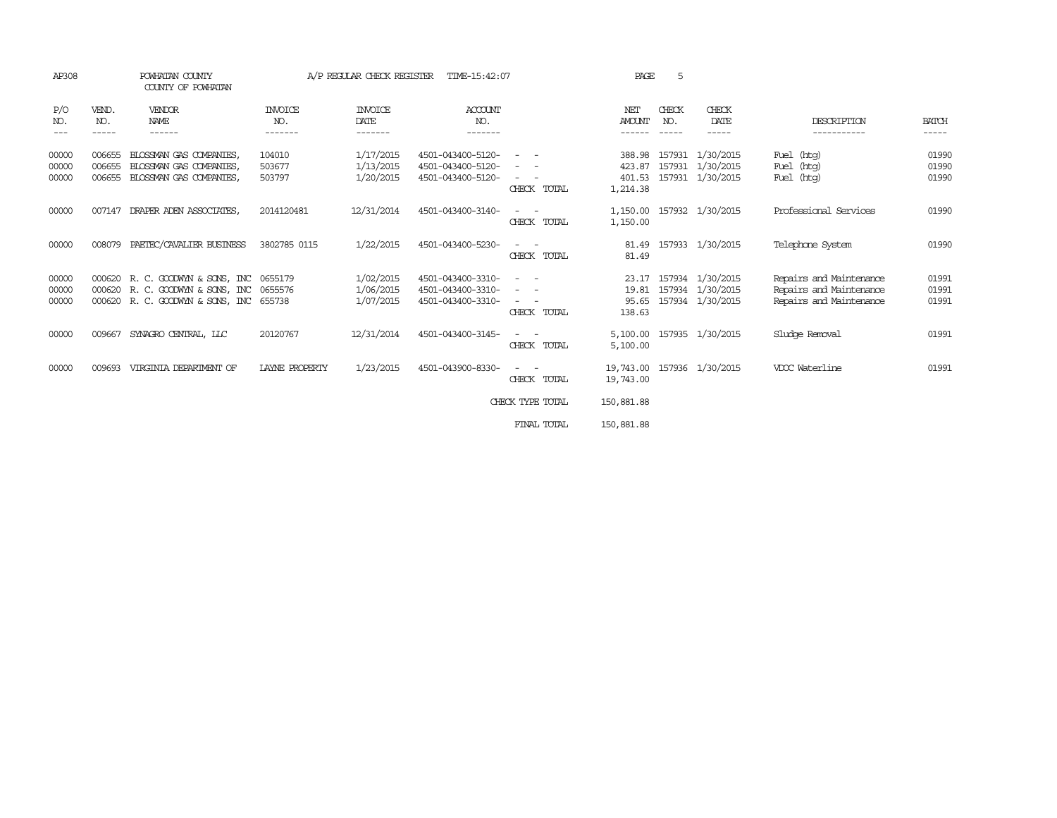AP308 POWHATAN COUNTY A/P REGULAR CHECK REGISTER TIME-15:42:07 PAGE 5
COUNTY OF POWHATAN

| P/O NO. | VEND. NO. | VENDOR NAME | INVOICE NO. | INVOICE DATE | ACCOUNT NO. | | NET AMOUNT | CHECK NO. | CHECK DATE | DESCRIPTION | BATCH |
|---|---|---|---|---|---|---|---|---|---|---|---|
| 00000 | 006655 | BLOSSMAN GAS COMPANIES, | 104010 | 1/17/2015 | 4501-043400-5120- | - - | 388.98 | 157931 | 1/30/2015 | Fuel (htg) | 01990 |
| 00000 | 006655 | BLOSSMAN GAS COMPANIES, | 503677 | 1/13/2015 | 4501-043400-5120- | - - | 423.87 | 157931 | 1/30/2015 | Fuel (htg) | 01990 |
| 00000 | 006655 | BLOSSMAN GAS COMPANIES, | 503797 | 1/20/2015 | 4501-043400-5120- | - - | 401.53 | 157931 | 1/30/2015 | Fuel (htg) | 01990 |
| | | | | | | CHECK TOTAL | 1,214.38 | | | | |
| 00000 | 007147 | DRAPER ADEN ASSOCIATES, | 2014120481 | 12/31/2014 | 4501-043400-3140- | - - | 1,150.00 | 157932 | 1/30/2015 | Professional Services | 01990 |
| | | | | | | CHECK TOTAL | 1,150.00 | | | | |
| 00000 | 008079 | PAETEC/CAVALIER BUSINESS | 3802785 0115 | 1/22/2015 | 4501-043400-5230- | - - | 81.49 | 157933 | 1/30/2015 | Telephone System | 01990 |
| | | | | | | CHECK TOTAL | 81.49 | | | | |
| 00000 | 000620 | R. C. GOODWYN & SONS, INC | 0655179 | 1/02/2015 | 4501-043400-3310- | - - | 23.17 | 157934 | 1/30/2015 | Repairs and Maintenance | 01991 |
| 00000 | 000620 | R. C. GOODWYN & SONS, INC | 0655576 | 1/06/2015 | 4501-043400-3310- | - - | 19.81 | 157934 | 1/30/2015 | Repairs and Maintenance | 01991 |
| 00000 | 000620 | R. C. GOODWYN & SONS, INC | 655738 | 1/07/2015 | 4501-043400-3310- | - - | 95.65 | 157934 | 1/30/2015 | Repairs and Maintenance | 01991 |
| | | | | | | CHECK TOTAL | 138.63 | | | | |
| 00000 | 009667 | SYNAGRO CENTRAL, LLC | 20120767 | 12/31/2014 | 4501-043400-3145- | - - | 5,100.00 | 157935 | 1/30/2015 | Sludge Removal | 01991 |
| | | | | | | CHECK TOTAL | 5,100.00 | | | | |
| 00000 | 009693 | VIRGINIA DEPARTMENT OF | LAYNE PROPERTY | 1/23/2015 | 4501-043900-8330- | - - | 19,743.00 | 157936 | 1/30/2015 | VDOC Waterline | 01991 |
| | | | | | | CHECK TOTAL | 19,743.00 | | | | |
| | | | | | | CHECK TYPE TOTAL | 150,881.88 | | | | |
| | | | | | | FINAL TOTAL | 150,881.88 | | | | |